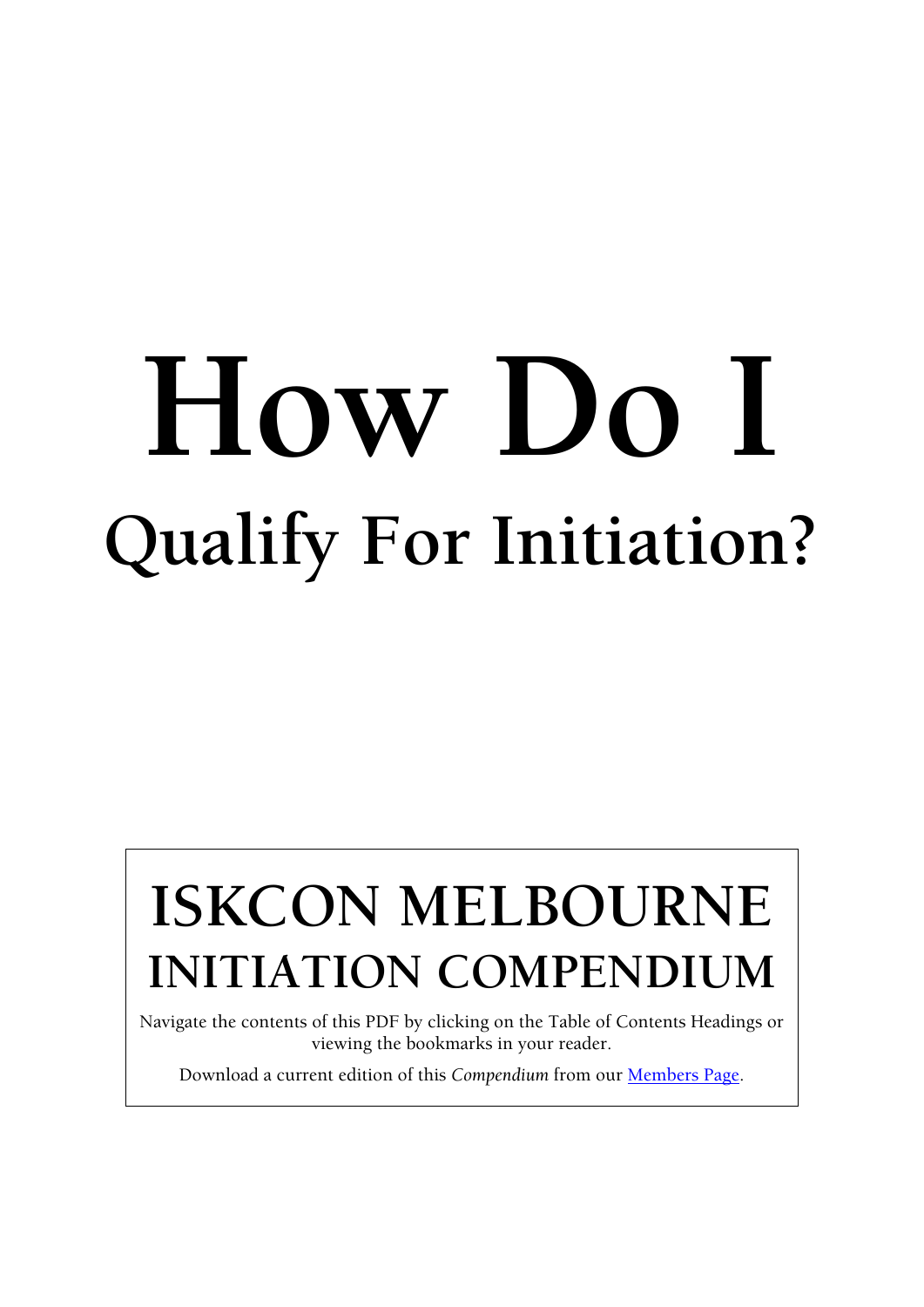# How Do I

## Qualify For Initiation?

**ISKCON MELBOURNE**
**INITIATION COMPENDIUM**

Navigate the contents of this PDF by clicking on the Table of Contents Headings or viewing the bookmarks in your reader.

Download a current edition of this *Compendium* from our [Members Page].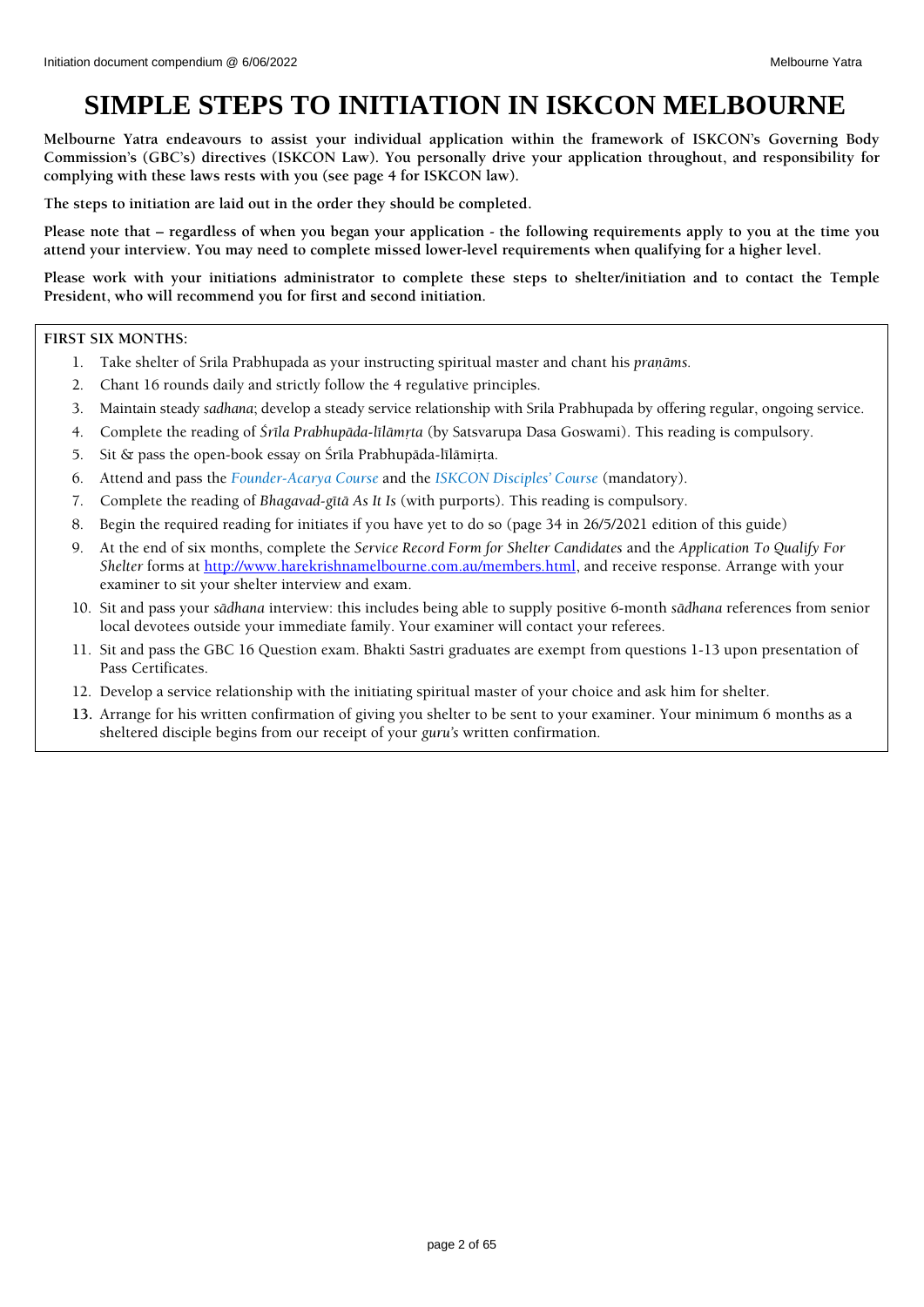# SIMPLE STEPS TO INITIATION IN ISKCON MELBOURNE

**Melbourne Yatra endeavours to assist your individual application within the framework of ISKCON's Governing Body Commission's (GBC's) directives (ISKCON Law). You personally drive your application throughout, and responsibility for complying with these laws rests with you (see page 4 for ISKCON law).**

**The steps to initiation are laid out in the order they should be completed.**

**Please note that – regardless of when you began your application - the following requirements apply to you at the time you attend your interview. You may need to complete missed lower-level requirements when qualifying for a higher level.**

**Please work with your initiations administrator to complete these steps to shelter/initiation and to contact the Temple President, who will recommend you for first and second initiation.**

**FIRST SIX MONTHS:**

1. Take shelter of Srila Prabhupada as your instructing spiritual master and chant his *praṇāms*.
2. Chant 16 rounds daily and strictly follow the 4 regulative principles.
3. Maintain steady *sadhana*; develop a steady service relationship with Srila Prabhupada by offering regular, ongoing service.
4. Complete the reading of *Śrīla Prabhupāda-līlāmṛta* (by Satsvarupa Dasa Goswami). This reading is compulsory.
5. Sit & pass the open-book essay on Śrīla Prabhupāda-līlāmiṛta.
6. Attend and pass the *Founder-Acarya Course* and the *ISKCON Disciples' Course* (mandatory).
7. Complete the reading of *Bhagavad-gītā As It Is* (with purports). This reading is compulsory.
8. Begin the required reading for initiates if you have yet to do so (page 34 in 26/5/2021 edition of this guide)
9. At the end of six months, complete the *Service Record Form for Shelter Candidates* and the *Application To Qualify For Shelter* forms at http://www.harekrishnamelbourne.com.au/members.html, and receive response. Arrange with your examiner to sit your shelter interview and exam.
10. Sit and pass your *sādhana* interview: this includes being able to supply positive 6-month *sādhana* references from senior local devotees outside your immediate family. Your examiner will contact your referees.
11. Sit and pass the GBC 16 Question exam. Bhakti Sastri graduates are exempt from questions 1-13 upon presentation of Pass Certificates.
12. Develop a service relationship with the initiating spiritual master of your choice and ask him for shelter.
13. Arrange for his written confirmation of giving you shelter to be sent to your examiner. Your minimum 6 months as a sheltered disciple begins from our receipt of your *guru's* written confirmation.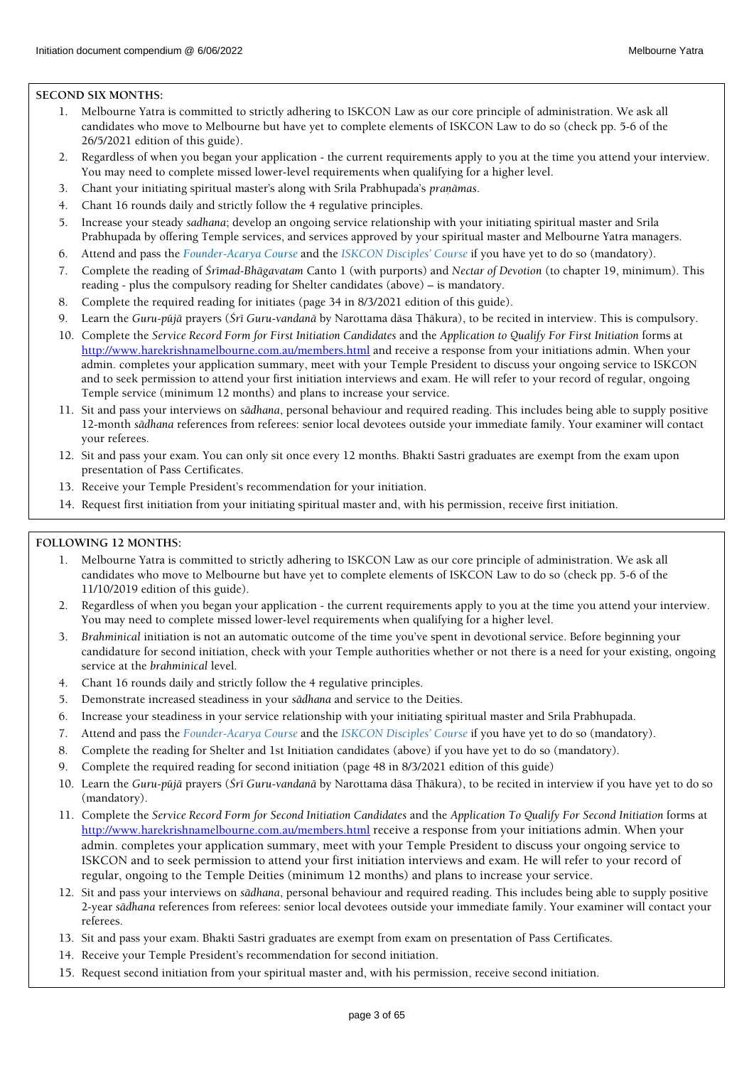**SECOND SIX MONTHS:**

1. Melbourne Yatra is committed to strictly adhering to ISKCON Law as our core principle of administration. We ask all candidates who move to Melbourne but have yet to complete elements of ISKCON Law to do so (check pp. 5-6 of the 26/5/2021 edition of this guide).
2. Regardless of when you began your application - the current requirements apply to you at the time you attend your interview. You may need to complete missed lower-level requirements when qualifying for a higher level.
3. Chant your initiating spiritual master's along with Srila Prabhupada's *praṇāmas*.
4. Chant 16 rounds daily and strictly follow the 4 regulative principles.
5. Increase your steady *sadhana*; develop an ongoing service relationship with your initiating spiritual master and Srila Prabhupada by offering Temple services, and services approved by your spiritual master and Melbourne Yatra managers.
6. Attend and pass the *Founder-Acarya Course* and the *ISKCON Disciples' Course* if you have yet to do so (mandatory).
7. Complete the reading of *Śrīmad-Bhāgavatam* Canto 1 (with purports) and *Nectar of Devotion* (to chapter 19, minimum). This reading - plus the compulsory reading for Shelter candidates (above) – is mandatory.
8. Complete the required reading for initiates (page 34 in 8/3/2021 edition of this guide).
9. Learn the *Guru-pūjā* prayers (*Śrī Guru-vandanā* by Narottama dāsa Ṭhākura), to be recited in interview. This is compulsory.
10. Complete the *Service Record Form for First Initiation Candidates* and the *Application to Qualify For First Initiation* forms at http://www.harekrishnamelbourne.com.au/members.html and receive a response from your initiations admin. When your admin. completes your application summary, meet with your Temple President to discuss your ongoing service to ISKCON and to seek permission to attend your first initiation interviews and exam. He will refer to your record of regular, ongoing Temple service (minimum 12 months) and plans to increase your service.
11. Sit and pass your interviews on *sādhana*, personal behaviour and required reading. This includes being able to supply positive 12-month *sādhana* references from referees: senior local devotees outside your immediate family. Your examiner will contact your referees.
12. Sit and pass your exam. You can only sit once every 12 months. Bhakti Sastri graduates are exempt from the exam upon presentation of Pass Certificates.
13. Receive your Temple President's recommendation for your initiation.
14. Request first initiation from your initiating spiritual master and, with his permission, receive first initiation.

**FOLLOWING 12 MONTHS:**

1. Melbourne Yatra is committed to strictly adhering to ISKCON Law as our core principle of administration. We ask all candidates who move to Melbourne but have yet to complete elements of ISKCON Law to do so (check pp. 5-6 of the 11/10/2019 edition of this guide).
2. Regardless of when you began your application - the current requirements apply to you at the time you attend your interview. You may need to complete missed lower-level requirements when qualifying for a higher level.
3. *Brahminical* initiation is not an automatic outcome of the time you've spent in devotional service. Before beginning your candidature for second initiation, check with your Temple authorities whether or not there is a need for your existing, ongoing service at the *brahminical* level.
4. Chant 16 rounds daily and strictly follow the 4 regulative principles.
5. Demonstrate increased steadiness in your *sādhana* and service to the Deities.
6. Increase your steadiness in your service relationship with your initiating spiritual master and Srila Prabhupada.
7. Attend and pass the *Founder-Acarya Course* and the *ISKCON Disciples' Course* if you have yet to do so (mandatory).
8. Complete the reading for Shelter and 1st Initiation candidates (above) if you have yet to do so (mandatory).
9. Complete the required reading for second initiation (page 48 in 8/3/2021 edition of this guide)
10. Learn the *Guru-pūjā* prayers (*Śrī Guru-vandanā* by Narottama dāsa Ṭhākura), to be recited in interview if you have yet to do so (mandatory).
11. Complete the *Service Record Form for Second Initiation Candidates* and the *Application To Qualify For Second Initiation* forms at http://www.harekrishnamelbourne.com.au/members.html receive a response from your initiations admin. When your admin. completes your application summary, meet with your Temple President to discuss your ongoing service to ISKCON and to seek permission to attend your first initiation interviews and exam. He will refer to your record of regular, ongoing to the Temple Deities (minimum 12 months) and plans to increase your service.
12. Sit and pass your interviews on *sādhana*, personal behaviour and required reading. This includes being able to supply positive 2-year *sādhana* references from referees: senior local devotees outside your immediate family. Your examiner will contact your referees.
13. Sit and pass your exam. Bhakti Sastri graduates are exempt from exam on presentation of Pass Certificates.
14. Receive your Temple President's recommendation for second initiation.
15. Request second initiation from your spiritual master and, with his permission, receive second initiation.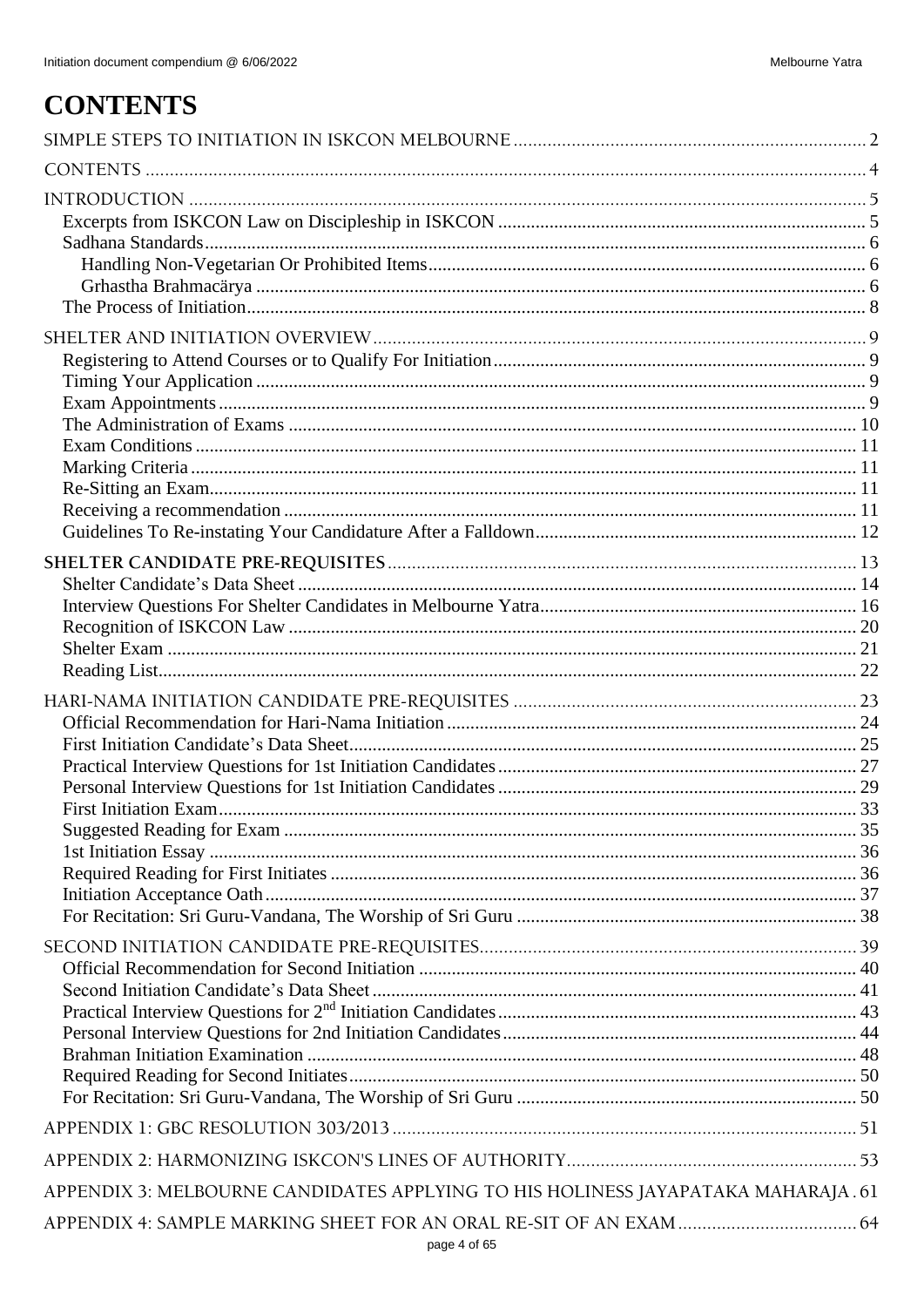# CONTENTS

SIMPLE STEPS TO INITIATION IN ISKCON MELBOURNE ..... 2

CONTENTS ..... 4

INTRODUCTION ..... 5
- Excerpts from ISKCON Law on Discipleship in ISKCON ..... 5
- Sadhana Standards ..... 6
  - Handling Non-Vegetarian Or Prohibited Items ..... 6
  - Grhastha Brahmacärya ..... 6
- The Process of Initiation ..... 8

SHELTER AND INITIATION OVERVIEW ..... 9
- Registering to Attend Courses or to Qualify For Initiation ..... 9
- Timing Your Application ..... 9
- Exam Appointments ..... 9
- The Administration of Exams ..... 10
- Exam Conditions ..... 11
- Marking Criteria ..... 11
- Re-Sitting an Exam ..... 11
- Receiving a recommendation ..... 11
- Guidelines To Re-instating Your Candidature After a Falldown ..... 12

**SHELTER CANDIDATE PRE-REQUISITES** ..... 13
- Shelter Candidate's Data Sheet ..... 14
- Interview Questions For Shelter Candidates in Melbourne Yatra ..... 16
- Recognition of ISKCON Law ..... 20
- Shelter Exam ..... 21
- Reading List ..... 22

HARI-NAMA INITIATION CANDIDATE PRE-REQUISITES ..... 23
- Official Recommendation for Hari-Nama Initiation ..... 24
- First Initiation Candidate's Data Sheet ..... 25
- Practical Interview Questions for 1st Initiation Candidates ..... 27
- Personal Interview Questions for 1st Initiation Candidates ..... 29
- First Initiation Exam ..... 33
- Suggested Reading for Exam ..... 35
- 1st Initiation Essay ..... 36
- Required Reading for First Initiates ..... 36
- Initiation Acceptance Oath ..... 37
- For Recitation: Sri Guru-Vandana, The Worship of Sri Guru ..... 38

SECOND INITIATION CANDIDATE PRE-REQUISITES ..... 39
- Official Recommendation for Second Initiation ..... 40
- Second Initiation Candidate's Data Sheet ..... 41
- Practical Interview Questions for 2nd Initiation Candidates ..... 43
- Personal Interview Questions for 2nd Initiation Candidates ..... 44
- Brahman Initiation Examination ..... 48
- Required Reading for Second Initiates ..... 50
- For Recitation: Sri Guru-Vandana, The Worship of Sri Guru ..... 50

APPENDIX 1: GBC RESOLUTION 303/2013 ..... 51

APPENDIX 2: HARMONIZING ISKCON'S LINES OF AUTHORITY ..... 53

APPENDIX 3: MELBOURNE CANDIDATES APPLYING TO HIS HOLINESS JAYAPATAKA MAHARAJA ..... 61

APPENDIX 4: SAMPLE MARKING SHEET FOR AN ORAL RE-SIT OF AN EXAM ..... 64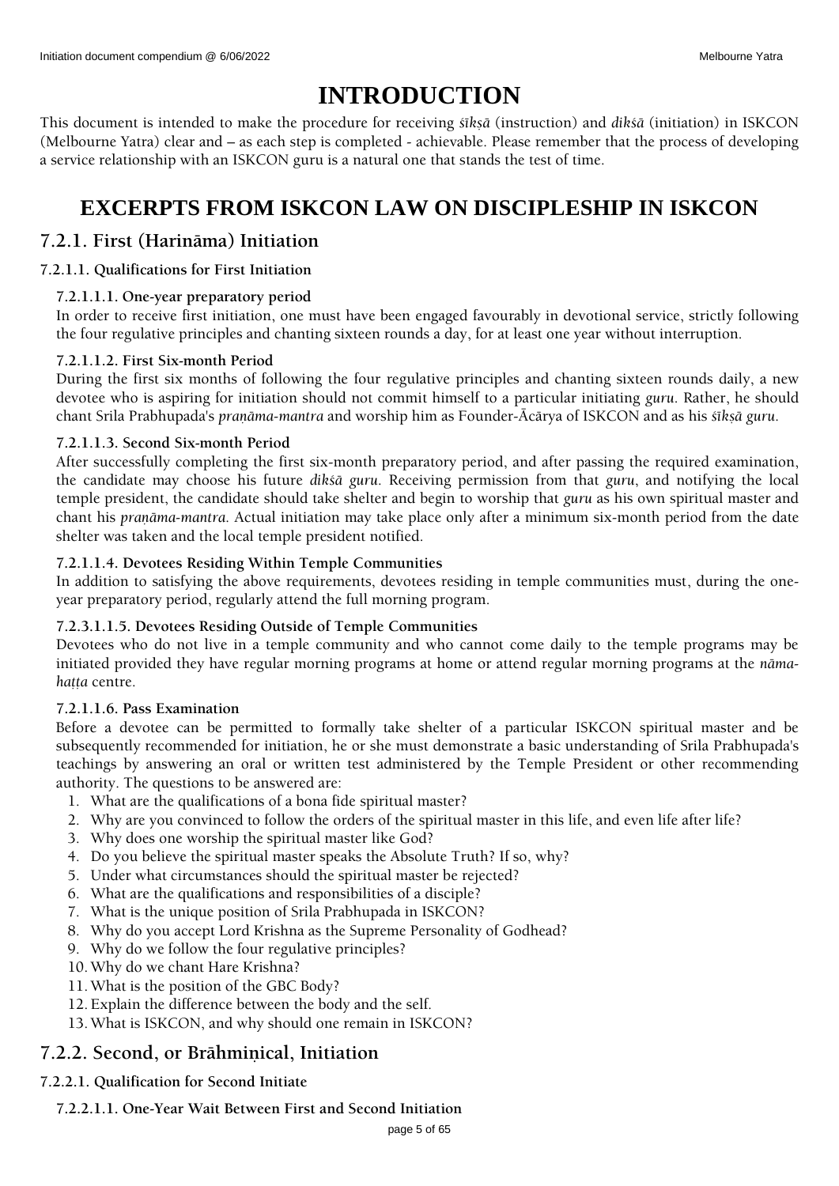# INTRODUCTION

This document is intended to make the procedure for receiving *śīkṣā* (instruction) and *dikśā* (initiation) in ISKCON (Melbourne Yatra) clear and – as each step is completed - achievable. Please remember that the process of developing a service relationship with an ISKCON guru is a natural one that stands the test of time.

# EXCERPTS FROM ISKCON LAW ON DISCIPLESHIP IN ISKCON

## 7.2.1. First (Harināma) Initiation

### 7.2.1.1. Qualifications for First Initiation

#### 7.2.1.1.1. One-year preparatory period

In order to receive first initiation, one must have been engaged favourably in devotional service, strictly following the four regulative principles and chanting sixteen rounds a day, for at least one year without interruption.

#### 7.2.1.1.2. First Six-month Period

During the first six months of following the four regulative principles and chanting sixteen rounds daily, a new devotee who is aspiring for initiation should not commit himself to a particular initiating *guru*. Rather, he should chant Srila Prabhupada's *praṇāma-mantra* and worship him as Founder-Ācārya of ISKCON and as his *śīkṣā guru*.

#### 7.2.1.1.3. Second Six-month Period

After successfully completing the first six-month preparatory period, and after passing the required examination, the candidate may choose his future *dikśā guru*. Receiving permission from that *guru*, and notifying the local temple president, the candidate should take shelter and begin to worship that *guru* as his own spiritual master and chant his *praṇāma-mantra*. Actual initiation may take place only after a minimum six-month period from the date shelter was taken and the local temple president notified.

#### 7.2.1.1.4. Devotees Residing Within Temple Communities

In addition to satisfying the above requirements, devotees residing in temple communities must, during the one-year preparatory period, regularly attend the full morning program.

#### 7.2.3.1.1.5. Devotees Residing Outside of Temple Communities

Devotees who do not live in a temple community and who cannot come daily to the temple programs may be initiated provided they have regular morning programs at home or attend regular morning programs at the *nāma-haṭṭa* centre.

#### 7.2.1.1.6. Pass Examination

Before a devotee can be permitted to formally take shelter of a particular ISKCON spiritual master and be subsequently recommended for initiation, he or she must demonstrate a basic understanding of Srila Prabhupada's teachings by answering an oral or written test administered by the Temple President or other recommending authority. The questions to be answered are:

1. What are the qualifications of a bona fide spiritual master?
2. Why are you convinced to follow the orders of the spiritual master in this life, and even life after life?
3. Why does one worship the spiritual master like God?
4. Do you believe the spiritual master speaks the Absolute Truth? If so, why?
5. Under what circumstances should the spiritual master be rejected?
6. What are the qualifications and responsibilities of a disciple?
7. What is the unique position of Srila Prabhupada in ISKCON?
8. Why do you accept Lord Krishna as the Supreme Personality of Godhead?
9. Why do we follow the four regulative principles?
10. Why do we chant Hare Krishna?
11. What is the position of the GBC Body?
12. Explain the difference between the body and the self.
13. What is ISKCON, and why should one remain in ISKCON?

## 7.2.2. Second, or Brāhmiṇical, Initiation

### 7.2.2.1. Qualification for Second Initiate

#### 7.2.2.1.1. One-Year Wait Between First and Second Initiation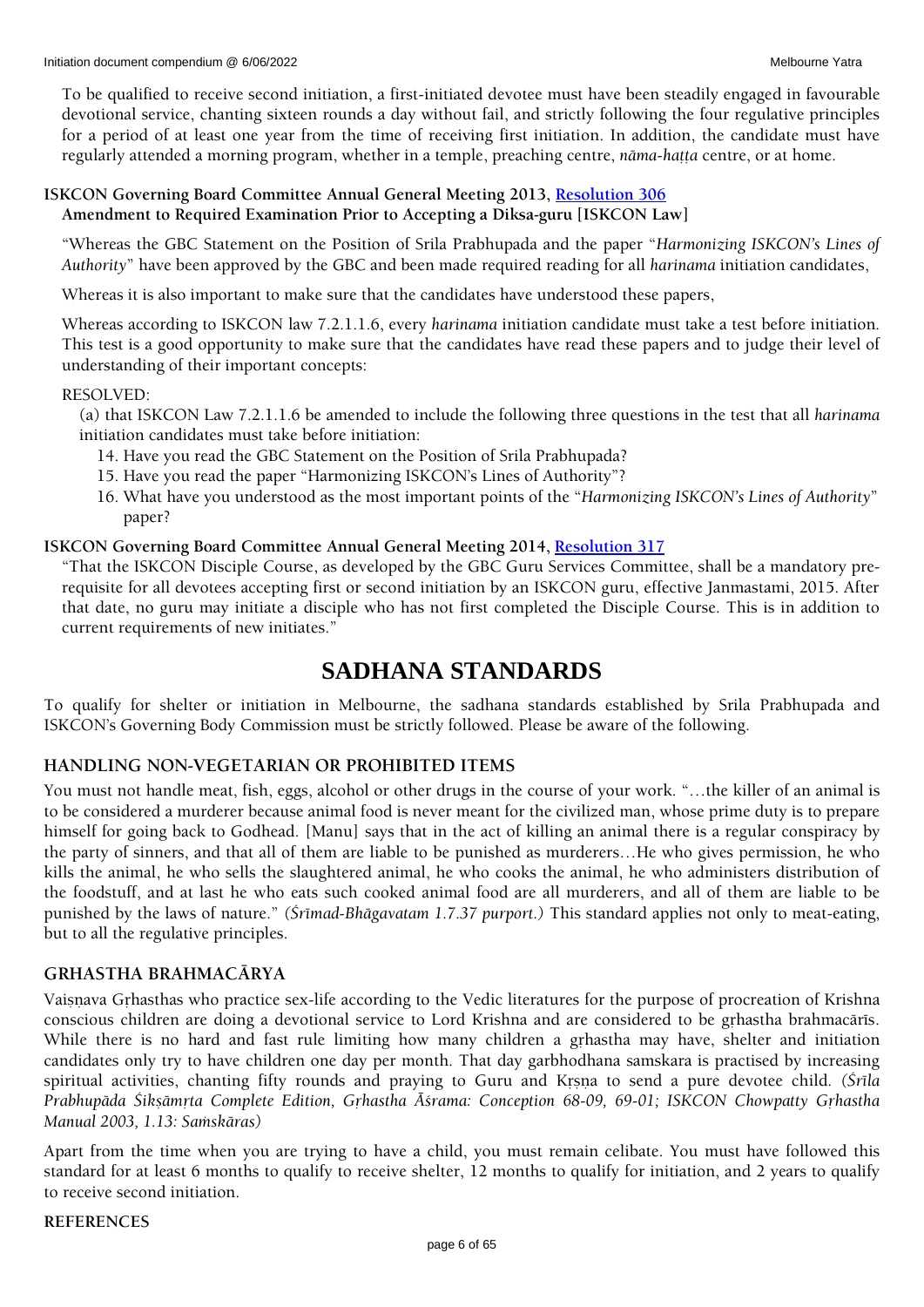To be qualified to receive second initiation, a first-initiated devotee must have been steadily engaged in favourable devotional service, chanting sixteen rounds a day without fail, and strictly following the four regulative principles for a period of at least one year from the time of receiving first initiation. In addition, the candidate must have regularly attended a morning program, whether in a temple, preaching centre, *nāma-haṭṭa* centre, or at home.

**ISKCON Governing Board Committee Annual General Meeting 2013, Resolution 306**
**Amendment to Required Examination Prior to Accepting a Diksa-guru [ISKCON Law]**

"Whereas the GBC Statement on the Position of Srila Prabhupada and the paper "*Harmonizing ISKCON's Lines of Authority*" have been approved by the GBC and been made required reading for all *harinama* initiation candidates,

Whereas it is also important to make sure that the candidates have understood these papers,

Whereas according to ISKCON law 7.2.1.1.6, every *harinama* initiation candidate must take a test before initiation. This test is a good opportunity to make sure that the candidates have read these papers and to judge their level of understanding of their important concepts:

RESOLVED:

(a) that ISKCON Law 7.2.1.1.6 be amended to include the following three questions in the test that all *harinama* initiation candidates must take before initiation:

14. Have you read the GBC Statement on the Position of Srila Prabhupada?
15. Have you read the paper "Harmonizing ISKCON's Lines of Authority"?
16. What have you understood as the most important points of the "*Harmonizing ISKCON's Lines of Authority*" paper?

**ISKCON Governing Board Committee Annual General Meeting 2014, Resolution 317**

"That the ISKCON Disciple Course, as developed by the GBC Guru Services Committee, shall be a mandatory pre-requisite for all devotees accepting first or second initiation by an ISKCON guru, effective Janmastami, 2015. After that date, no guru may initiate a disciple who has not first completed the Disciple Course. This is in addition to current requirements of new initiates."

# SADHANA STANDARDS

To qualify for shelter or initiation in Melbourne, the sadhana standards established by Srila Prabhupada and ISKCON's Governing Body Commission must be strictly followed. Please be aware of the following.

## HANDLING NON-VEGETARIAN OR PROHIBITED ITEMS

You must not handle meat, fish, eggs, alcohol or other drugs in the course of your work. "…the killer of an animal is to be considered a murderer because animal food is never meant for the civilized man, whose prime duty is to prepare himself for going back to Godhead. [Manu] says that in the act of killing an animal there is a regular conspiracy by the party of sinners, and that all of them are liable to be punished as murderers…He who gives permission, he who kills the animal, he who sells the slaughtered animal, he who cooks the animal, he who administers distribution of the foodstuff, and at last he who eats such cooked animal food are all murderers, and all of them are liable to be punished by the laws of nature." *(Śrīmad-Bhāgavatam 1.7.37 purport.)* This standard applies not only to meat-eating, but to all the regulative principles.

## GRHASTHA BRAHMACĀRYA

Vaiṣṇava Gṛhasthas who practice sex-life according to the Vedic literatures for the purpose of procreation of Krishna conscious children are doing a devotional service to Lord Krishna and are considered to be gṛhastha brahmacārīs. While there is no hard and fast rule limiting how many children a grhastha may have, shelter and initiation candidates only try to have children one day per month. That day garbhodhana samskara is practised by increasing spiritual activities, chanting fifty rounds and praying to Guru and Kṛṣṇa to send a pure devotee child. *(Śrīla Prabhupāda Śikṣāmṛta Complete Edition, Gṛhastha Āśrama: Conception 68-09, 69-01; ISKCON Chowpatty Gṛhastha Manual 2003, 1.13: Saṁskāras)*

Apart from the time when you are trying to have a child, you must remain celibate. You must have followed this standard for at least 6 months to qualify to receive shelter, 12 months to qualify for initiation, and 2 years to qualify to receive second initiation.

**REFERENCES**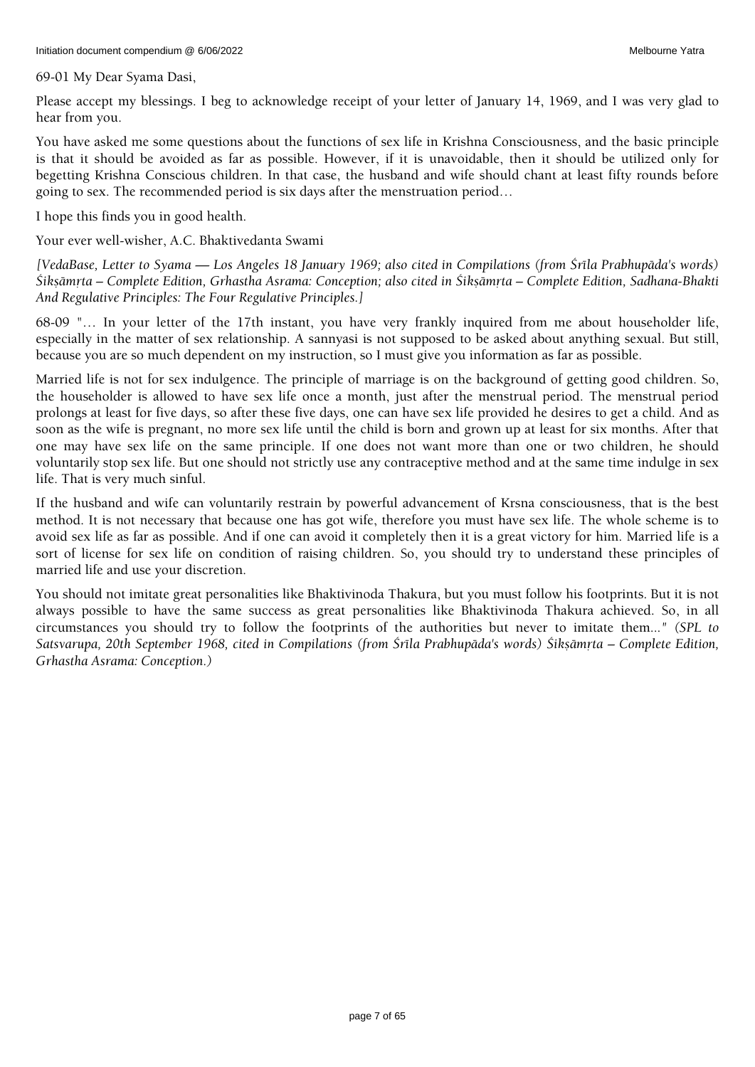69-01 My Dear Syama Dasi,

Please accept my blessings. I beg to acknowledge receipt of your letter of January 14, 1969, and I was very glad to hear from you.

You have asked me some questions about the functions of sex life in Krishna Consciousness, and the basic principle is that it should be avoided as far as possible. However, if it is unavoidable, then it should be utilized only for begetting Krishna Conscious children. In that case, the husband and wife should chant at least fifty rounds before going to sex. The recommended period is six days after the menstruation period…

I hope this finds you in good health.

Your ever well-wisher, A.C. Bhaktivedanta Swami

*[VedaBase, Letter to Syama — Los Angeles 18 January 1969; also cited in Compilations (from Śrīla Prabhupāda's words) Śikṣāmṛta – Complete Edition, Grhastha Asrama: Conception; also cited in Śikṣāmṛta – Complete Edition, Sadhana-Bhakti And Regulative Principles: The Four Regulative Principles.]*

68-09 "… In your letter of the 17th instant, you have very frankly inquired from me about householder life, especially in the matter of sex relationship. A sannyasi is not supposed to be asked about anything sexual. But still, because you are so much dependent on my instruction, so I must give you information as far as possible.

Married life is not for sex indulgence. The principle of marriage is on the background of getting good children. So, the householder is allowed to have sex life once a month, just after the menstrual period. The menstrual period prolongs at least for five days, so after these five days, one can have sex life provided he desires to get a child. And as soon as the wife is pregnant, no more sex life until the child is born and grown up at least for six months. After that one may have sex life on the same principle. If one does not want more than one or two children, he should voluntarily stop sex life. But one should not strictly use any contraceptive method and at the same time indulge in sex life. That is very much sinful.

If the husband and wife can voluntarily restrain by powerful advancement of Krsna consciousness, that is the best method. It is not necessary that because one has got wife, therefore you must have sex life. The whole scheme is to avoid sex life as far as possible. And if one can avoid it completely then it is a great victory for him. Married life is a sort of license for sex life on condition of raising children. So, you should try to understand these principles of married life and use your discretion.

You should not imitate great personalities like Bhaktivinoda Thakura, but you must follow his footprints. But it is not always possible to have the same success as great personalities like Bhaktivinoda Thakura achieved. So, in all circumstances you should try to follow the footprints of the authorities but never to imitate them..." *(SPL to Satsvarupa, 20th September 1968, cited in Compilations (from Śrīla Prabhupāda's words) Śikṣāmṛta – Complete Edition, Grhastha Asrama: Conception.)*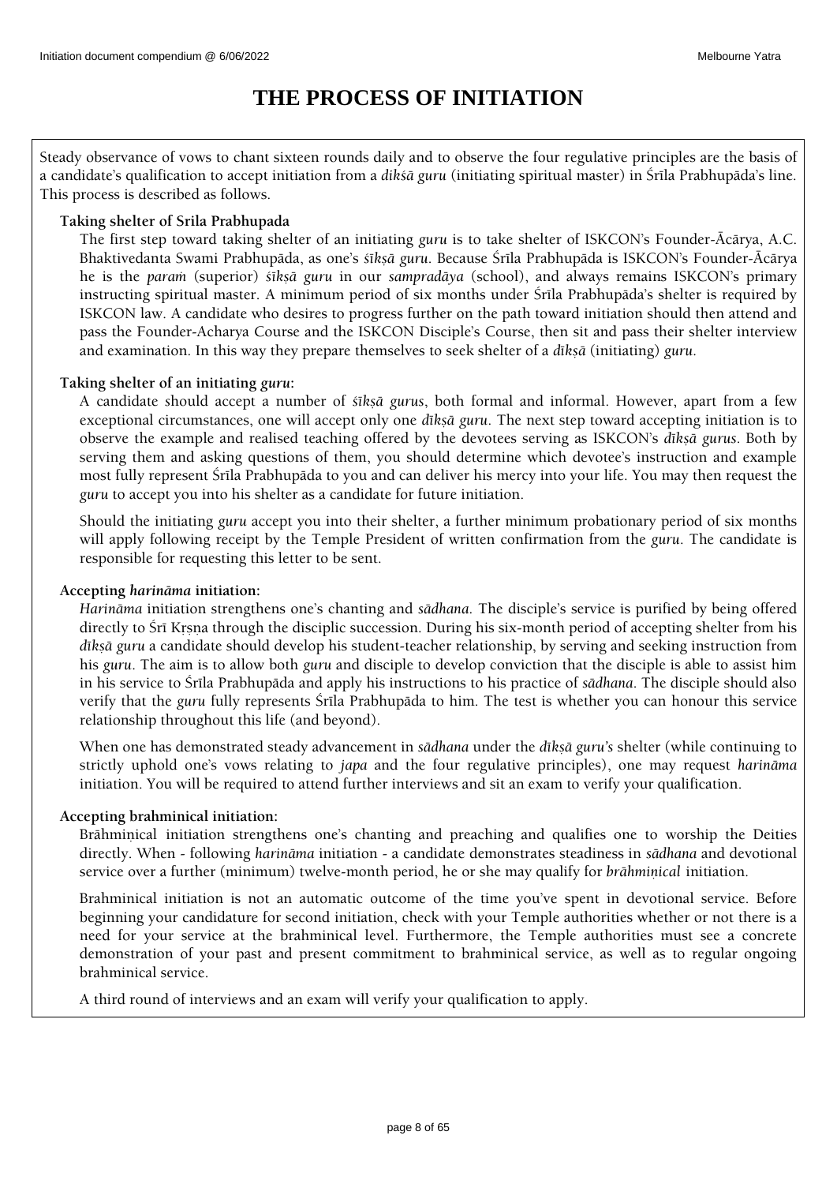# THE PROCESS OF INITIATION

Steady observance of vows to chant sixteen rounds daily and to observe the four regulative principles are the basis of a candidate's qualification to accept initiation from a *dikśā guru* (initiating spiritual master) in Śrīla Prabhupāda's line. This process is described as follows.

**Taking shelter of Srila Prabhupada**

The first step toward taking shelter of an initiating *guru* is to take shelter of ISKCON's Founder-Ācārya, A.C. Bhaktivedanta Swami Prabhupāda, as one's *śikṣā guru*. Because Śrīla Prabhupāda is ISKCON's Founder-Ācārya he is the *paraṁ* (superior) *śikṣā guru* in our *sampradāya* (school), and always remains ISKCON's primary instructing spiritual master. A minimum period of six months under Śrīla Prabhupāda's shelter is required by ISKCON law. A candidate who desires to progress further on the path toward initiation should then attend and pass the Founder-Acharya Course and the ISKCON Disciple's Course, then sit and pass their shelter interview and examination. In this way they prepare themselves to seek shelter of a *dīkṣā* (initiating) *guru*.

**Taking shelter of an initiating *guru*:**

A candidate should accept a number of *śīkṣā gurus*, both formal and informal. However, apart from a few exceptional circumstances, one will accept only one *dīkṣā guru*. The next step toward accepting initiation is to observe the example and realised teaching offered by the devotees serving as ISKCON's *dīkṣā gurus*. Both by serving them and asking questions of them, you should determine which devotee's instruction and example most fully represent Śrīla Prabhupāda to you and can deliver his mercy into your life. You may then request the *guru* to accept you into his shelter as a candidate for future initiation.

Should the initiating *guru* accept you into their shelter, a further minimum probationary period of six months will apply following receipt by the Temple President of written confirmation from the *guru*. The candidate is responsible for requesting this letter to be sent.

**Accepting *harināma* initiation:**

*Harināma* initiation strengthens one's chanting and *sādhana.* The disciple's service is purified by being offered directly to Śrī Kṛṣṇa through the disciplic succession. During his six-month period of accepting shelter from his *dīkṣā guru* a candidate should develop his student-teacher relationship, by serving and seeking instruction from his *guru*. The aim is to allow both *guru* and disciple to develop conviction that the disciple is able to assist him in his service to Śrīla Prabhupāda and apply his instructions to his practice of *sādhana*. The disciple should also verify that the *guru* fully represents Śrīla Prabhupāda to him. The test is whether you can honour this service relationship throughout this life (and beyond).

When one has demonstrated steady advancement in *sādhana* under the *dīkṣā guru's* shelter (while continuing to strictly uphold one's vows relating to *japa* and the four regulative principles), one may request *harināma* initiation. You will be required to attend further interviews and sit an exam to verify your qualification.

**Accepting brahminical initiation:**

Brāhmiṇical initiation strengthens one's chanting and preaching and qualifies one to worship the Deities directly. When - following *harināma* initiation - a candidate demonstrates steadiness in *sādhana* and devotional service over a further (minimum) twelve-month period, he or she may qualify for *brāhmiṇical* initiation.

Brahminical initiation is not an automatic outcome of the time you've spent in devotional service. Before beginning your candidature for second initiation, check with your Temple authorities whether or not there is a need for your service at the brahminical level. Furthermore, the Temple authorities must see a concrete demonstration of your past and present commitment to brahminical service, as well as to regular ongoing brahminical service.

A third round of interviews and an exam will verify your qualification to apply.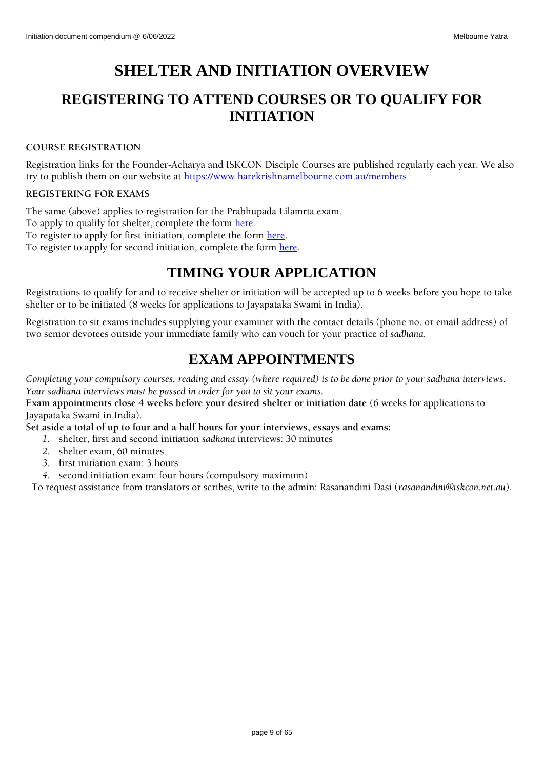# SHELTER AND INITIATION OVERVIEW

## REGISTERING TO ATTEND COURSES OR TO QUALIFY FOR INITIATION

#### COURSE REGISTRATION

Registration links for the Founder-Acharya and ISKCON Disciple Courses are published regularly each year. We also try to publish them on our website at [https://www.harekrishnamelbourne.com.au/members](https://www.harekrishnamelbourne.com.au/members)

#### REGISTERING FOR EXAMS

The same (above) applies to registration for the Prabhupada Lilamrta exam.
To apply to qualify for shelter, complete the form here.
To register to apply for first initiation, complete the form here.
To register to apply for second initiation, complete the form here.

## TIMING YOUR APPLICATION

Registrations to qualify for and to receive shelter or initiation will be accepted up to 6 weeks before you hope to take shelter or to be initiated (8 weeks for applications to Jayapataka Swami in India).

Registration to sit exams includes supplying your examiner with the contact details (phone no. or email address) of two senior devotees outside your immediate family who can vouch for your practice of *sadhana.*

## EXAM APPOINTMENTS

*Completing your compulsory courses, reading and essay (where required) is to be done prior to your sadhana interviews. Your sadhana interviews must be passed in order for you to sit your exams.*
**Exam appointments close 4 weeks before your desired shelter or initiation date** (6 weeks for applications to Jayapataka Swami in India).
**Set aside a total of up to four and a half hours for your interviews, essays and exams:**

1. shelter, first and second initiation *sadhana* interviews: 30 minutes
2. shelter exam, 60 minutes
3. first initiation exam: 3 hours
4. second initiation exam: four hours (compulsory maximum)

To request assistance from translators or scribes, write to the admin: Rasanandini Dasi (*rasanandini@iskcon.net.au*).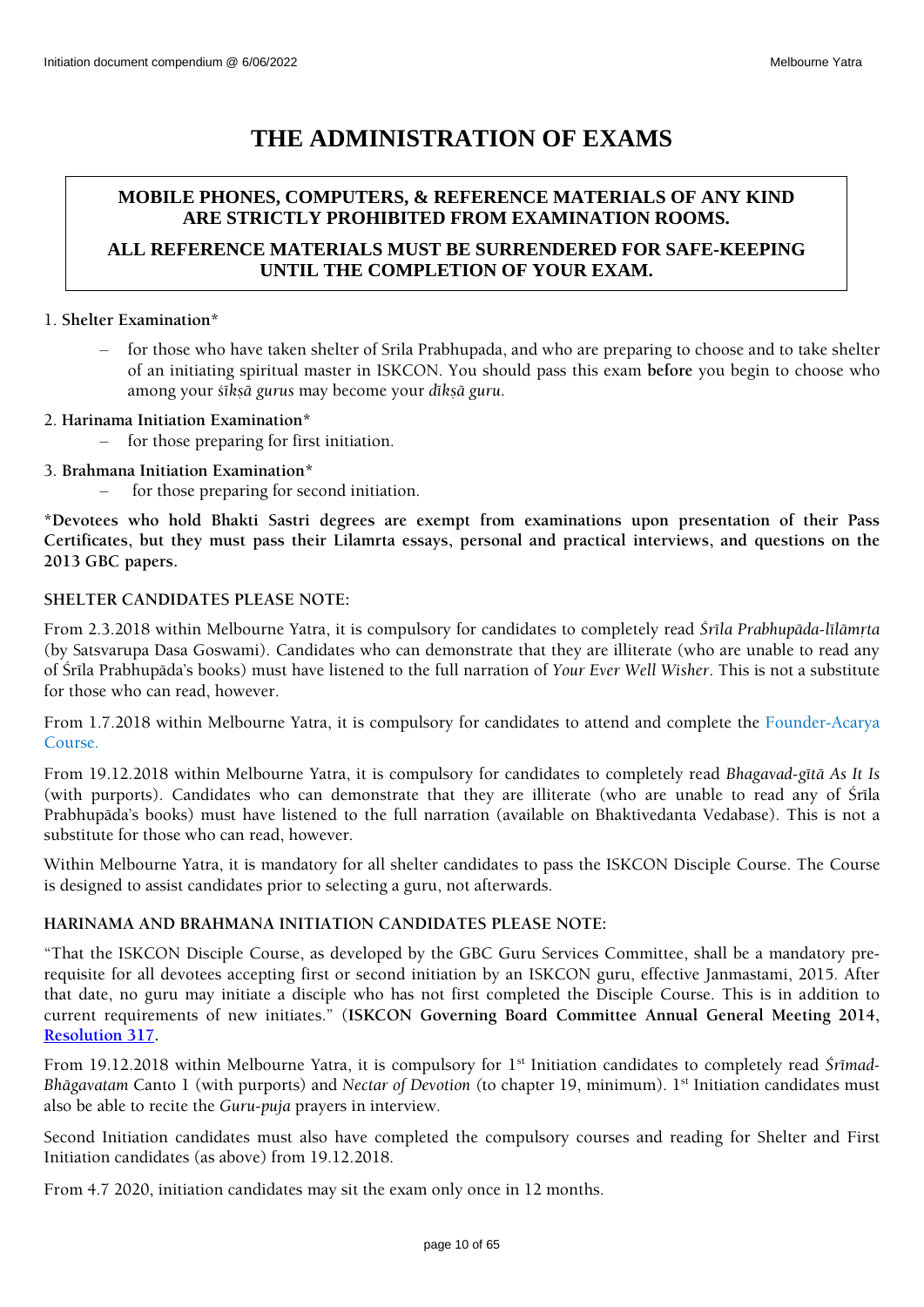# THE ADMINISTRATION OF EXAMS

**MOBILE PHONES, COMPUTERS, & REFERENCE MATERIALS OF ANY KIND ARE STRICTLY PROHIBITED FROM EXAMINATION ROOMS.**

**ALL REFERENCE MATERIALS MUST BE SURRENDERED FOR SAFE-KEEPING UNTIL THE COMPLETION OF YOUR EXAM.**

1. **Shelter Examination***
   - for those who have taken shelter of Srila Prabhupada, and who are preparing to choose and to take shelter of an initiating spiritual master in ISKCON. You should pass this exam **before** you begin to choose who among your *śīkṣā gurus* may become your *dīkṣā guru*.

2. **Harinama Initiation Examination***
   - for those preparing for first initiation.

3. **Brahmana Initiation Examination***
   - for those preparing for second initiation.

***Devotees who hold Bhakti Sastri degrees are exempt from examinations upon presentation of their Pass Certificates, but they must pass their Lilamrta essays, personal and practical interviews, and questions on the 2013 GBC papers.**

**SHELTER CANDIDATES PLEASE NOTE:**

From 2.3.2018 within Melbourne Yatra, it is compulsory for candidates to completely read *Śrīla Prabhupāda-līlāmṛta* (by Satsvarupa Dasa Goswami). Candidates who can demonstrate that they are illiterate (who are unable to read any of Śrīla Prabhupāda's books) must have listened to the full narration of *Your Ever Well Wisher*. This is not a substitute for those who can read, however.

From 1.7.2018 within Melbourne Yatra, it is compulsory for candidates to attend and complete the Founder-Acarya Course.

From 19.12.2018 within Melbourne Yatra, it is compulsory for candidates to completely read *Bhagavad-gītā As It Is* (with purports). Candidates who can demonstrate that they are illiterate (who are unable to read any of Śrīla Prabhupāda's books) must have listened to the full narration (available on Bhaktivedanta Vedabase). This is not a substitute for those who can read, however.

Within Melbourne Yatra, it is mandatory for all shelter candidates to pass the ISKCON Disciple Course. The Course is designed to assist candidates prior to selecting a guru, not afterwards.

**HARINAMA AND BRAHMANA INITIATION CANDIDATES PLEASE NOTE:**

"That the ISKCON Disciple Course, as developed by the GBC Guru Services Committee, shall be a mandatory pre-requisite for all devotees accepting first or second initiation by an ISKCON guru, effective Janmastami, 2015. After that date, no guru may initiate a disciple who has not first completed the Disciple Course. This is in addition to current requirements of new initiates." (**ISKCON Governing Board Committee Annual General Meeting 2014, Resolution 317.**

From 19.12.2018 within Melbourne Yatra, it is compulsory for 1st Initiation candidates to completely read *Śrīmad-Bhāgavatam* Canto 1 (with purports) and *Nectar of Devotion* (to chapter 19, minimum). 1st Initiation candidates must also be able to recite the *Guru-puja* prayers in interview.

Second Initiation candidates must also have completed the compulsory courses and reading for Shelter and First Initiation candidates (as above) from 19.12.2018.

From 4.7 2020, initiation candidates may sit the exam only once in 12 months.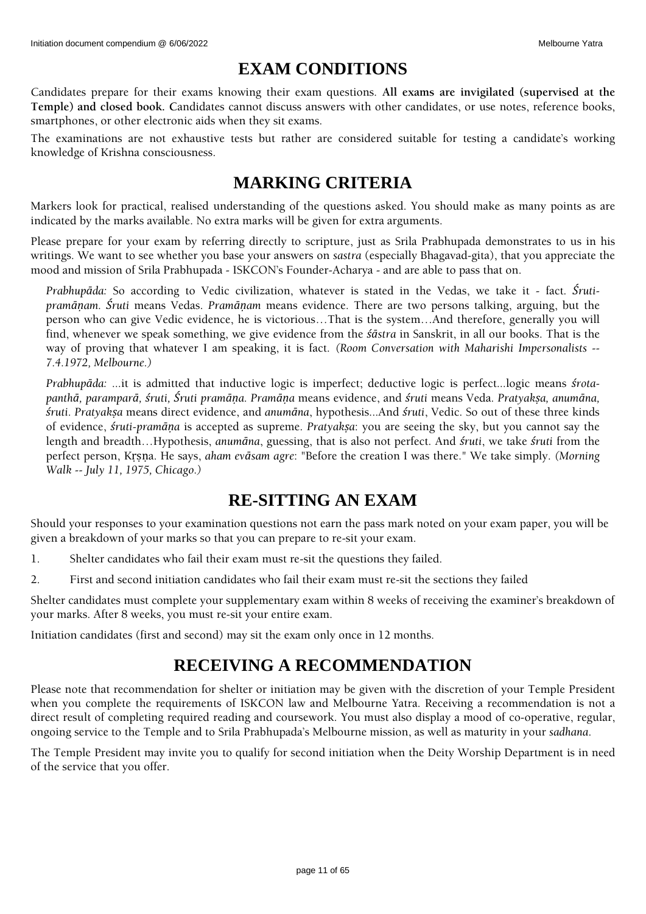# EXAM CONDITIONS

Candidates prepare for their exams knowing their exam questions. **All exams are invigilated (supervised at the Temple) and closed book. C**andidates cannot discuss answers with other candidates, or use notes, reference books, smartphones, or other electronic aids when they sit exams.

The examinations are not exhaustive tests but rather are considered suitable for testing a candidate's working knowledge of Krishna consciousness.

# MARKING CRITERIA

Markers look for practical, realised understanding of the questions asked. You should make as many points as are indicated by the marks available. No extra marks will be given for extra arguments.

Please prepare for your exam by referring directly to scripture, just as Srila Prabhupada demonstrates to us in his writings. We want to see whether you base your answers on *sastra* (especially Bhagavad-gita), that you appreciate the mood and mission of Srila Prabhupada - ISKCON's Founder-Acharya - and are able to pass that on.

> *Prabhupāda:* So according to Vedic civilization, whatever is stated in the Vedas, we take it - fact. *Śruti-pramāṇam. Śruti* means Vedas. *Pramāṇam* means evidence. There are two persons talking, arguing, but the person who can give Vedic evidence, he is victorious…That is the system…And therefore, generally you will find, whenever we speak something, we give evidence from the *śāstra* in Sanskrit, in all our books. That is the way of proving that whatever I am speaking, it is fact. *(Room Conversation with Maharishi Impersonalists -- 7.4.1972, Melbourne.)*

> *Prabhupāda:* ...it is admitted that inductive logic is imperfect; deductive logic is perfect...logic means *śrota-panthā, paramparā, śruti, Śruti pramāṇa. Pramāṇa* means evidence, and *śruti* means Veda. *Pratyakṣa, anumāna, śruti*. *Pratyakṣa* means direct evidence, and *anumāna*, hypothesis...And *śruti*, Vedic. So out of these three kinds of evidence, *śruti-pramāṇa* is accepted as supreme. *Pratyakṣa*: you are seeing the sky, but you cannot say the length and breadth…Hypothesis, *anumāna*, guessing, that is also not perfect. And *śruti*, we take *śruti* from the perfect person, Kṛṣṇa. He says, *aham evāsam agre*: "Before the creation I was there." We take simply. *(Morning Walk -- July 11, 1975, Chicago.)*

# RE-SITTING AN EXAM

Should your responses to your examination questions not earn the pass mark noted on your exam paper, you will be given a breakdown of your marks so that you can prepare to re-sit your exam.

1. Shelter candidates who fail their exam must re-sit the questions they failed.
2. First and second initiation candidates who fail their exam must re-sit the sections they failed

Shelter candidates must complete your supplementary exam within 8 weeks of receiving the examiner's breakdown of your marks. After 8 weeks, you must re-sit your entire exam.

Initiation candidates (first and second) may sit the exam only once in 12 months.

# RECEIVING A RECOMMENDATION

Please note that recommendation for shelter or initiation may be given with the discretion of your Temple President when you complete the requirements of ISKCON law and Melbourne Yatra. Receiving a recommendation is not a direct result of completing required reading and coursework. You must also display a mood of co-operative, regular, ongoing service to the Temple and to Srila Prabhupada's Melbourne mission, as well as maturity in your *sadhana*.

The Temple President may invite you to qualify for second initiation when the Deity Worship Department is in need of the service that you offer.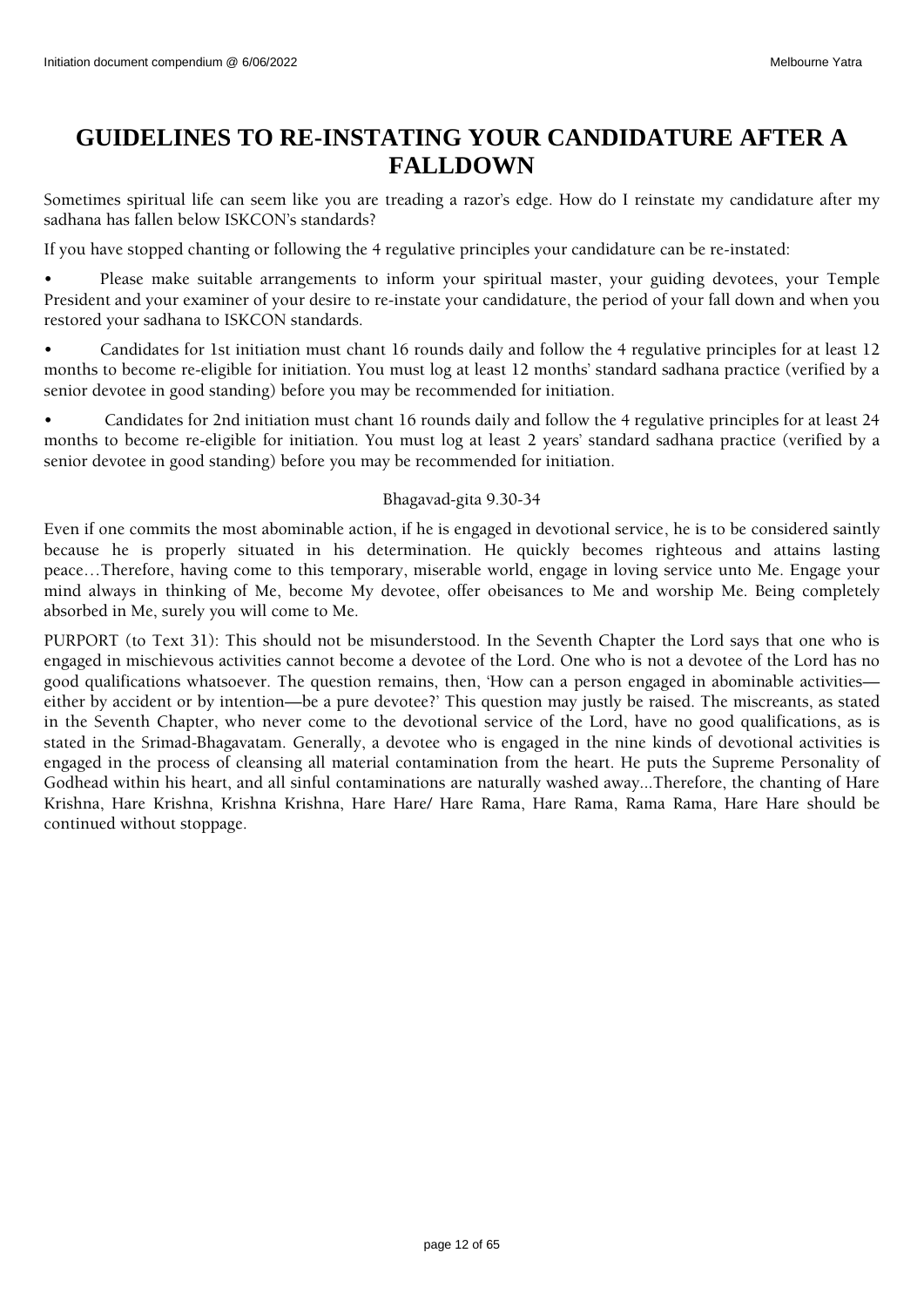# GUIDELINES TO RE-INSTATING YOUR CANDIDATURE AFTER A FALLDOWN

Sometimes spiritual life can seem like you are treading a razor's edge. How do I reinstate my candidature after my sadhana has fallen below ISKCON's standards?

If you have stopped chanting or following the 4 regulative principles your candidature can be re-instated:

- Please make suitable arrangements to inform your spiritual master, your guiding devotees, your Temple President and your examiner of your desire to re-instate your candidature, the period of your fall down and when you restored your sadhana to ISKCON standards.
- Candidates for 1st initiation must chant 16 rounds daily and follow the 4 regulative principles for at least 12 months to become re-eligible for initiation. You must log at least 12 months' standard sadhana practice (verified by a senior devotee in good standing) before you may be recommended for initiation.
- Candidates for 2nd initiation must chant 16 rounds daily and follow the 4 regulative principles for at least 24 months to become re-eligible for initiation. You must log at least 2 years' standard sadhana practice (verified by a senior devotee in good standing) before you may be recommended for initiation.

Bhagavad-gita 9.30-34

Even if one commits the most abominable action, if he is engaged in devotional service, he is to be considered saintly because he is properly situated in his determination. He quickly becomes righteous and attains lasting peace…Therefore, having come to this temporary, miserable world, engage in loving service unto Me. Engage your mind always in thinking of Me, become My devotee, offer obeisances to Me and worship Me. Being completely absorbed in Me, surely you will come to Me.

PURPORT (to Text 31): This should not be misunderstood. In the Seventh Chapter the Lord says that one who is engaged in mischievous activities cannot become a devotee of the Lord. One who is not a devotee of the Lord has no good qualifications whatsoever. The question remains, then, 'How can a person engaged in abominable activities—either by accident or by intention—be a pure devotee?' This question may justly be raised. The miscreants, as stated in the Seventh Chapter, who never come to the devotional service of the Lord, have no good qualifications, as is stated in the Srimad-Bhagavatam. Generally, a devotee who is engaged in the nine kinds of devotional activities is engaged in the process of cleansing all material contamination from the heart. He puts the Supreme Personality of Godhead within his heart, and all sinful contaminations are naturally washed away...Therefore, the chanting of Hare Krishna, Hare Krishna, Krishna Krishna, Hare Hare/ Hare Rama, Hare Rama, Rama Rama, Hare Hare should be continued without stoppage.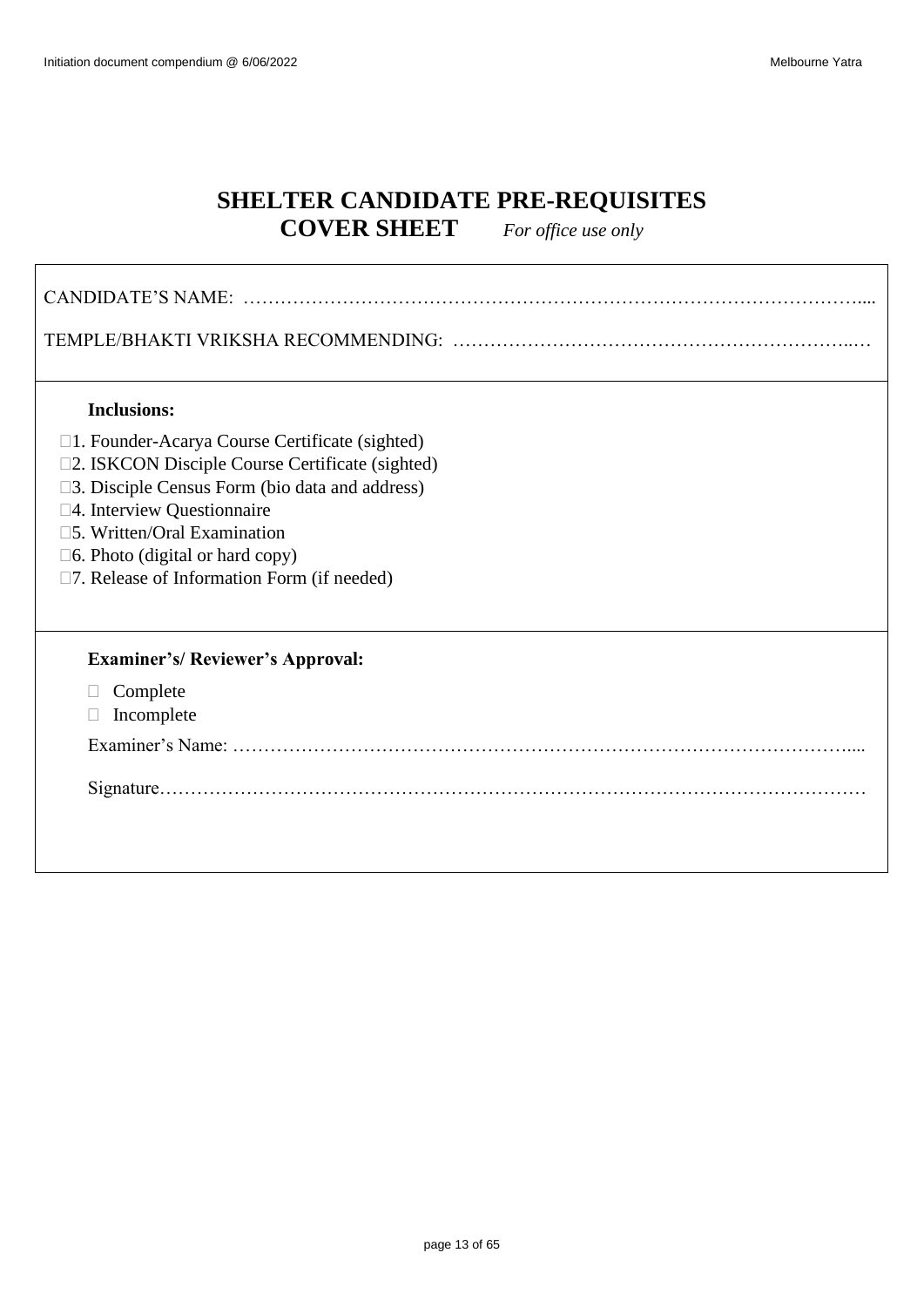# SHELTER CANDIDATE PRE-REQUISITES
## COVER SHEET *For office use only*

CANDIDATE'S NAME: …………………………………………………………………………………………....

TEMPLE/BHAKTI VRIKSHA RECOMMENDING: ………………………………………………………..…

**Inclusions:**

- ☐1. Founder-Acarya Course Certificate (sighted)
- ☐2. ISKCON Disciple Course Certificate (sighted)
- ☐3. Disciple Census Form (bio data and address)
- ☐4. Interview Questionnaire
- ☐5. Written/Oral Examination
- ☐6. Photo (digital or hard copy)
- ☐7. Release of Information Form (if needed)

**Examiner's/ Reviewer's Approval:**

- ☐ Complete
- ☐ Incomplete

Examiner's Name: ………………………………………………………………………………………....

Signature……………………………………………………………………………………………………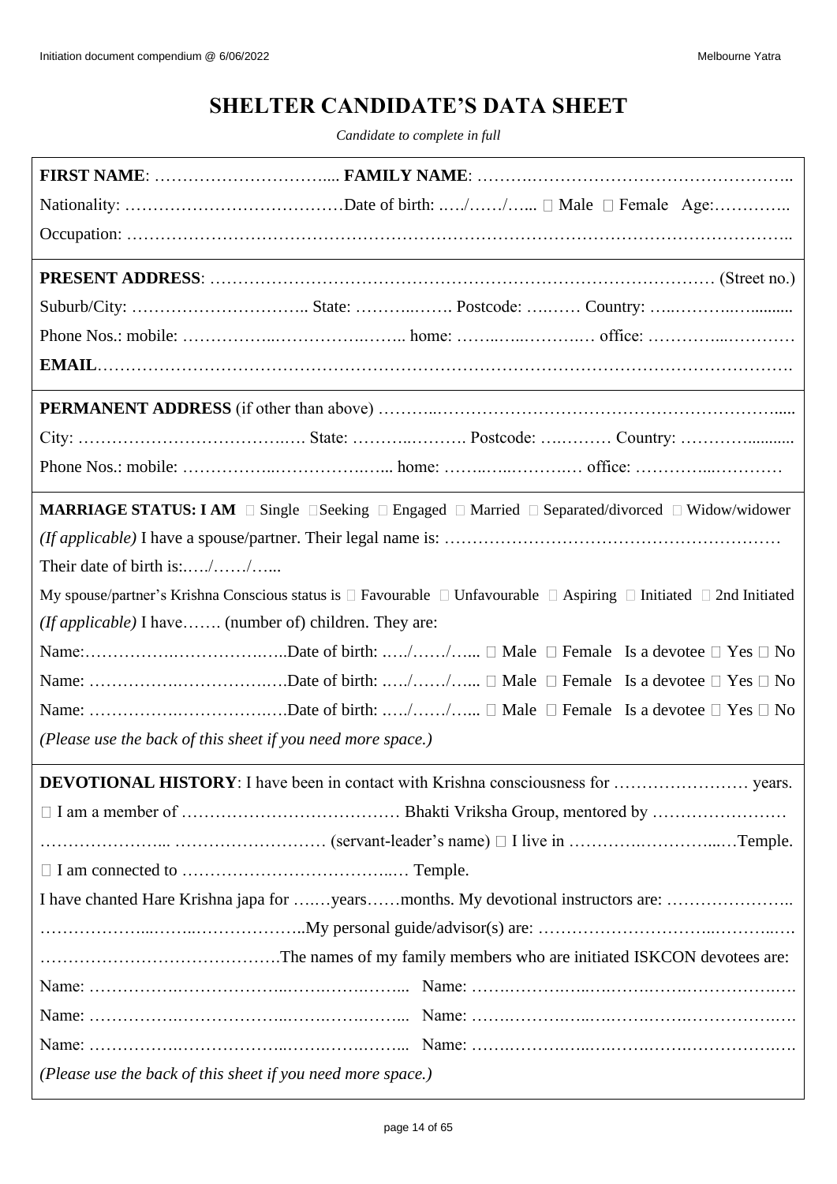# SHELTER CANDIDATE'S DATA SHEET

*Candidate to complete in full*

**FIRST NAME**: ……………………………... **FAMILY NAME**: ……….……………………………………..

Nationality: …………………………………Date of birth: ..…/……/…... □ Male □ Female Age:…………..

Occupation: ……………………………………………………………………………………………………..

**PRESENT ADDRESS**: ……………………………………………………………………………… (Street no.)

Suburb/City: ………………………….. State: ………..……. Postcode: ….…… Country: …..………..….........

Phone Nos.: mobile: ……………..……………….….. home: ……..…..………..… office: …………...…………

**EMAIL**………………………………………………………………………………………………………….

**PERMANENT ADDRESS** (if other than above) ………..………………………………………………….....

City: ………………………………….…. State: ………..………. Postcode: ….……… Country: …………..........

Phone Nos.: mobile: ……………..……………….…... home: ……..…..……….… office: …………...…………

**MARRIAGE STATUS: I AM** □ Single □Seeking □ Engaged □ Married □ Separated/divorced □ Widow/widower

*(If applicable)* I have a spouse/partner. Their legal name is: ……………………………………………………

Their date of birth is:.…./……/…...

My spouse/partner's Krishna Conscious status is □ Favourable □ Unfavourable □ Aspiring □ Initiated □ 2nd Initiated

*(If applicable)* I have……. (number of) children. They are:

Name:…………….…………….…..Date of birth: ..…/……/…... □ Male □ Female Is a devotee □ Yes □ No

Name: …………….…………….….Date of birth: ..…/……/…... □ Male □ Female Is a devotee □ Yes □ No

Name: …………….…………….….Date of birth: ..…/……/…... □ Male □ Female Is a devotee □ Yes □ No

*(Please use the back of this sheet if you need more space.)*

**DEVOTIONAL HISTORY**: I have been in contact with Krishna consciousness for …………………… years.

□ I am a member of ………………………………… Bhakti Vriksha Group, mentored by ……………………

…………………... ……………………… (servant-leader's name) □ I live in ………….…………...…Temple.

□ I am connected to ………………………………..… Temple.

I have chanted Hare Krishna japa for ….…years……months. My devotional instructors are: …………………..

………………...……..………………..My personal guide/advisor(s) are: ………………………...……...…

……………………………………The names of my family members who are initiated ISKCON devotees are:

Name: …………….………………...…….……….…….... Name: …….……….…..….…….…….……………….…

Name: …………….………………...…….……….…….... Name: …….……….…..….…….…….……………….…

Name: …………….………………...…….……….…….... Name: …….……….…..….…….…….……………….…

*(Please use the back of this sheet if you need more space.)*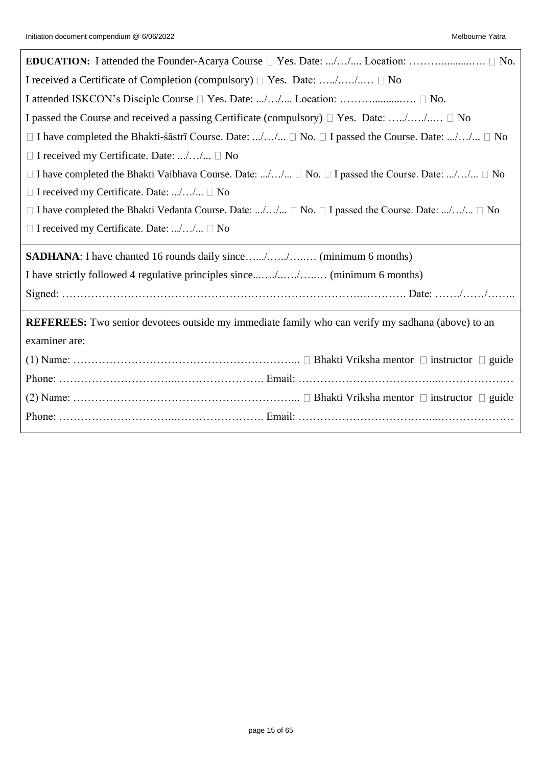**EDUCATION:** I attended the Founder-Acarya Course ☐ Yes. Date: .../…/.... Location: ……….........…. ☐ No.

I received a Certificate of Completion (compulsory) ☐ Yes. Date: …../…../..… ☐ No

I attended ISKCON's Disciple Course ☐ Yes. Date: .../…/.... Location: ……….........…. ☐ No.

I passed the Course and received a passing Certificate (compulsory) ☐ Yes. Date: …../…../..… ☐ No

☐ I have completed the Bhakti-śāstrī Course. Date: .../…/... ☐ No. ☐ I passed the Course. Date: .../…/... ☐ No

☐ I received my Certificate. Date: .../…/... ☐ No

☐ I have completed the Bhakti Vaibhava Course. Date: .../…/... ☐ No. ☐ I passed the Course. Date: .../…/... ☐ No

☐ I received my Certificate. Date: .../…/... ☐ No

☐ I have completed the Bhakti Vedanta Course. Date: .../…/... ☐ No. ☐ I passed the Course. Date: .../…/... ☐ No

☐ I received my Certificate. Date: .../…/... ☐ No

**SADHANA**: I have chanted 16 rounds daily since…..../…../…..… (minimum 6 months)

I have strictly followed 4 regulative principles since...…/..…/…..… (minimum 6 months)

Signed: ………………………………………………………………………….…………. Date: ……./……/……..

**REFEREES:** Two senior devotees outside my immediate family who can verify my sadhana (above) to an examiner are:

(1) Name: ……………………………………………………... ☐ Bhakti Vriksha mentor ☐ instructor ☐ guide

Phone: …………………………..……………………. Email: ……………………………….....…………………

(2) Name: ……………………………………………………... ☐ Bhakti Vriksha mentor ☐ instructor ☐ guide

Phone: …………………………..……………………. Email: ……………………………….....…………………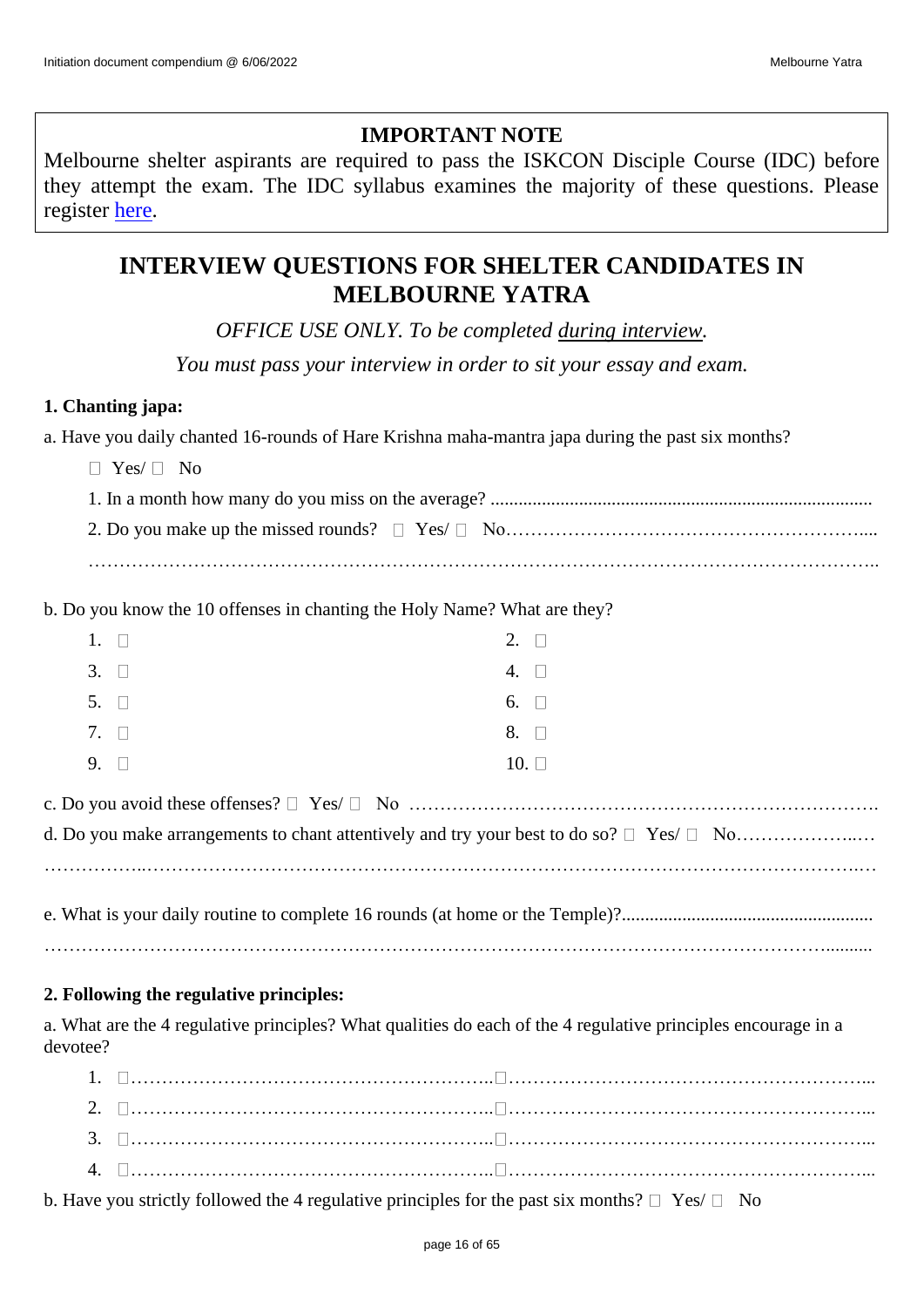**IMPORTANT NOTE**

Melbourne shelter aspirants are required to pass the ISKCON Disciple Course (IDC) before they attempt the exam. The IDC syllabus examines the majority of these questions. Please register here.

# INTERVIEW QUESTIONS FOR SHELTER CANDIDATES IN MELBOURNE YATRA

*OFFICE USE ONLY. To be completed during interview.*

*You must pass your interview in order to sit your essay and exam.*

**1. Chanting japa:**

a. Have you daily chanted 16-rounds of Hare Krishna maha-mantra japa during the past six months?

☐ Yes/ ☐ No

1. In a month how many do you miss on the average? ..................................................................................
2. Do you make up the missed rounds? ☐ Yes/ ☐ No…………………………………………………....

……………………………………………………………………………………………………………..

b. Do you know the 10 offenses in chanting the Holy Name? What are they?

1. ☐
2. ☐
3. ☐
4. ☐
5. ☐
6. ☐
7. ☐
8. ☐
9. ☐
10. ☐

c. Do you avoid these offenses? ☐ Yes/ ☐ No …………………………………………………………………….

d. Do you make arrangements to chant attentively and try your best to do so? ☐ Yes/ ☐ No………………..…

……………..…………………………………………………………………………………………….…

e. What is your daily routine to complete 16 rounds (at home or the Temple)?.....................................................

……………………………………………………………………………………………………….........

**2. Following the regulative principles:**

a. What are the 4 regulative principles? What qualities do each of the 4 regulative principles encourage in a devotee?

1. ☐…………………………………………………..☐…………………………………………………...
2. ☐…………………………………………………..☐…………………………………………………...
3. ☐…………………………………………………..☐…………………………………………………...
4. ☐…………………………………………………..☐…………………………………………………...

b. Have you strictly followed the 4 regulative principles for the past six months? ☐ Yes/ ☐ No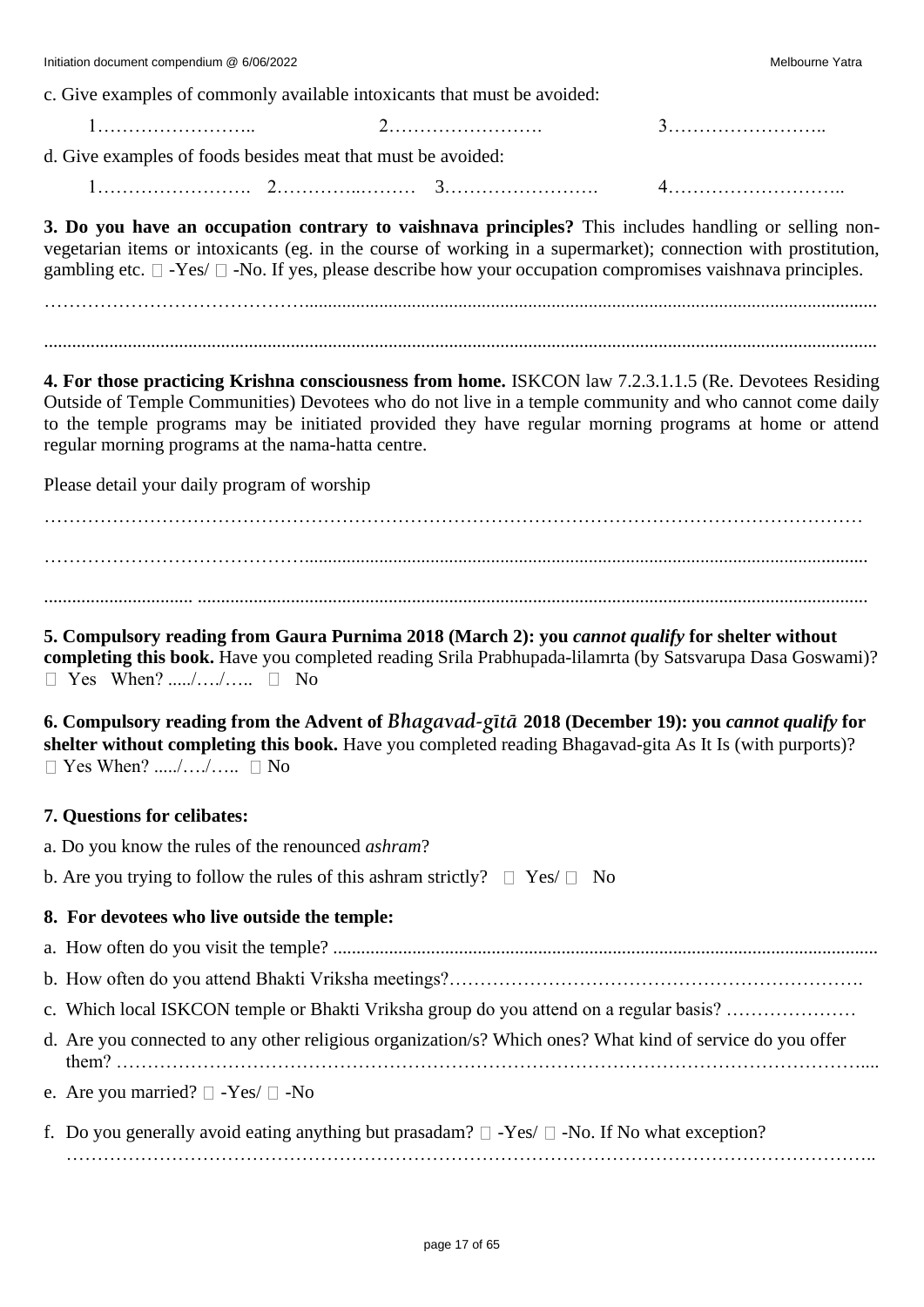c. Give examples of commonly available intoxicants that must be avoided:

1…………………….. 2……………………. 3……………………..

d. Give examples of foods besides meat that must be avoided:

1……………………. 2…………..……… 3……………………. 4………………………..

**3. Do you have an occupation contrary to vaishnava principles?** This includes handling or selling non-vegetarian items or intoxicants (eg. in the course of working in a supermarket); connection with prostitution, gambling etc. □ -Yes/ □ -No. If yes, please describe how your occupation compromises vaishnava principles.

…………………………………......................................................................................................................

.....................................................................................................................................................................

**4. For those practicing Krishna consciousness from home.** ISKCON law 7.2.3.1.1.5 (Re. Devotees Residing Outside of Temple Communities) Devotees who do not live in a temple community and who cannot come daily to the temple programs may be initiated provided they have regular morning programs at home or attend regular morning programs at the nama-hatta centre.

Please detail your daily program of worship

………………………………………………………………………………………………………………

…………………………………......................................................................................................................

............................... ..............................................................................................................................

**5. Compulsory reading from Gaura Purnima 2018 (March 2): you *cannot qualify* for shelter without completing this book.** Have you completed reading Srila Prabhupada-lilamrta (by Satsvarupa Dasa Goswami)? □ Yes When? ...../…./….. □ No

**6. Compulsory reading from the Advent of *Bhagavad-gītā* 2018 (December 19): you *cannot qualify* for shelter without completing this book.** Have you completed reading Bhagavad-gita As It Is (with purports)? □ Yes When? ...../…./….. □ No

**7. Questions for celibates:**

a. Do you know the rules of the renounced *ashram*?

b. Are you trying to follow the rules of this ashram strictly? □ Yes/ □ No

**8. For devotees who live outside the temple:**

a. How often do you visit the temple? .....................................................................................................................

b. How often do you attend Bhakti Vriksha meetings?………………………………………………………….

c. Which local ISKCON temple or Bhakti Vriksha group do you attend on a regular basis? …………………

d. Are you connected to any other religious organization/s? Which ones? What kind of service do you offer them? ……………………………………………………………………………………………………....

e. Are you married? □ -Yes/ □ -No

f. Do you generally avoid eating anything but prasadam? □ -Yes/ □ -No. If No what exception? ……………………………………………………………………………………………………………..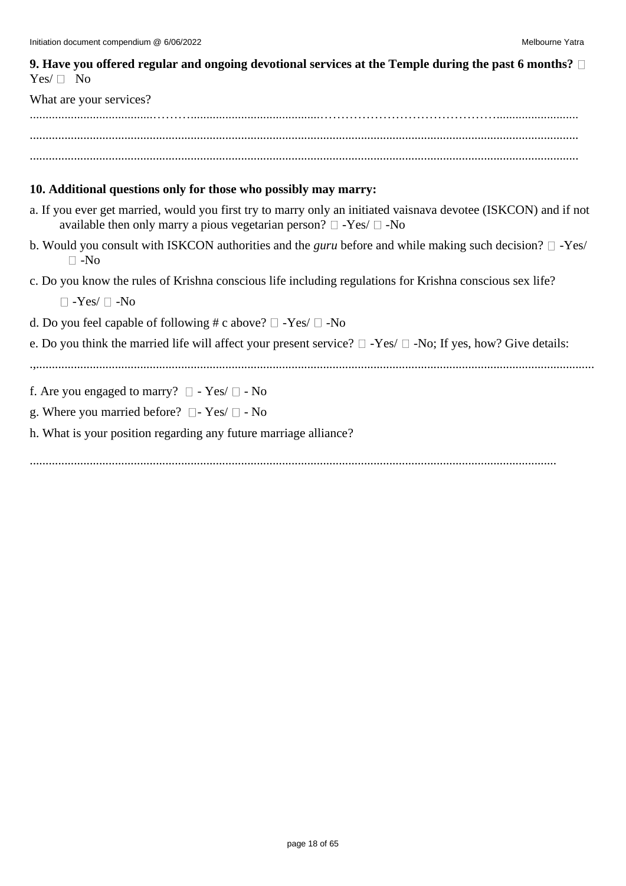**9. Have you offered regular and ongoing devotional services at the Temple during the past 6 months?** ☐ Yes/ ☐ No

What are your services?

.......................................……….........................................………………………………………..........................

.............................................................................................................................................................

.............................................................................................................................................................

**10. Additional questions only for those who possibly may marry:**

a. If you ever get married, would you first try to marry only an initiated vaisnava devotee (ISKCON) and if not available then only marry a pious vegetarian person? ☐ -Yes/ ☐ -No

b. Would you consult with ISKCON authorities and the *guru* before and while making such decision? ☐ -Yes/ ☐ -No

c. Do you know the rules of Krishna conscious life including regulations for Krishna conscious sex life?

☐ -Yes/ ☐ -No

d. Do you feel capable of following # c above? ☐ -Yes/ ☐ -No

e. Do you think the married life will affect your present service? ☐ -Yes/ ☐ -No; If yes, how? Give details:

.,..............................................................................................................................................................

f. Are you engaged to marry? ☐ - Yes/ ☐ - No

g. Where you married before? ☐- Yes/ ☐ - No

h. What is your position regarding any future marriage alliance?

......................................................................................................................................................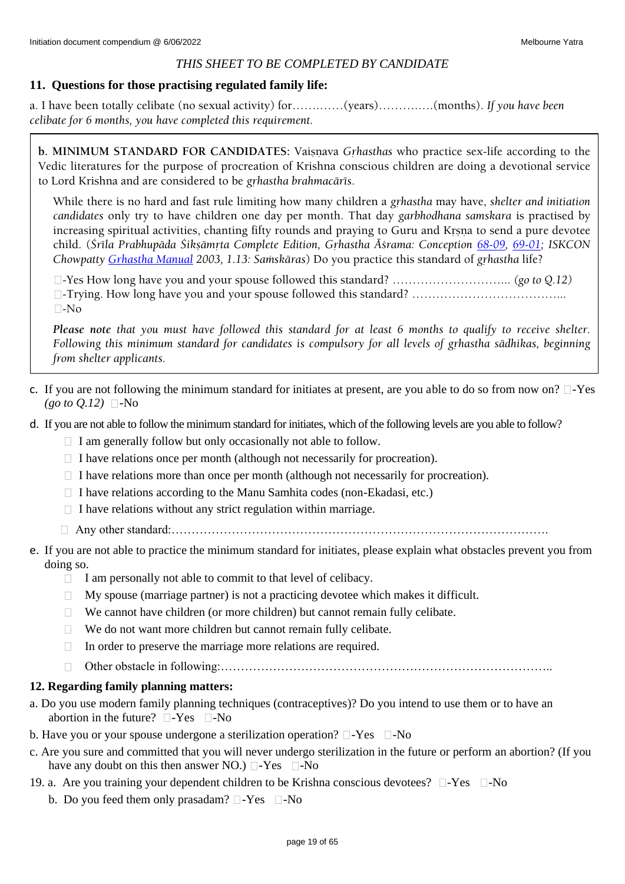*THIS SHEET TO BE COMPLETED BY CANDIDATE*

## 11. Questions for those practising regulated family life:

a. I have been totally celibate (no sexual activity) for………….(years)………….(months). *If you have been celibate for 6 months, you have completed this requirement.*

**b. MINIMUM STANDARD FOR CANDIDATES**: Vaiṣṇava *Gṛhasthas* who practice sex-life according to the Vedic literatures for the purpose of procreation of Krishna conscious children are doing a devotional service to Lord Krishna and are considered to be *gṛhastha brahmacārīs*.

While there is no hard and fast rule limiting how many children a *gṛhastha* may have, *shelter and initiation candidates* only try to have children one day per month. That day *garbhodhana samskara* is practised by increasing spiritual activities, chanting fifty rounds and praying to Guru and Kṛṣṇa to send a pure devotee child. (*Śrīla Prabhupāda Śikṣāmṛta Complete Edition, Gṛhastha Āśrama: Conception* *68-09*, *69-01*; *ISKCON Chowpatty* *Gṛhastha Manual* *2003, 1.13: Saṁskāras*) Do you practice this standard of *gṛhastha* life?

☐-Yes How long have you and your spouse followed this standard? ……………………….. *(go to Q.12)*
☐-Trying. How long have you and your spouse followed this standard? ………………………………...
☐-No

***Please note*** *that you must have followed this standard for at least 6 months to qualify to receive shelter. Following this minimum standard for candidates is compulsory for all levels of gṛhastha sādhikas, beginning from shelter applicants.*

c. If you are not following the minimum standard for initiates at present, are you able to do so from now on? ☐-Yes *(go to Q.12)* ☐-No

d. If you are not able to follow the minimum standard for initiates, which of the following levels are you able to follow?
- ☐ I am generally follow but only occasionally not able to follow.
- ☐ I have relations once per month (although not necessarily for procreation).
- ☐ I have relations more than once per month (although not necessarily for procreation).
- ☐ I have relations according to the Manu Samhita codes (non-Ekadasi, etc.)
- ☐ I have relations without any strict regulation within marriage.
- ☐ Any other standard:…………………………………………………………………………………….

e. If you are not able to practice the minimum standard for initiates, please explain what obstacles prevent you from doing so.
- ☐ I am personally not able to commit to that level of celibacy.
- ☐ My spouse (marriage partner) is not a practicing devotee which makes it difficult.
- ☐ We cannot have children (or more children) but cannot remain fully celibate.
- ☐ We do not want more children but cannot remain fully celibate.
- ☐ In order to preserve the marriage more relations are required.
- ☐ Other obstacle in following:………………………………………………………………………..

## 12. Regarding family planning matters:

a. Do you use modern family planning techniques (contraceptives)? Do you intend to use them or to have an abortion in the future? ☐-Yes ☐-No

b. Have you or your spouse undergone a sterilization operation? ☐-Yes ☐-No

c. Are you sure and committed that you will never undergo sterilization in the future or perform an abortion? (If you have any doubt on this then answer NO.) ☐-Yes ☐-No

19. a. Are you training your dependent children to be Krishna conscious devotees? ☐-Yes ☐-No

b. Do you feed them only prasadam? ☐-Yes ☐-No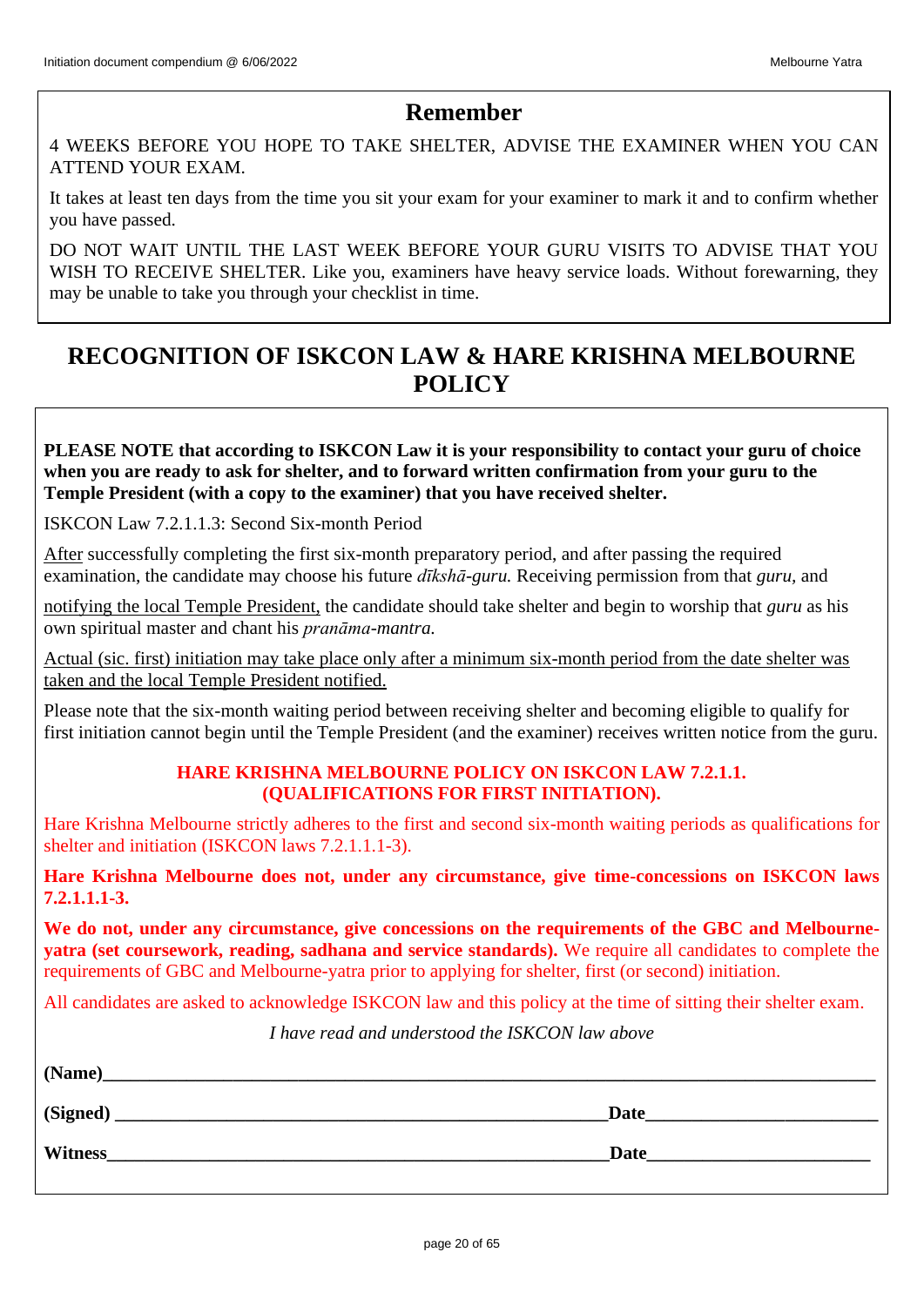## Remember

4 WEEKS BEFORE YOU HOPE TO TAKE SHELTER, ADVISE THE EXAMINER WHEN YOU CAN ATTEND YOUR EXAM.

It takes at least ten days from the time you sit your exam for your examiner to mark it and to confirm whether you have passed.

DO NOT WAIT UNTIL THE LAST WEEK BEFORE YOUR GURU VISITS TO ADVISE THAT YOU WISH TO RECEIVE SHELTER. Like you, examiners have heavy service loads. Without forewarning, they may be unable to take you through your checklist in time.

# RECOGNITION OF ISKCON LAW & HARE KRISHNA MELBOURNE POLICY

**PLEASE NOTE that according to ISKCON Law it is your responsibility to contact your guru of choice when you are ready to ask for shelter, and to forward written confirmation from your guru to the Temple President (with a copy to the examiner) that you have received shelter.**

ISKCON Law 7.2.1.1.3: Second Six-month Period

<u>After</u> successfully completing the first six-month preparatory period, and after passing the required examination, the candidate may choose his future *dīkshā-guru.* Receiving permission from that *guru,* and

<u>notifying the local Temple President,</u> the candidate should take shelter and begin to worship that *guru* as his own spiritual master and chant his *pranāma-mantra.*

<u>Actual (sic. first) initiation may take place only after a minimum six-month period from the date shelter was taken and the local Temple President notified.</u>

Please note that the six-month waiting period between receiving shelter and becoming eligible to qualify for first initiation cannot begin until the Temple President (and the examiner) receives written notice from the guru.

**HARE KRISHNA MELBOURNE POLICY ON ISKCON LAW 7.2.1.1. (QUALIFICATIONS FOR FIRST INITIATION).**

Hare Krishna Melbourne strictly adheres to the first and second six-month waiting periods as qualifications for shelter and initiation (ISKCON laws 7.2.1.1.1-3).

**Hare Krishna Melbourne does not, under any circumstance, give time-concessions on ISKCON laws 7.2.1.1.1-3.**

**We do not, under any circumstance, give concessions on the requirements of the GBC and Melbourne-yatra (set coursework, reading, sadhana and service standards).** We require all candidates to complete the requirements of GBC and Melbourne-yatra prior to applying for shelter, first (or second) initiation.

All candidates are asked to acknowledge ISKCON law and this policy at the time of sitting their shelter exam.

*I have read and understood the ISKCON law above*

**(Name)**\_\_\_\_\_\_\_\_\_\_\_\_\_\_\_\_\_\_\_\_\_\_\_\_\_\_\_\_\_\_\_\_\_\_\_\_\_\_\_\_\_\_\_\_\_\_\_\_\_\_\_\_\_\_\_\_

**(Signed)** \_\_\_\_\_\_\_\_\_\_\_\_\_\_\_\_\_\_\_\_\_\_\_\_\_\_\_\_\_\_\_\_\_\_\_\_ **Date**\_\_\_\_\_\_\_\_\_\_\_\_\_\_\_\_\_\_

**Witness**\_\_\_\_\_\_\_\_\_\_\_\_\_\_\_\_\_\_\_\_\_\_\_\_\_\_\_\_\_\_\_\_\_\_\_\_ **Date**\_\_\_\_\_\_\_\_\_\_\_\_\_\_\_\_\_\_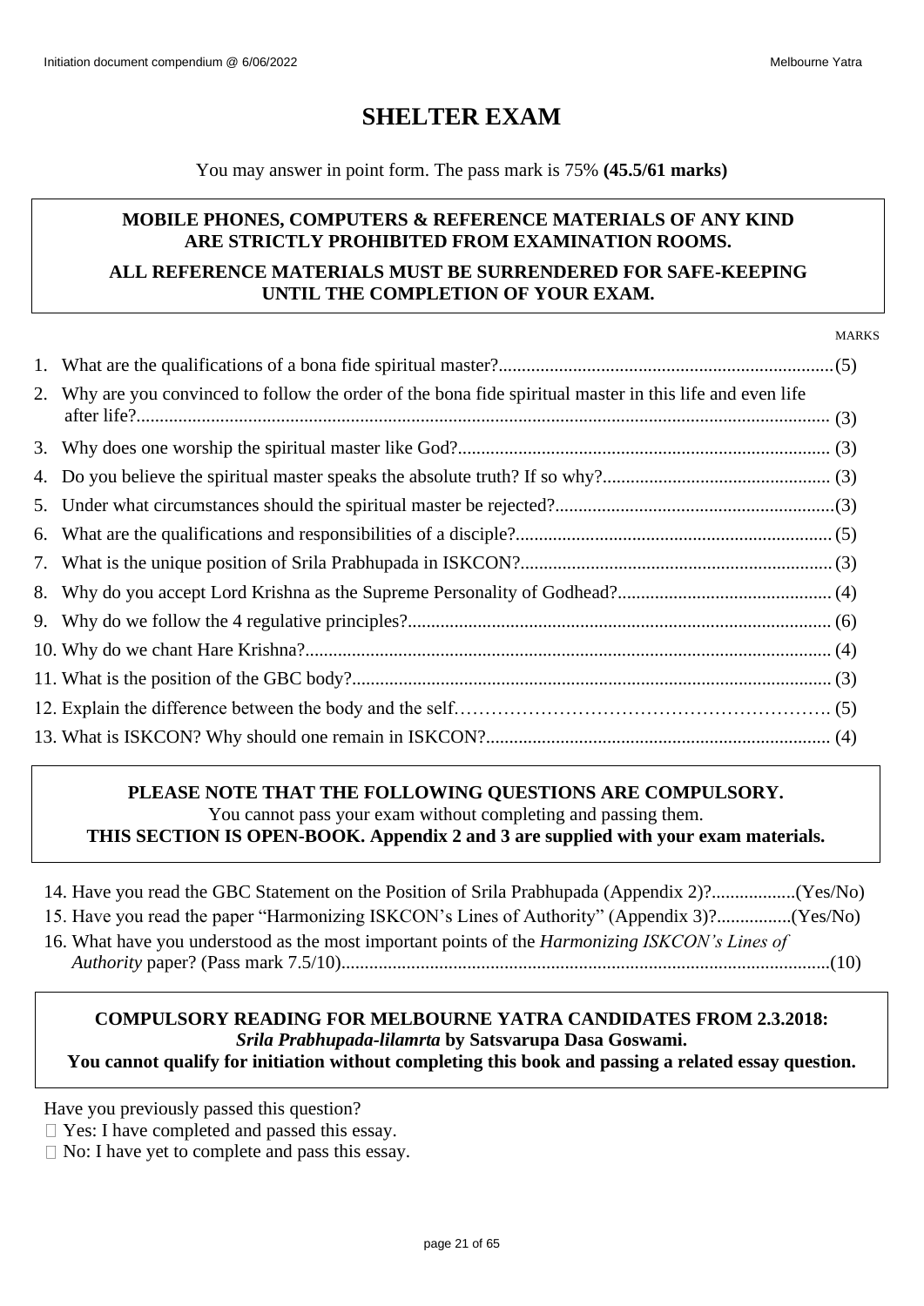# SHELTER EXAM

You may answer in point form. The pass mark is 75% **(45.5/61 marks)**

**MOBILE PHONES, COMPUTERS & REFERENCE MATERIALS OF ANY KIND ARE STRICTLY PROHIBITED FROM EXAMINATION ROOMS.**

**ALL REFERENCE MATERIALS MUST BE SURRENDERED FOR SAFE-KEEPING UNTIL THE COMPLETION OF YOUR EXAM.**

MARKS

1. What are the qualifications of a bona fide spiritual master?........................................................................(5)
2. Why are you convinced to follow the order of the bona fide spiritual master in this life and even life after life?.................................................................................................................................................... (3)
3. Why does one worship the spiritual master like God?............................................................................... (3)
4. Do you believe the spiritual master speaks the absolute truth? If so why?................................................ (3)
5. Under what circumstances should the spiritual master be rejected?............................................................(3)
6. What are the qualifications and responsibilities of a disciple?.................................................................... (5)
7. What is the unique position of Srila Prabhupada in ISKCON?................................................................... (3)
8. Why do you accept Lord Krishna as the Supreme Personality of Godhead?............................................. (4)
9. Why do we follow the 4 regulative principles?.......................................................................................... (6)
10. Why do we chant Hare Krishna?................................................................................................................ (4)
11. What is the position of the GBC body?...................................................................................................... (3)
12. Explain the difference between the body and the self……………………………………………………. (5)
13. What is ISKCON? Why should one remain in ISKCON?......................................................................... (4)

**PLEASE NOTE THAT THE FOLLOWING QUESTIONS ARE COMPULSORY.**
You cannot pass your exam without completing and passing them.
**THIS SECTION IS OPEN-BOOK. Appendix 2 and 3 are supplied with your exam materials.**

14. Have you read the GBC Statement on the Position of Srila Prabhupada (Appendix 2)?..................(Yes/No)
15. Have you read the paper "Harmonizing ISKCON's Lines of Authority" (Appendix 3)?................(Yes/No)
16. What have you understood as the most important points of the *Harmonizing ISKCON's Lines of Authority* paper? (Pass mark 7.5/10)........................................................................................................(10)

**COMPULSORY READING FOR MELBOURNE YATRA CANDIDATES FROM 2.3.2018:**
***Srila Prabhupada-lilamrta* by Satsvarupa Dasa Goswami.**
**You cannot qualify for initiation without completing this book and passing a related essay question.**

Have you previously passed this question?

☐ Yes: I have completed and passed this essay.
☐ No: I have yet to complete and pass this essay.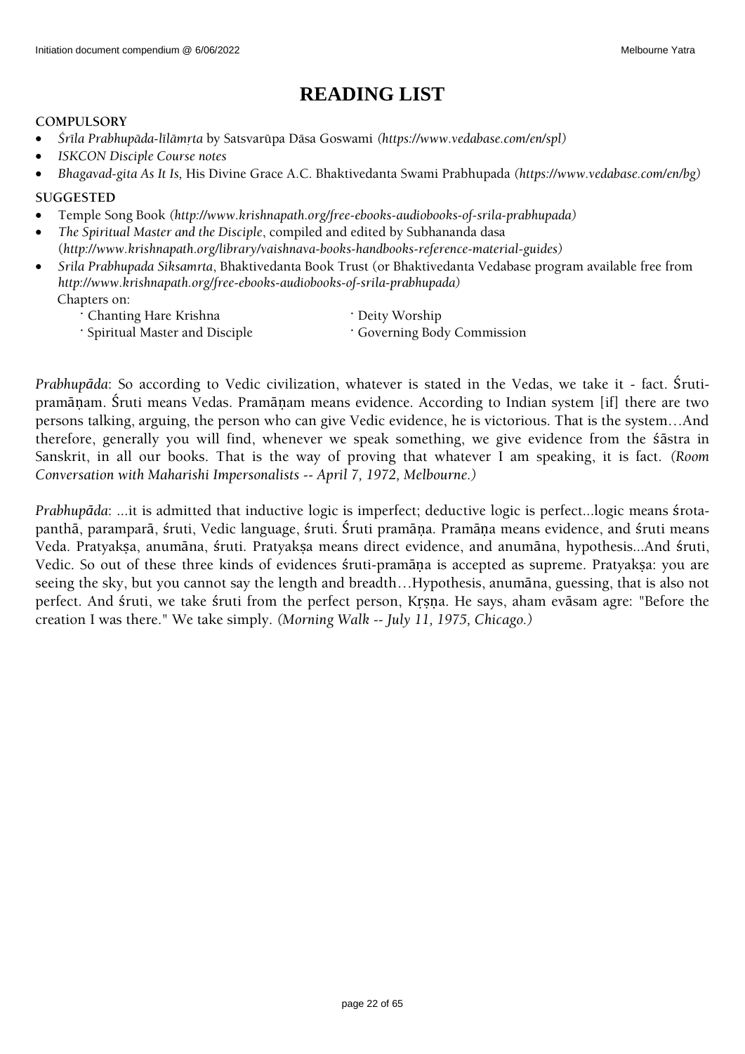# READING LIST

**COMPULSORY**

- *Śrīla Prabhupāda-līlāmṛta* by Satsvarūpa Dāsa Goswami *(https://www.vedabase.com/en/spl)*
- *ISKCON Disciple Course notes*
- *Bhagavad-gita As It Is,* His Divine Grace A.C. Bhaktivedanta Swami Prabhupada *(https://www.vedabase.com/en/bg)*

**SUGGESTED**

- Temple Song Book *(http://www.krishnapath.org/free-ebooks-audiobooks-of-srila-prabhupada)*
- *The Spiritual Master and the Disciple*, compiled and edited by Subhananda dasa *(http://www.krishnapath.org/library/vaishnava-books-handbooks-reference-material-guides)*
- *Srila Prabhupada Siksamrta*, Bhaktivedanta Book Trust (or Bhaktivedanta Vedabase program available free from *http://www.krishnapath.org/free-ebooks-audiobooks-of-srila-prabhupada)*
  Chapters on:
  - Chanting Hare Krishna
  - Spiritual Master and Disciple
  - Deity Worship
  - Governing Body Commission

*Prabhupāda*: So according to Vedic civilization, whatever is stated in the Vedas, we take it - fact. Śruti-pramāṇam. Śruti means Vedas. Pramāṇam means evidence. According to Indian system [if] there are two persons talking, arguing, the person who can give Vedic evidence, he is victorious. That is the system…And therefore, generally you will find, whenever we speak something, we give evidence from the śāstra in Sanskrit, in all our books. That is the way of proving that whatever I am speaking, it is fact. *(Room Conversation with Maharishi Impersonalists -- April 7, 1972, Melbourne.)*

*Prabhupāda*: ...it is admitted that inductive logic is imperfect; deductive logic is perfect...logic means śrota-panthā, paramparā, śruti, Vedic language, śruti. Śruti pramāṇa. Pramāṇa means evidence, and śruti means Veda. Pratyakṣa, anumāna, śruti. Pratyakṣa means direct evidence, and anumāna, hypothesis...And śruti, Vedic. So out of these three kinds of evidences śruti-pramāṇa is accepted as supreme. Pratyakṣa: you are seeing the sky, but you cannot say the length and breadth…Hypothesis, anumāna, guessing, that is also not perfect. And śruti, we take śruti from the perfect person, Kṛṣṇa. He says, aham evāsam agre: "Before the creation I was there." We take simply. *(Morning Walk -- July 11, 1975, Chicago.)*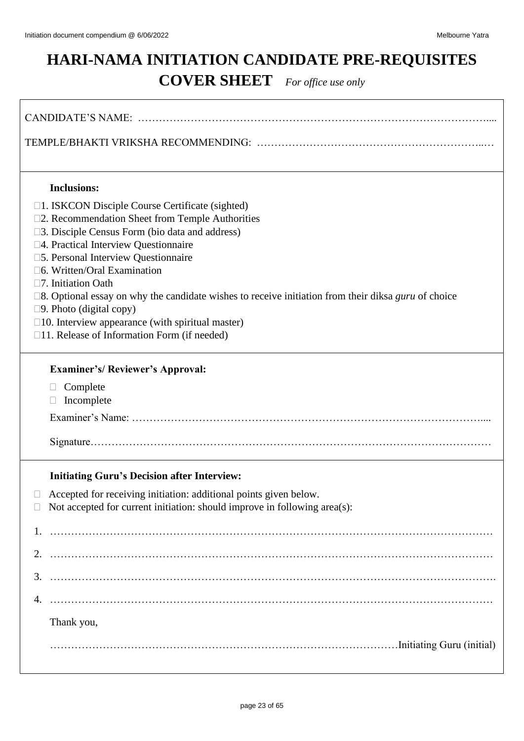# HARI-NAMA INITIATION CANDIDATE PRE-REQUISITES COVER SHEET *For office use only*

CANDIDATE'S NAME: ……………………………………………………………………………………....

TEMPLE/BHAKTI VRIKSHA RECOMMENDING: ………………………………………………………..…

**Inclusions:**

- ☐1. ISKCON Disciple Course Certificate (sighted)
- ☐2. Recommendation Sheet from Temple Authorities
- ☐3. Disciple Census Form (bio data and address)
- ☐4. Practical Interview Questionnaire
- ☐5. Personal Interview Questionnaire
- ☐6. Written/Oral Examination
- ☐7. Initiation Oath
- ☐8. Optional essay on why the candidate wishes to receive initiation from their diksa *guru* of choice
- ☐9. Photo (digital copy)
- ☐10. Interview appearance (with spiritual master)
- ☐11. Release of Information Form (if needed)

**Examiner's/ Reviewer's Approval:**

- ☐ Complete
- ☐ Incomplete

Examiner's Name: ……………………………………………………………………………………....

Signature…………………………………………………………………………………………………

**Initiating Guru's Decision after Interview:**

- ☐ Accepted for receiving initiation: additional points given below.
- ☐ Not accepted for current initiation: should improve in following area(s):

1. ……………………………………………………………………………………………………………
2. ……………………………………………………………………………………………………………
3. …………………………………………………………………………………………………………….
4. ……………………………………………………………………………………………………………

Thank you,

………………………………………………………………………………………Initiating Guru (initial)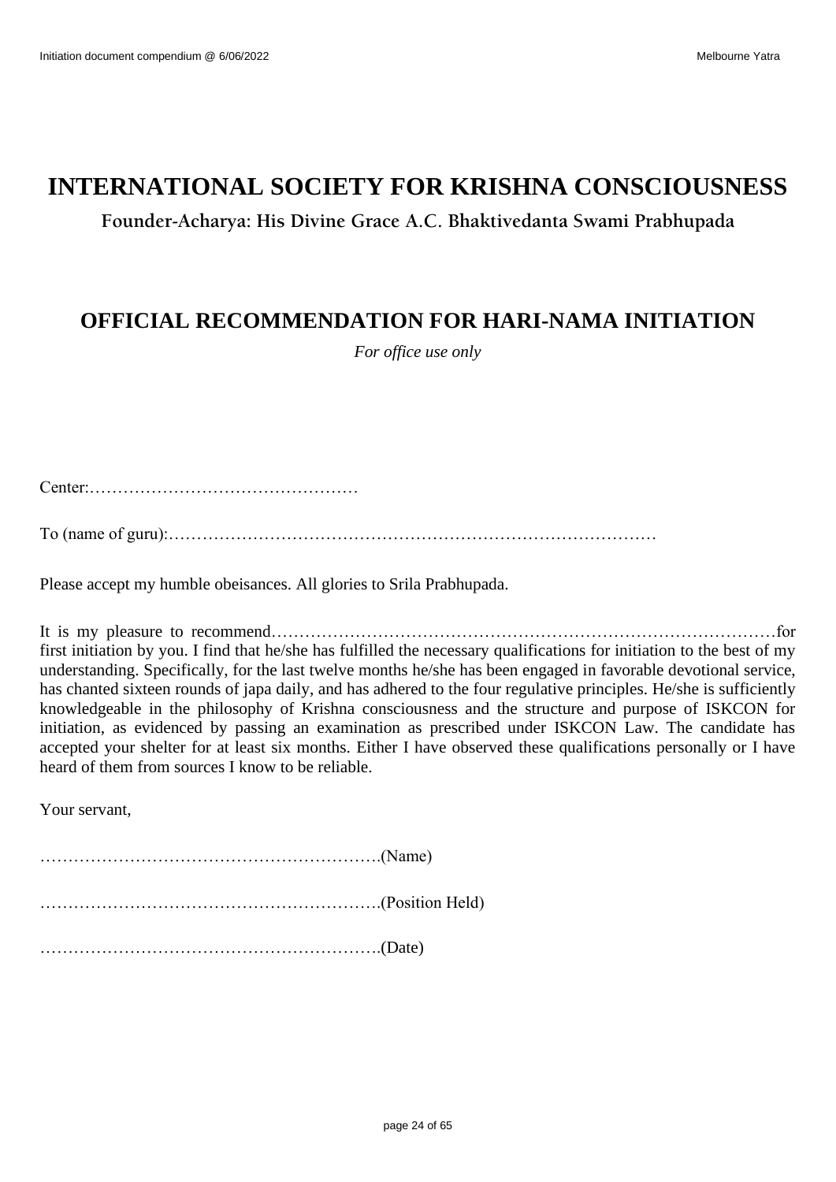# INTERNATIONAL SOCIETY FOR KRISHNA CONSCIOUSNESS

**Founder-Acharya: His Divine Grace A.C. Bhaktivedanta Swami Prabhupada**

## OFFICIAL RECOMMENDATION FOR HARI-NAMA INITIATION

*For office use only*

Center:…………………………………………

To (name of guru):……………………………………………………………………………

Please accept my humble obeisances. All glories to Srila Prabhupada.

It is my pleasure to recommend………………………………………………………………………………for first initiation by you. I find that he/she has fulfilled the necessary qualifications for initiation to the best of my understanding. Specifically, for the last twelve months he/she has been engaged in favorable devotional service, has chanted sixteen rounds of japa daily, and has adhered to the four regulative principles. He/she is sufficiently knowledgeable in the philosophy of Krishna consciousness and the structure and purpose of ISKCON for initiation, as evidenced by passing an examination as prescribed under ISKCON Law. The candidate has accepted your shelter for at least six months. Either I have observed these qualifications personally or I have heard of them from sources I know to be reliable.

Your servant,

…………………………………………………….(Name)

…………………………………………………….(Position Held)

…………………………………………………….(Date)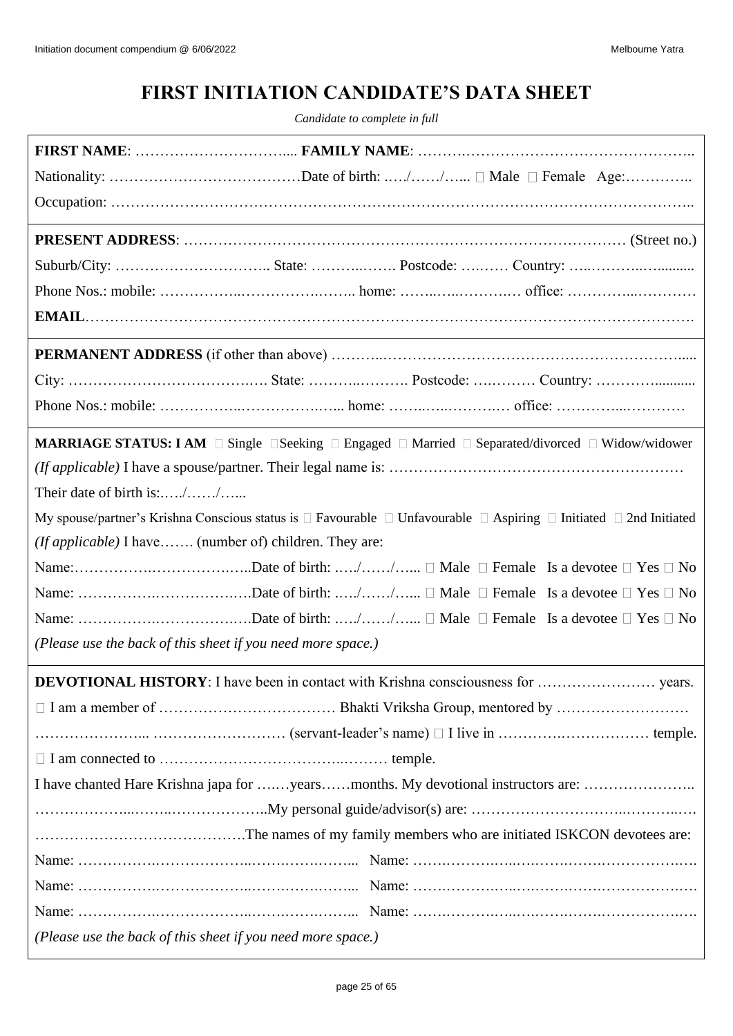# FIRST INITIATION CANDIDATE'S DATA SHEET

*Candidate to complete in full*

**FIRST NAME**: …………………………..... **FAMILY NAME**: ……….……………………………………………..

Nationality: …………………………………Date of birth: ..…/……/…... ☐ Male ☐ Female Age:…………..

Occupation: ……………………………………………………………………………………………………..

---

**PRESENT ADDRESS**: ……………………………………………………………………………… (Street no.)

Suburb/City: ………………………….. State: ………..……. Postcode: ….…… Country: …..………..….........

Phone Nos.: mobile: ……………..…………….…….. home: ……..…..……….… office: …………...…………

**EMAIL**…………………………………………………………………………………………………………….

---

**PERMANENT ADDRESS** (if other than above) ………..…………………………………………………….....

City: ………………………………….…. State: ………..………. Postcode: ….……… Country: …………..........

Phone Nos.: mobile: ……………..…………….…... home: ……..…..……….… office: …………...…………

---

**MARRIAGE STATUS: I AM** ☐ Single ☐ Seeking ☐ Engaged ☐ Married ☐ Separated/divorced ☐ Widow/widower

*(If applicable)* I have a spouse/partner. Their legal name is: ……………………………………………………

Their date of birth is:..…/……/…...

My spouse/partner's Krishna Conscious status is ☐ Favourable ☐ Unfavourable ☐ Aspiring ☐ Initiated ☐ 2nd Initiated

*(If applicable)* I have……. (number of) children. They are:

Name:…………….…………….…..Date of birth: ..…/……/…... ☐ Male ☐ Female Is a devotee ☐ Yes ☐ No

Name: …………….…………….….Date of birth: ..…/……/…... ☐ Male ☐ Female Is a devotee ☐ Yes ☐ No

Name: …………….…………….….Date of birth: ..…/……/…... ☐ Male ☐ Female Is a devotee ☐ Yes ☐ No

*(Please use the back of this sheet if you need more space.)*

---

**DEVOTIONAL HISTORY**: I have been in contact with Krishna consciousness for …………………… years.

☐ I am a member of ……………………………… Bhakti Vriksha Group, mentored by ………………………

…………………... ……………………… (servant-leader's name) ☐ I live in ………….……………… temple.

☐ I am connected to ……………………………..……… temple.

I have chanted Hare Krishna japa for ….…years……months. My devotional instructors are: …………………..

………………...……..………………..My personal guide/advisor(s) are: ………………………..………..…

…………………………………….The names of my family members who are initiated ISKCON devotees are:

Name: …………….……………..…….…….……... Name: …….……….…..….…….…….…………….….

Name: …………….……………..…….…….……... Name: …….……….…..….…….…….…………….….

Name: …………….……………..…….…….……... Name: …….……….…..….…….…….…………….….

*(Please use the back of this sheet if you need more space.)*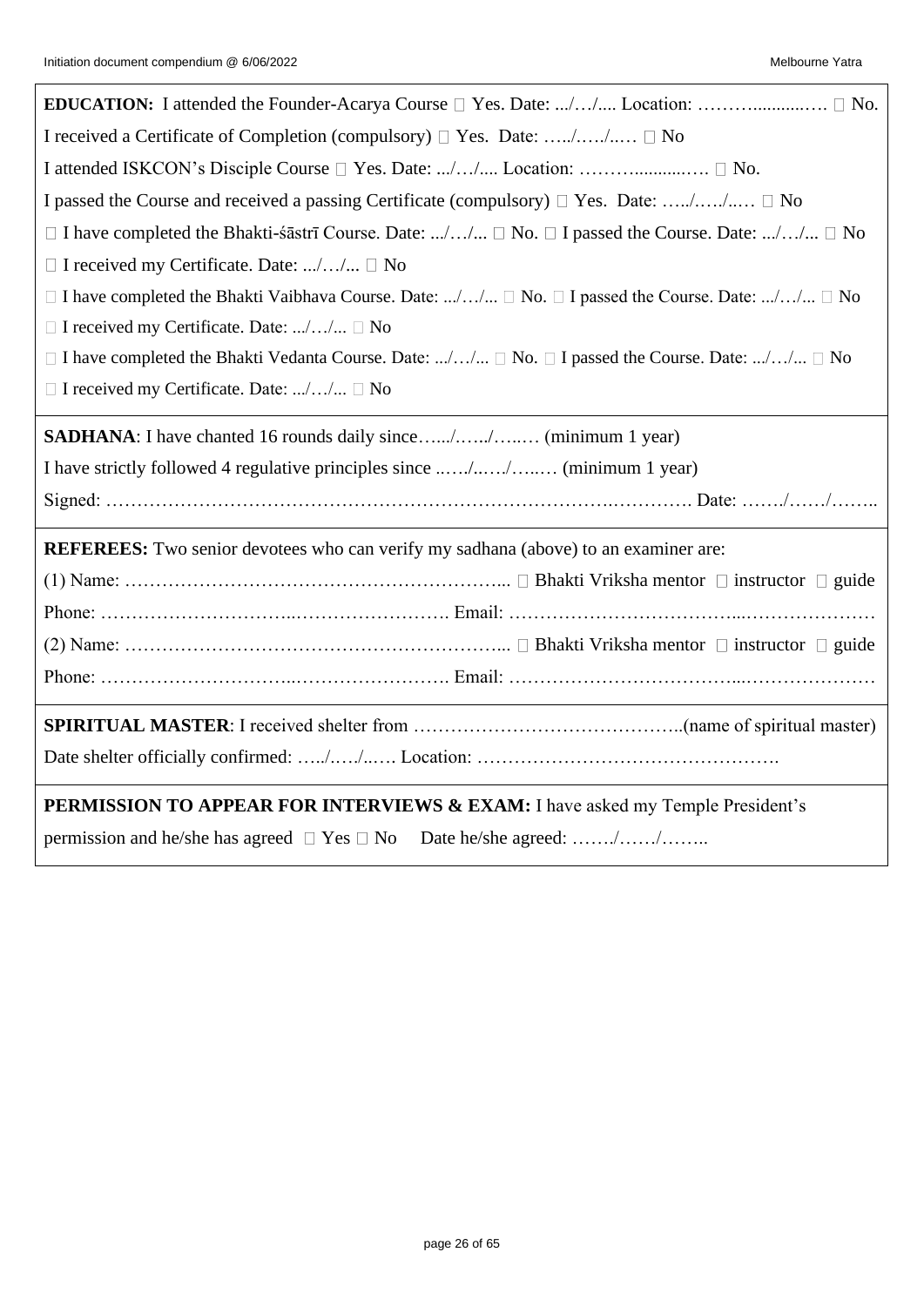**EDUCATION:** I attended the Founder-Acarya Course  Yes. Date: .../…/.... Location: ………..........….  No.

I received a Certificate of Completion (compulsory)  Yes. Date: …../…../..…  No

I attended ISKCON's Disciple Course  Yes. Date: .../…/.... Location: ………..........….  No.

I passed the Course and received a passing Certificate (compulsory)  Yes. Date: …../…../..…  No

 I have completed the Bhakti-śāstrī Course. Date: .../…/...  No.  I passed the Course. Date: .../…/...  No

 I received my Certificate. Date: .../…/...  No

 I have completed the Bhakti Vaibhava Course. Date: .../…/...  No.  I passed the Course. Date: .../…/...  No

 I received my Certificate. Date: .../…/...  No

 I have completed the Bhakti Vedanta Course. Date: .../…/...  No.  I passed the Course. Date: .../…/...  No

 I received my Certificate. Date: .../…/...  No

**SADHANA**: I have chanted 16 rounds daily since…..../…..../…..… (minimum 1 year)

I have strictly followed 4 regulative principles since ..…/..…/…..… (minimum 1 year)

Signed: …………………………………………………………………….…………. Date: ……./……/……..

**REFEREES:** Two senior devotees who can verify my sadhana (above) to an examiner are:

(1) Name: ……………………………………………………...  Bhakti Vriksha mentor  instructor  guide

Phone: …………………………..……………………. Email: ……………………………….....…………………

(2) Name: ……………………………………………………...  Bhakti Vriksha mentor  instructor  guide

Phone: …………………………..……………………. Email: ……………………………….....…………………

**SPIRITUAL MASTER**: I received shelter from ……………………………………..(name of spiritual master)

Date shelter officially confirmed: …../…../..…. Location: ………………………………………….

**PERMISSION TO APPEAR FOR INTERVIEWS & EXAM:** I have asked my Temple President's permission and he/she has agreed  Yes  No Date he/she agreed: ……./……/……..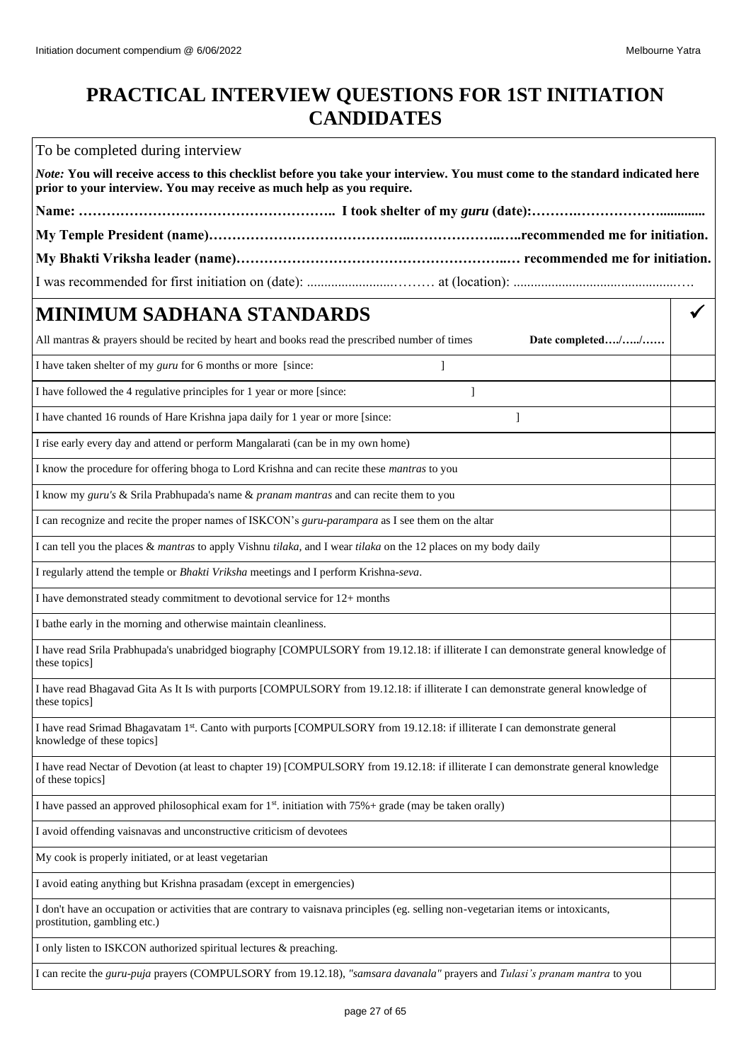# PRACTICAL INTERVIEW QUESTIONS FOR 1ST INITIATION CANDIDATES

To be completed during interview

*Note:* **You will receive access to this checklist before you take your interview. You must come to the standard indicated here prior to your interview. You may receive as much help as you require.**

**Name: ……………………………………………….. I took shelter of my *guru* (date):……….……………….............**

**My Temple President (name)…………………………………..………………..…..recommended me for initiation.**

**My Bhakti Vriksha leader (name)…………………………………………………..… recommended me for initiation.**

I was recommended for first initiation on (date): .........................……… at (location): ................................................….

| **MINIMUM SADHANA STANDARDS** | ✓ |
|---|---|
| All mantras & prayers should be recited by heart and books read the prescribed number of times **Date completed…./…../……** | |
| I have taken shelter of my *guru* for 6 months or more [since: ] | |
| I have followed the 4 regulative principles for 1 year or more [since: ] | |
| I have chanted 16 rounds of Hare Krishna japa daily for 1 year or more [since: ] | |
| I rise early every day and attend or perform Mangalarati (can be in my own home) | |
| I know the procedure for offering bhoga to Lord Krishna and can recite these *mantras* to you | |
| I know my *guru's* & Srila Prabhupada's name & *pranam mantras* and can recite them to you | |
| I can recognize and recite the proper names of ISKCON's *guru-parampara* as I see them on the altar | |
| I can tell you the places & *mantras* to apply Vishnu *tilaka*, and I wear *tilaka* on the 12 places on my body daily | |
| I regularly attend the temple or *Bhakti Vriksha* meetings and I perform Krishna-*seva*. | |
| I have demonstrated steady commitment to devotional service for 12+ months | |
| I bathe early in the morning and otherwise maintain cleanliness. | |
| I have read Srila Prabhupada's unabridged biography [COMPULSORY from 19.12.18: if illiterate I can demonstrate general knowledge of these topics] | |
| I have read Bhagavad Gita As It Is with purports [COMPULSORY from 19.12.18: if illiterate I can demonstrate general knowledge of these topics] | |
| I have read Srimad Bhagavatam 1st. Canto with purports [COMPULSORY from 19.12.18: if illiterate I can demonstrate general knowledge of these topics] | |
| I have read Nectar of Devotion (at least to chapter 19) [COMPULSORY from 19.12.18: if illiterate I can demonstrate general knowledge of these topics] | |
| I have passed an approved philosophical exam for 1st. initiation with 75%+ grade (may be taken orally) | |
| I avoid offending vaisnavas and unconstructive criticism of devotees | |
| My cook is properly initiated, or at least vegetarian | |
| I avoid eating anything but Krishna prasadam (except in emergencies) | |
| I don't have an occupation or activities that are contrary to vaisnava principles (eg. selling non-vegetarian items or intoxicants, prostitution, gambling etc.) | |
| I only listen to ISKCON authorized spiritual lectures & preaching. | |
| I can recite the *guru-puja* prayers (COMPULSORY from 19.12.18), *"samsara davanala"* prayers and *Tulasi's pranam mantra* to you | |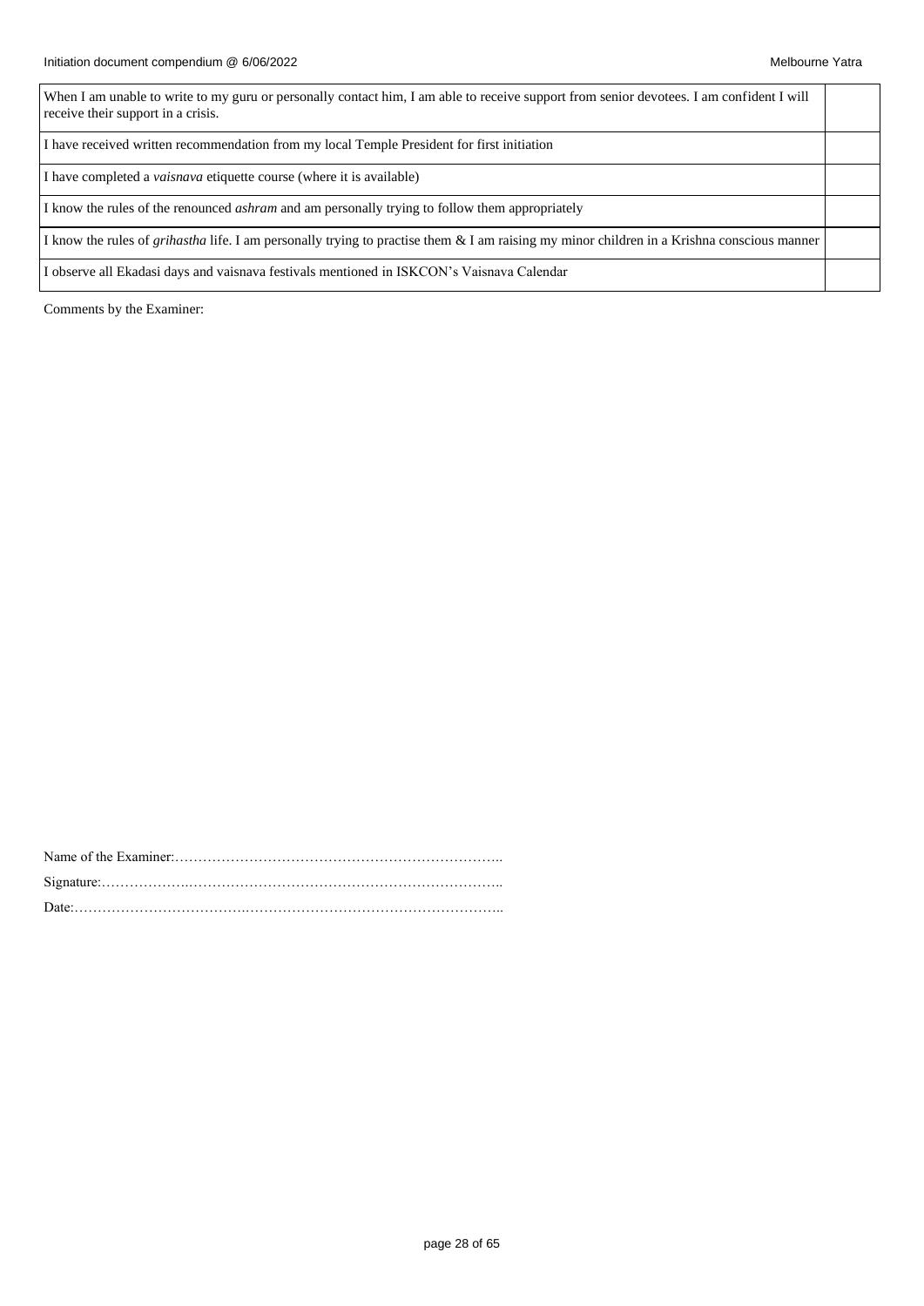| | |
|---|---|
| When I am unable to write to my guru or personally contact him, I am able to receive support from senior devotees. I am confident I will receive their support in a crisis. | |
| I have received written recommendation from my local Temple President for first initiation | |
| I have completed a *vaisnava* etiquette course (where it is available) | |
| I know the rules of the renounced *ashram* and am personally trying to follow them appropriately | |
| I know the rules of *grihastha* life. I am personally trying to practise them & I am raising my minor children in a Krishna conscious manner | |
| I observe all Ekadasi days and vaisnava festivals mentioned in ISKCON's Vaisnava Calendar | |

Comments by the Examiner:

Name of the Examiner:……………………………………………………………..

Signature:……………….…………………………………………………………..

Date:……………………………….………………………………………………..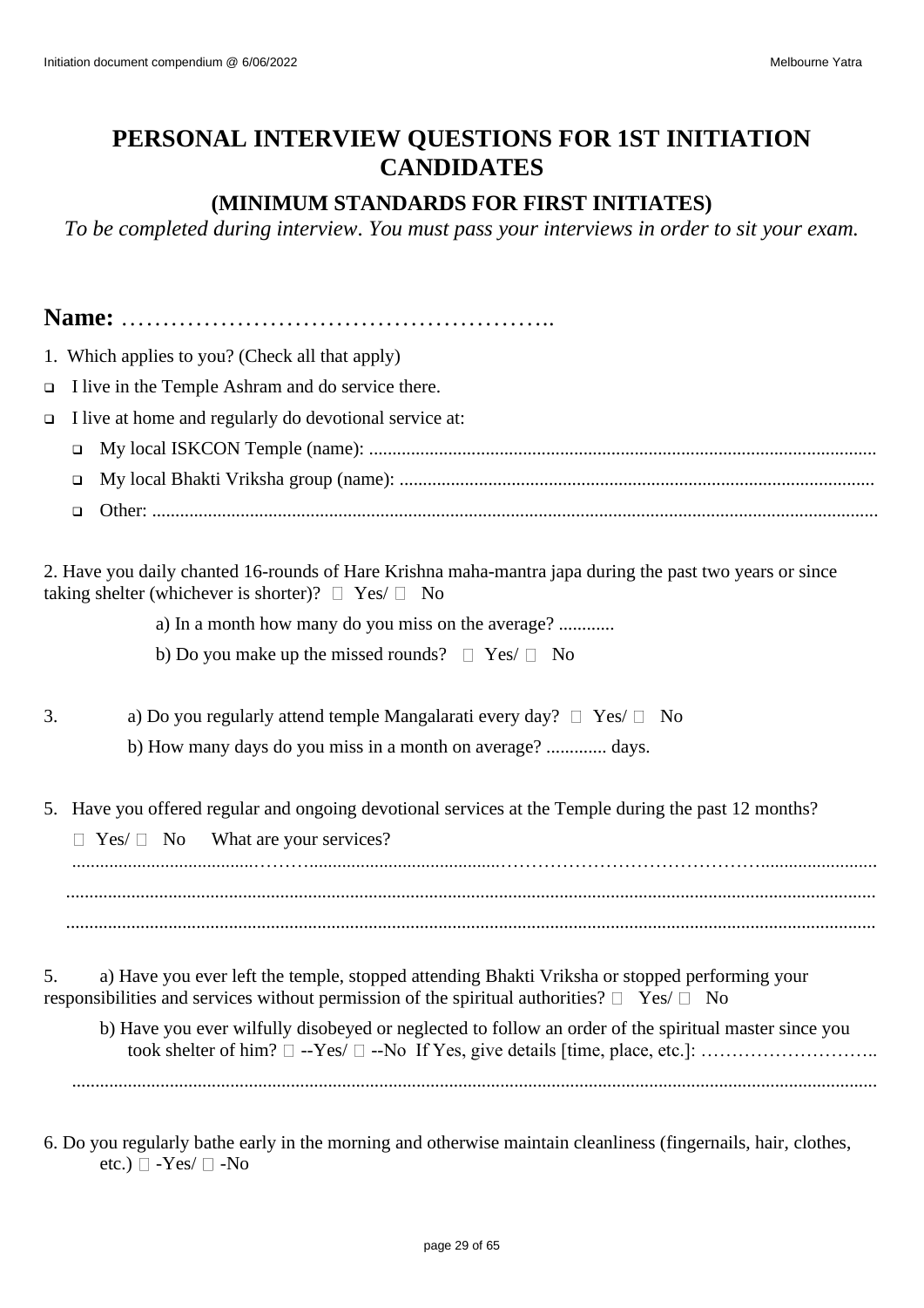# PERSONAL INTERVIEW QUESTIONS FOR 1ST INITIATION CANDIDATES

## (MINIMUM STANDARDS FOR FIRST INITIATES)

*To be completed during interview. You must pass your interviews in order to sit your exam.*

**Name:** ……………………………………………..

1. Which applies to you? (Check all that apply)

- ❑ I live in the Temple Ashram and do service there.
- ❑ I live at home and regularly do devotional service at:
  - ❑ My local ISKCON Temple (name): ............................................................................................................
  - ❑ My local Bhakti Vriksha group (name): .....................................................................................................
  - ❑ Other: ..........................................................................................................................................

2. Have you daily chanted 16-rounds of Hare Krishna maha-mantra japa during the past two years or since taking shelter (whichever is shorter)? ☐ Yes/ ☐ No

   a) In a month how many do you miss on the average? ............

   b) Do you make up the missed rounds? ☐ Yes/ ☐ No

3. a) Do you regularly attend temple Mangalarati every day? ☐ Yes/ ☐ No

   b) How many days do you miss in a month on average? ............. days.

5. Have you offered regular and ongoing devotional services at the Temple during the past 12 months?

   ☐ Yes/ ☐ No What are your services?

   ..........................................................................................................................................

   ..........................................................................................................................................

   ..........................................................................................................................................

5. a) Have you ever left the temple, stopped attending Bhakti Vriksha or stopped performing your responsibilities and services without permission of the spiritual authorities? ☐ Yes/ ☐ No

   b) Have you ever wilfully disobeyed or neglected to follow an order of the spiritual master since you took shelter of him? ☐ --Yes/ ☐ --No If Yes, give details [time, place, etc.]: ………………………..

   ..........................................................................................................................................

6. Do you regularly bathe early in the morning and otherwise maintain cleanliness (fingernails, hair, clothes, etc.) ☐ -Yes/ ☐ -No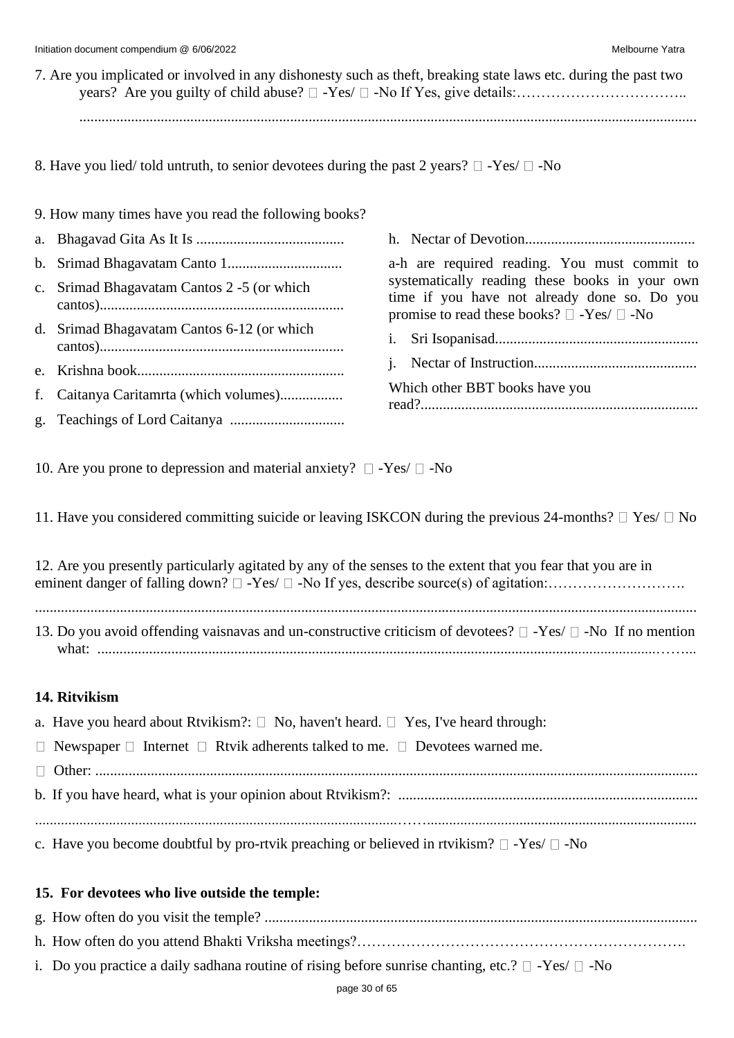7. Are you implicated or involved in any dishonesty such as theft, breaking state laws etc. during the past two years? Are you guilty of child abuse? □ -Yes/ □ -No If Yes, give details:……………………………..

.......................................................................................................................................................

8. Have you lied/ told untruth, to senior devotees during the past 2 years? □ -Yes/ □ -No

9. How many times have you read the following books?

a. Bhagavad Gita As It Is ........................................
b. Srimad Bhagavatam Canto 1...............................
c. Srimad Bhagavatam Cantos 2 -5 (or which cantos)..................................................................
d. Srimad Bhagavatam Cantos 6-12 (or which cantos)..................................................................
e. Krishna book........................................................
f. Caitanya Caitamrta (which volumes).................
g. Teachings of Lord Caitanya ...............................
h. Nectar of Devotion.............................................

a-h are required reading. You must commit to systematically reading these books in your own time if you have not already done so. Do you promise to read these books? □ -Yes/ □ -No

i. Sri Isopanisad.......................................................
j. Nectar of Instruction............................................

Which other BBT books have you read?...........................................................................

10. Are you prone to depression and material anxiety? □ -Yes/ □ -No

11. Have you considered committing suicide or leaving ISKCON during the previous 24-months? □ Yes/ □ No

12. Are you presently particularly agitated by any of the senses to the extent that you fear that you are in eminent danger of falling down? □ -Yes/ □ -No If yes, describe source(s) of agitation:……………………….

.......................................................................................................................................................

13. Do you avoid offending vaisnavas and un-constructive criticism of devotees? □ -Yes/ □ -No If no mention what: ..........................................................................................................................……...

**14. Rtvikism**

a. Have you heard about Rtvikism?: □ No, haven't heard. □ Yes, I've heard through:

□ Newspaper □ Internet □ Rtvik adherents talked to me. □ Devotees warned me.

□ Other: ..........................................................................................................................................

b. If you have heard, what is your opinion about Rtvikism?: .........................................................................

..................................................................................………........................................................................

c. Have you become doubtful by pro-rtvik preaching or believed in rtvikism? □ -Yes/ □ -No

**15. For devotees who live outside the temple:**

g. How often do you visit the temple? ..........................................................................................................

h. How often do you attend Bhakti Vriksha meetings?……………………………………………………….

i. Do you practice a daily sadhana routine of rising before sunrise chanting, etc.? □ -Yes/ □ -No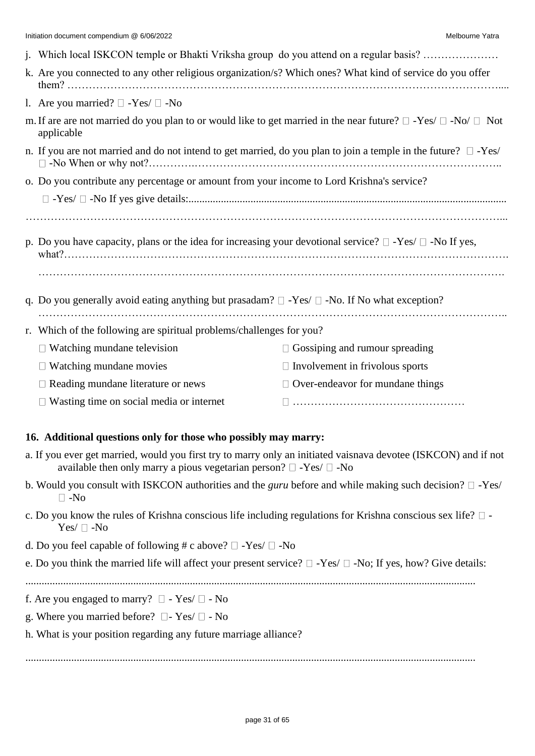j. Which local ISKCON temple or Bhakti Vriksha group do you attend on a regular basis? …………………

k. Are you connected to any other religious organization/s? Which ones? What kind of service do you offer them? ……………………………………………………………………………………………………....

l. Are you married? □ -Yes/ □ -No

m. If are are not married do you plan to or would like to get married in the near future? □ -Yes/ □ -No/ □ Not applicable

n. If you are not married and do not intend to get married, do you plan to join a temple in the future? □ -Yes/ □ -No When or why not?………….……………………………………………………………………..

o. Do you contribute any percentage or amount from your income to Lord Krishna's service?

□ -Yes/ □ -No If yes give details:..................................................................................................................

……………………………………………………………………………………………………………...

p. Do you have capacity, plans or the idea for increasing your devotional service? □ -Yes/ □ -No If yes, what?…………………………………………………………………………………………………….

…………………………………………………………………………………………………………….

q. Do you generally avoid eating anything but prasadam? □ -Yes/ □ -No. If No what exception? ……………………………………………………………………………………………………………..

r. Which of the following are spiritual problems/challenges for you?

□ Watching mundane television

□ Watching mundane movies

□ Reading mundane literature or news

□ Wasting time on social media or internet

□ Gossiping and rumour spreading

□ Involvement in frivolous sports

□ Over-endeavor for mundane things

□ …………………………………………

**16. Additional questions only for those who possibly may marry:**

a. If you ever get married, would you first try to marry only an initiated vaisnava devotee (ISKCON) and if not available then only marry a pious vegetarian person? □ -Yes/ □ -No

b. Would you consult with ISKCON authorities and the *guru* before and while making such decision? □ -Yes/ □ -No

c. Do you know the rules of Krishna conscious life including regulations for Krishna conscious sex life? □ -Yes/ □ -No

d. Do you feel capable of following # c above? □ -Yes/ □ -No

e. Do you think the married life will affect your present service? □ -Yes/ □ -No; If yes, how? Give details:

......................................................................................................................................................

f. Are you engaged to marry? □ - Yes/ □ - No

g. Where you married before? □- Yes/ □ - No

h. What is your position regarding any future marriage alliance?

......................................................................................................................................................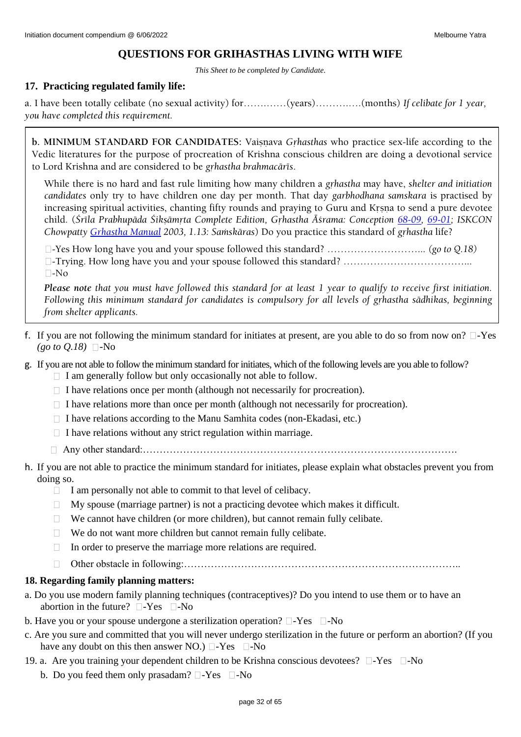## QUESTIONS FOR GRIHASTHAS LIVING WITH WIFE

*This Sheet to be completed by Candidate.*

### 17. Practicing regulated family life:

a. I have been totally celibate (no sexual activity) for……..……(years)…….…..….(months) *If celibate for 1 year, you have completed this requirement.*

b. **MINIMUM STANDARD FOR CANDIDATES:** Vaiṣṇava *Gṛhasthas* who practice sex-life according to the Vedic literatures for the purpose of procreation of Krishna conscious children are doing a devotional service to Lord Krishna and are considered to be *gṛhastha brahmacārīs*.

While there is no hard and fast rule limiting how many children a *gṛhastha* may have, *shelter and initiation candidates* only try to have children one day per month. That day *garbhodhana samskara* is practised by increasing spiritual activities, chanting fifty rounds and praying to Guru and Kṛṣṇa to send a pure devotee child. (*Śrīla Prabhupāda Śikṣāmṛta Complete Edition, Gṛhastha Āśrama: Conception* 68-09, 69-01; *ISKCON Chowpatty* Grhastha Manual *2003, 1.13: Saṁskāras*) Do you practice this standard of *gṛhastha* life?

- ☐-Yes How long have you and your spouse followed this standard? ………………………... *(go to Q.18)*
- ☐-Trying. How long have you and your spouse followed this standard? ………………………………...
- ☐-No

***Please note*** *that you must have followed this standard for at least 1 year to qualify to receive first initiation. Following this minimum standard for candidates is compulsory for all levels of gṛhastha sādhikas, beginning from shelter applicants.*

f. If you are not following the minimum standard for initiates at present, are you able to do so from now on? ☐-Yes *(go to Q.18)* ☐-No

g. If you are not able to follow the minimum standard for initiates, which of the following levels are you able to follow?

- ☐ I am generally follow but only occasionally not able to follow.
- ☐ I have relations once per month (although not necessarily for procreation).
- ☐ I have relations more than once per month (although not necessarily for procreation).
- ☐ I have relations according to the Manu Samhita codes (non-Ekadasi, etc.)
- ☐ I have relations without any strict regulation within marriage.
- ☐ Any other standard:…………………………………………………………………………………….

h. If you are not able to practice the minimum standard for initiates, please explain what obstacles prevent you from doing so.

- ☐ I am personally not able to commit to that level of celibacy.
- ☐ My spouse (marriage partner) is not a practicing devotee which makes it difficult.
- ☐ We cannot have children (or more children), but cannot remain fully celibate.
- ☐ We do not want more children but cannot remain fully celibate.
- ☐ In order to preserve the marriage more relations are required.
- ☐ Other obstacle in following:…………………………………………………………………………..

### 18. Regarding family planning matters:

a. Do you use modern family planning techniques (contraceptives)? Do you intend to use them or to have an abortion in the future? ☐-Yes ☐-No

b. Have you or your spouse undergone a sterilization operation? ☐-Yes ☐-No

c. Are you sure and committed that you will never undergo sterilization in the future or perform an abortion? (If you have any doubt on this then answer NO.) ☐-Yes ☐-No

19. a. Are you training your dependent children to be Krishna conscious devotees? ☐-Yes ☐-No

b. Do you feed them only prasadam? ☐-Yes ☐-No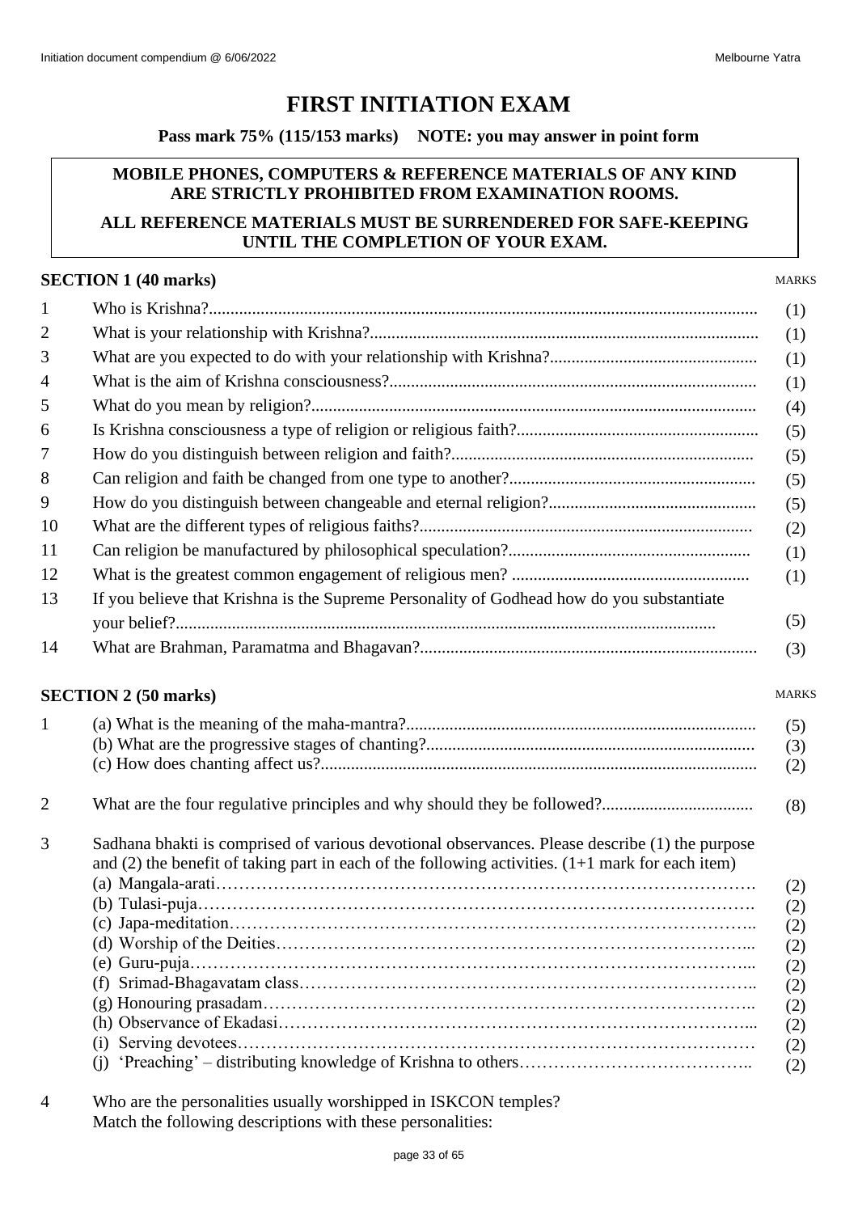# FIRST INITIATION EXAM

**Pass mark 75% (115/153 marks)    NOTE: you may answer in point form**

> **MOBILE PHONES, COMPUTERS & REFERENCE MATERIALS OF ANY KIND ARE STRICTLY PROHIBITED FROM EXAMINATION ROOMS.**
>
> **ALL REFERENCE MATERIALS MUST BE SURRENDERED FOR SAFE-KEEPING UNTIL THE COMPLETION OF YOUR EXAM.**

## SECTION 1 (40 marks)

| | | MARKS |
|---|---|---|
| 1 | Who is Krishna? | (1) |
| 2 | What is your relationship with Krishna? | (1) |
| 3 | What are you expected to do with your relationship with Krishna? | (1) |
| 4 | What is the aim of Krishna consciousness? | (1) |
| 5 | What do you mean by religion? | (4) |
| 6 | Is Krishna consciousness a type of religion or religious faith? | (5) |
| 7 | How do you distinguish between religion and faith? | (5) |
| 8 | Can religion and faith be changed from one type to another? | (5) |
| 9 | How do you distinguish between changeable and eternal religion? | (5) |
| 10 | What are the different types of religious faiths? | (2) |
| 11 | Can religion be manufactured by philosophical speculation? | (1) |
| 12 | What is the greatest common engagement of religious men? | (1) |
| 13 | If you believe that Krishna is the Supreme Personality of Godhead how do you substantiate your belief? | (5) |
| 14 | What are Brahman, Paramatma and Bhagavan? | (3) |

## SECTION 2 (50 marks)

| | | MARKS |
|---|---|---|
| 1 | (a) What is the meaning of the maha-mantra? | (5) |
| | (b) What are the progressive stages of chanting? | (3) |
| | (c) How does chanting affect us? | (2) |
| 2 | What are the four regulative principles and why should they be followed? | (8) |
| 3 | Sadhana bhakti is comprised of various devotional observances. Please describe (1) the purpose and (2) the benefit of taking part in each of the following activities. (1+1 mark for each item) | |
| | (a) Mangala-arati | (2) |
| | (b) Tulasi-puja | (2) |
| | (c) Japa-meditation | (2) |
| | (d) Worship of the Deities | (2) |
| | (e) Guru-puja | (2) |
| | (f) Srimad-Bhagavatam class | (2) |
| | (g) Honouring prasadam | (2) |
| | (h) Observance of Ekadasi | (2) |
| | (i) Serving devotees | (2) |
| | (j) 'Preaching' – distributing knowledge of Krishna to others | (2) |
| 4 | Who are the personalities usually worshipped in ISKCON temples? Match the following descriptions with these personalities: | |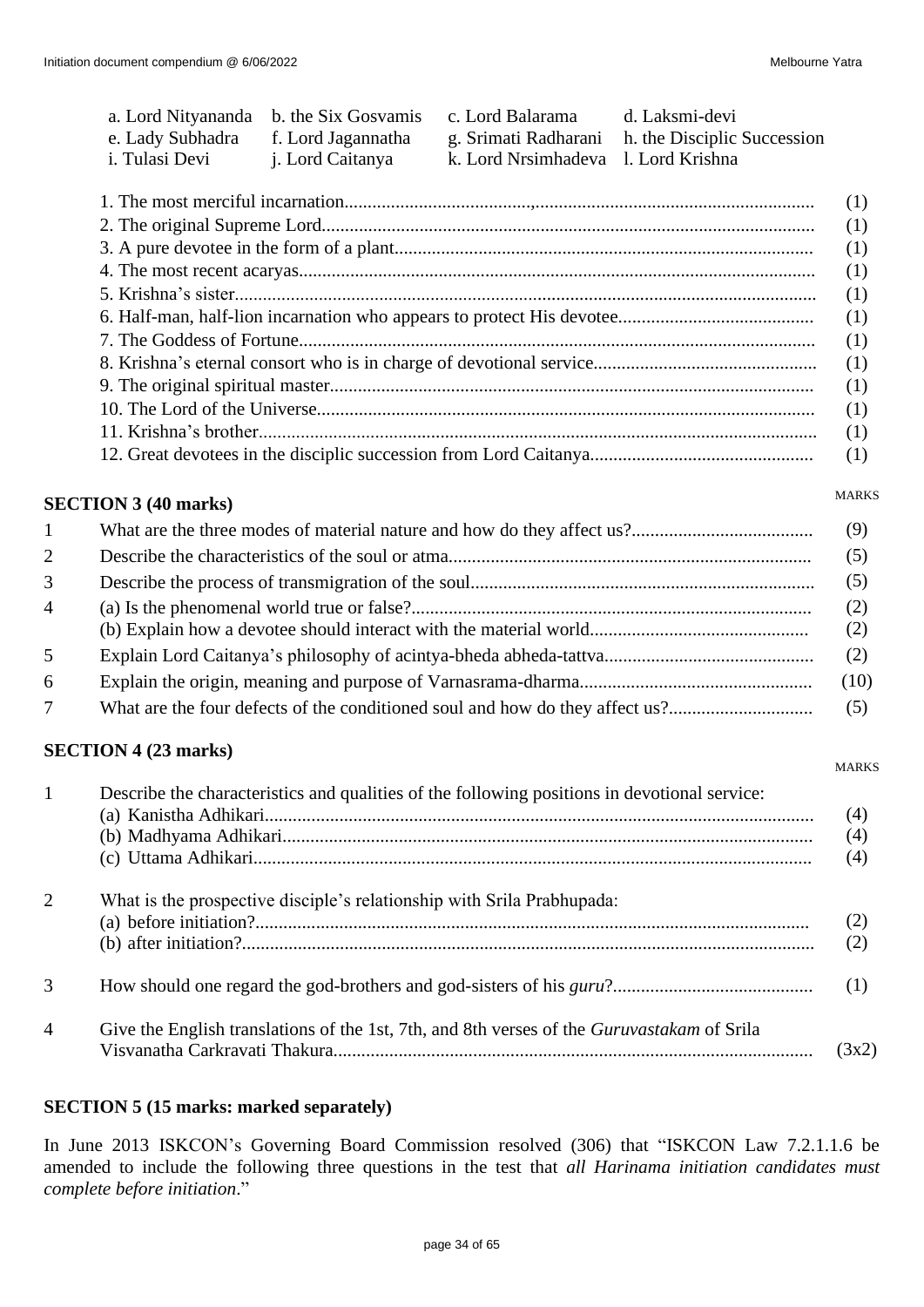| a. Lord Nityananda | b. the Six Gosvamis | c. Lord Balarama | d. Laksmi-devi |
|---|---|---|---|
| e. Lady Subhadra | f. Lord Jagannatha | g. Srimati Radharani | h. the Disciplic Succession |
| i. Tulasi Devi | j. Lord Caitanya | k. Lord Nrsimhadeva | l. Lord Krishna |

1. The most merciful incarnation........................................................................................... (1)
2. The original Supreme Lord.............................................................................................. (1)
3. A pure devotee in the form of a plant.............................................................................. (1)
4. The most recent acaryas.................................................................................................. (1)
5. Krishna's sister................................................................................................................ (1)
6. Half-man, half-lion incarnation who appears to protect His devotee.............................. (1)
7. The Goddess of Fortune.................................................................................................. (1)
8. Krishna's eternal consort who is in charge of devotional service.................................. (1)
9. The original spiritual master............................................................................................ (1)
10. The Lord of the Universe............................................................................................... (1)
11. Krishna's brother........................................................................................................... (1)
12. Great devotees in the disciplic succession from Lord Caitanya.................................... (1)

## SECTION 3 (40 marks)

MARKS

1. What are the three modes of material nature and how do they affect us?....................... (9)
2. Describe the characteristics of the soul or atma............................................................. (5)
3. Describe the process of transmigration of the soul......................................................... (5)
4. (a) Is the phenomenal world true or false?...................................................................... (2)
   (b) Explain how a devotee should interact with the material world................................ (2)
5. Explain Lord Caitanya's philosophy of acintya-bheda abheda-tattva............................. (2)
6. Explain the origin, meaning and purpose of Varnasrama-dharma.................................. (10)
7. What are the four defects of the conditioned soul and how do they affect us?............... (5)

## SECTION 4 (23 marks)

MARKS

1. Describe the characteristics and qualities of the following positions in devotional service:
   (a) Kanistha Adhikari...................................................................................................... (4)
   (b) Madhyama Adhikari.................................................................................................. (4)
   (c) Uttama Adhikari......................................................................................................... (4)

2. What is the prospective disciple's relationship with Srila Prabhupada:
   (a) before initiation?....................................................................................................... (2)
   (b) after initiation?.......................................................................................................... (2)

3. How should one regard the god-brothers and god-sisters of his *guru*?........................... (1)

4. Give the English translations of the 1st, 7th, and 8th verses of the *Guruvastakam* of Srila Visvanatha Carkravati Thakura....................................................................................... (3x2)

## SECTION 5 (15 marks: marked separately)

In June 2013 ISKCON's Governing Board Commission resolved (306) that "ISKCON Law 7.2.1.1.6 be amended to include the following three questions in the test that *all Harinama initiation candidates must complete before initiation*."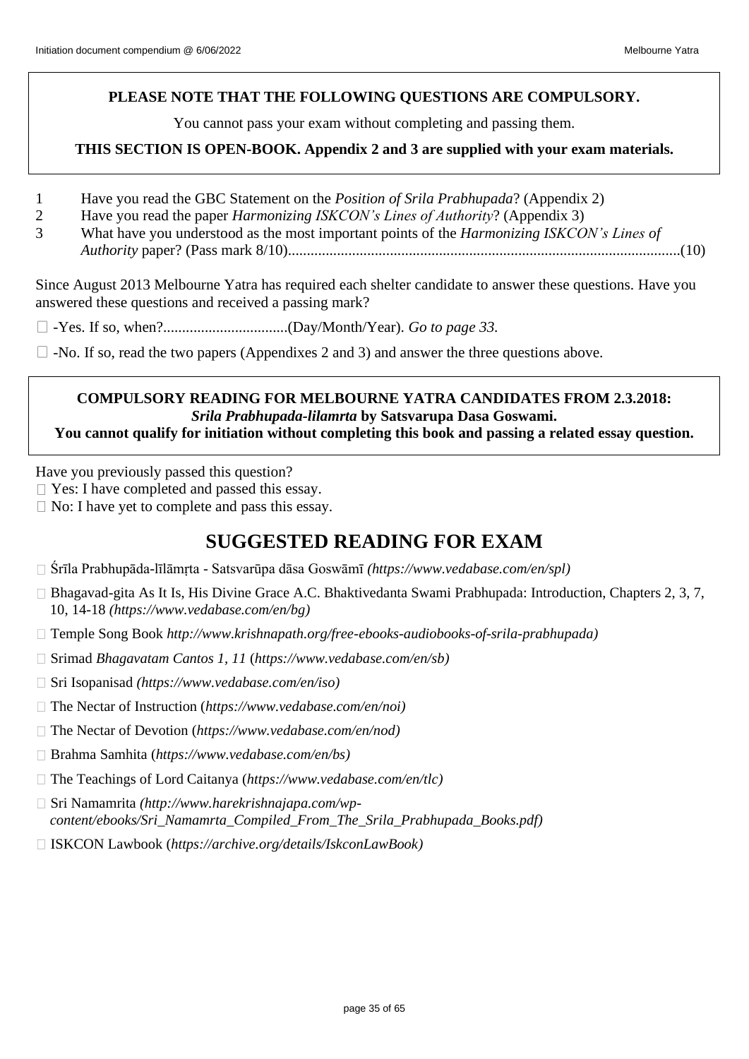**PLEASE NOTE THAT THE FOLLOWING QUESTIONS ARE COMPULSORY.**

You cannot pass your exam without completing and passing them.

**THIS SECTION IS OPEN-BOOK. Appendix 2 and 3 are supplied with your exam materials.**

1. Have you read the GBC Statement on the *Position of Srila Prabhupada*? (Appendix 2)
2. Have you read the paper *Harmonizing ISKCON's Lines of Authority*? (Appendix 3)
3. What have you understood as the most important points of the *Harmonizing ISKCON's Lines of Authority* paper? (Pass mark 8/10).......................................................................................................(10)

Since August 2013 Melbourne Yatra has required each shelter candidate to answer these questions. Have you answered these questions and received a passing mark?

☐ -Yes. If so, when?.................................(Day/Month/Year). *Go to page 33.*

☐ -No. If so, read the two papers (Appendixes 2 and 3) and answer the three questions above.

**COMPULSORY READING FOR MELBOURNE YATRA CANDIDATES FROM 2.3.2018:**
***Srila Prabhupada-lilamrta*** **by Satsvarupa Dasa Goswami.**
**You cannot qualify for initiation without completing this book and passing a related essay question.**

Have you previously passed this question?
☐ Yes: I have completed and passed this essay.
☐ No: I have yet to complete and pass this essay.

# SUGGESTED READING FOR EXAM

- Śrīla Prabhupāda-līlāmṛta - Satsvarūpa dāsa Goswāmī *(https://www.vedabase.com/en/spl)*
- Bhagavad-gita As It Is, His Divine Grace A.C. Bhaktivedanta Swami Prabhupada: Introduction, Chapters 2, 3, 7, 10, 14-18 *(https://www.vedabase.com/en/bg)*
- Temple Song Book *http://www.krishnapath.org/free-ebooks-audiobooks-of-srila-prabhupada)*
- Srimad *Bhagavatam Cantos 1, 11* (*https://www.vedabase.com/en/sb)*
- Sri Isopanisad *(https://www.vedabase.com/en/iso)*
- The Nectar of Instruction (*https://www.vedabase.com/en/noi)*
- The Nectar of Devotion (*https://www.vedabase.com/en/nod)*
- Brahma Samhita (*https://www.vedabase.com/en/bs)*
- The Teachings of Lord Caitanya (*https://www.vedabase.com/en/tlc)*
- Sri Namamrita *(http://www.harekrishnajapa.com/wp-content/ebooks/Sri_Namamrta_Compiled_From_The_Srila_Prabhupada_Books.pdf)*
- ISKCON Lawbook (*https://archive.org/details/IskconLawBook)*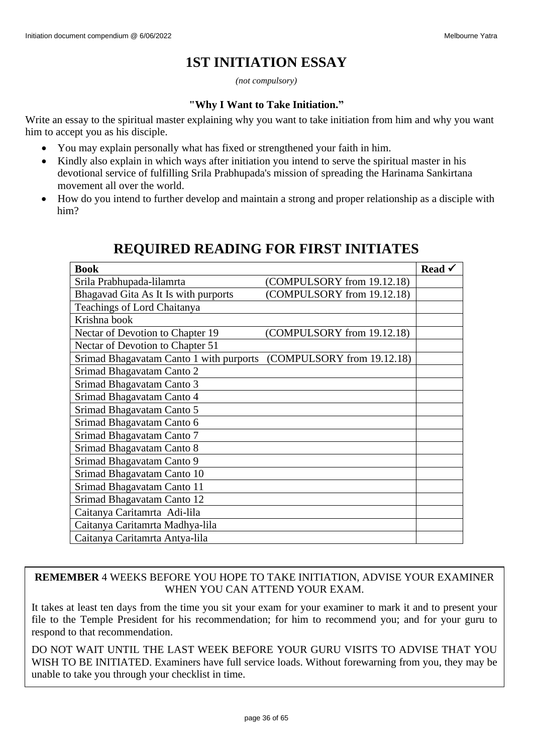# 1ST INITIATION ESSAY

*(not compulsory)*

**"Why I Want to Take Initiation."**

Write an essay to the spiritual master explaining why you want to take initiation from him and why you want him to accept you as his disciple.

- You may explain personally what has fixed or strengthened your faith in him.
- Kindly also explain in which ways after initiation you intend to serve the spiritual master in his devotional service of fulfilling Srila Prabhupada's mission of spreading the Harinama Sankirtana movement all over the world.
- How do you intend to further develop and maintain a strong and proper relationship as a disciple with him?

# REQUIRED READING FOR FIRST INITIATES

| Book | | Read ✓ |
|---|---|---|
| Srila Prabhupada-lilamrta | (COMPULSORY from 19.12.18) | |
| Bhagavad Gita As It Is with purports | (COMPULSORY from 19.12.18) | |
| Teachings of Lord Chaitanya | | |
| Krishna book | | |
| Nectar of Devotion to Chapter 19 | (COMPULSORY from 19.12.18) | |
| Nectar of Devotion to Chapter 51 | | |
| Srimad Bhagavatam Canto 1 with purports | (COMPULSORY from 19.12.18) | |
| Srimad Bhagavatam Canto 2 | | |
| Srimad Bhagavatam Canto 3 | | |
| Srimad Bhagavatam Canto 4 | | |
| Srimad Bhagavatam Canto 5 | | |
| Srimad Bhagavatam Canto 6 | | |
| Srimad Bhagavatam Canto 7 | | |
| Srimad Bhagavatam Canto 8 | | |
| Srimad Bhagavatam Canto 9 | | |
| Srimad Bhagavatam Canto 10 | | |
| Srimad Bhagavatam Canto 11 | | |
| Srimad Bhagavatam Canto 12 | | |
| Caitanya Caritamrta Adi-lila | | |
| Caitanya Caritamrta Madhya-lila | | |
| Caitanya Caritamrta Antya-lila | | |

**REMEMBER** 4 WEEKS BEFORE YOU HOPE TO TAKE INITIATION, ADVISE YOUR EXAMINER WHEN YOU CAN ATTEND YOUR EXAM.

It takes at least ten days from the time you sit your exam for your examiner to mark it and to present your file to the Temple President for his recommendation; for him to recommend you; and for your guru to respond to that recommendation.

DO NOT WAIT UNTIL THE LAST WEEK BEFORE YOUR GURU VISITS TO ADVISE THAT YOU WISH TO BE INITIATED. Examiners have full service loads. Without forewarning from you, they may be unable to take you through your checklist in time.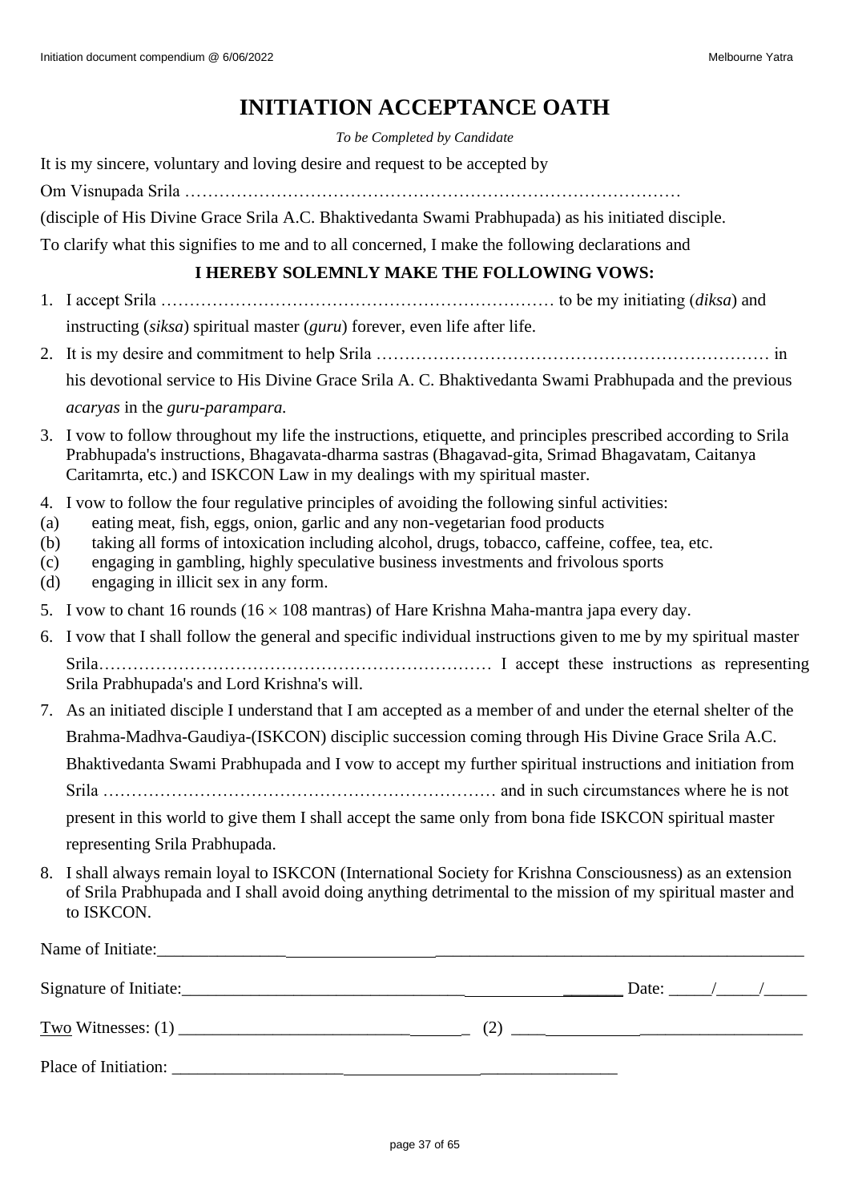# INITIATION ACCEPTANCE OATH

*To be Completed by Candidate*

It is my sincere, voluntary and loving desire and request to be accepted by

Om Visnupada Srila ………………………………………………………………………………

(disciple of His Divine Grace Srila A.C. Bhaktivedanta Swami Prabhupada) as his initiated disciple.

To clarify what this signifies to me and to all concerned, I make the following declarations and

### I HEREBY SOLEMNLY MAKE THE FOLLOWING VOWS:

1. I accept Srila …………………………………………………………… to be my initiating (*diksa*) and instructing (*siksa*) spiritual master (*guru*) forever, even life after life.
2. It is my desire and commitment to help Srila …………………………………………………………… in his devotional service to His Divine Grace Srila A. C. Bhaktivedanta Swami Prabhupada and the previous *acaryas* in the *guru-parampara.*
3. I vow to follow throughout my life the instructions, etiquette, and principles prescribed according to Srila Prabhupada's instructions, Bhagavata-dharma sastras (Bhagavad-gita, Srimad Bhagavatam, Caitanya Caritamrta, etc.) and ISKCON Law in my dealings with my spiritual master.
4. I vow to follow the four regulative principles of avoiding the following sinful activities:
   - (a) eating meat, fish, eggs, onion, garlic and any non-vegetarian food products
   - (b) taking all forms of intoxication including alcohol, drugs, tobacco, caffeine, coffee, tea, etc.
   - (c) engaging in gambling, highly speculative business investments and frivolous sports
   - (d) engaging in illicit sex in any form.
5. I vow to chant 16 rounds ($16 \times 108$ mantras) of Hare Krishna Maha-mantra japa every day.
6. I vow that I shall follow the general and specific individual instructions given to me by my spiritual master Srila…………………………………………………………… I accept these instructions as representing Srila Prabhupada's and Lord Krishna's will.
7. As an initiated disciple I understand that I am accepted as a member of and under the eternal shelter of the Brahma-Madhva-Gaudiya-(ISKCON) disciplic succession coming through His Divine Grace Srila A.C. Bhaktivedanta Swami Prabhupada and I vow to accept my further spiritual instructions and initiation from Srila …………………………………………………………… and in such circumstances where he is not present in this world to give them I shall accept the same only from bona fide ISKCON spiritual master representing Srila Prabhupada.
8. I shall always remain loyal to ISKCON (International Society for Krishna Consciousness) as an extension of Srila Prabhupada and I shall avoid doing anything detrimental to the mission of my spiritual master and to ISKCON.

Name of Initiate:_____________________________________________________________________________

Signature of Initiate:_____________________________________________________ Date: _____/_____/_____

Two Witnesses: (1) ___________________________________ (2) _________________________________

Place of Initiation: ______________________________________________________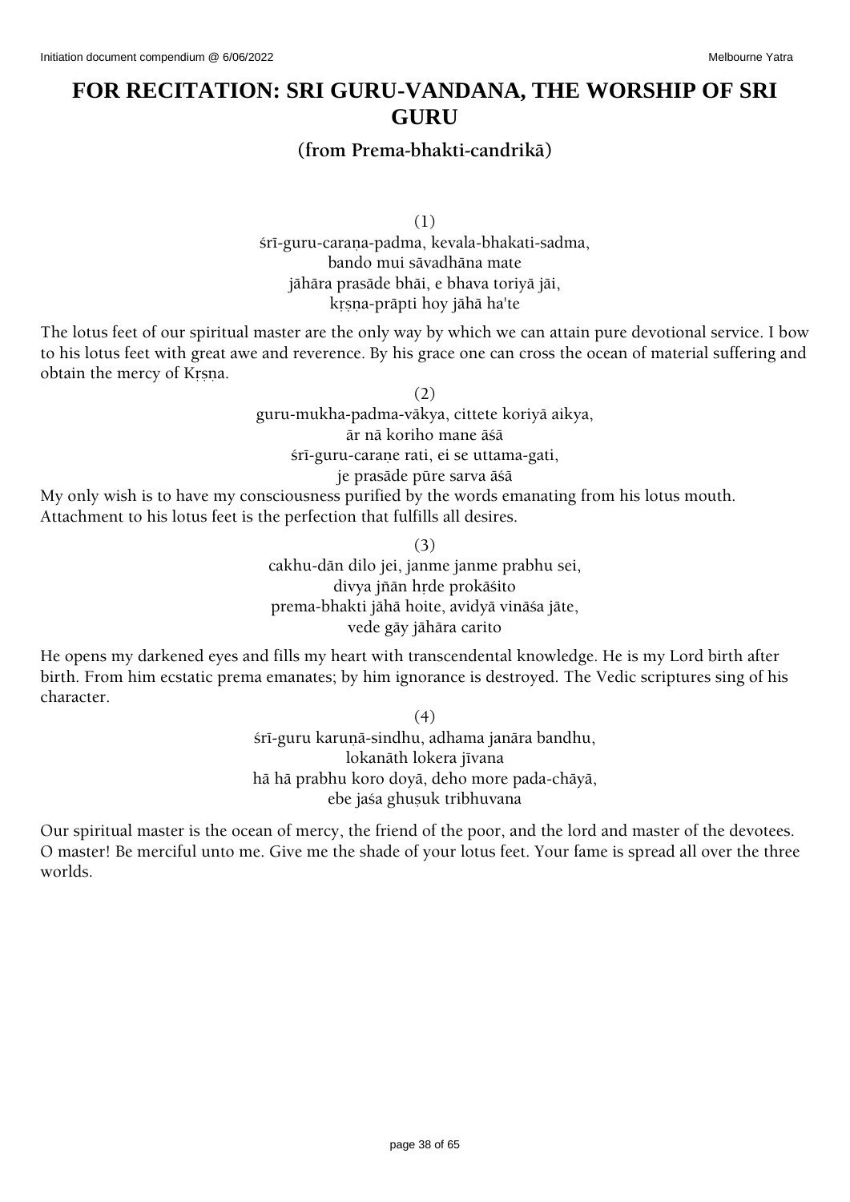# FOR RECITATION: SRI GURU-VANDANA, THE WORSHIP OF SRI GURU

## (from Prema-bhakti-candrikā)

(1)

śrī-guru-caraṇa-padma, kevala-bhakati-sadma,
bando mui sāvadhāna mate
jāhāra prasāde bhāi, e bhava toriyā jāi,
kṛṣṇa-prāpti hoy jāhā ha'te

The lotus feet of our spiritual master are the only way by which we can attain pure devotional service. I bow to his lotus feet with great awe and reverence. By his grace one can cross the ocean of material suffering and obtain the mercy of Kṛṣṇa.

(2)

guru-mukha-padma-vākya, cittete koriyā aikya,
ār nā koriho mane āśā
śrī-guru-caraṇe rati, ei se uttama-gati,
je prasāde pūre sarva āśā

My only wish is to have my consciousness purified by the words emanating from his lotus mouth. Attachment to his lotus feet is the perfection that fulfills all desires.

(3)

cakhu-dān dilo jei, janme janme prabhu sei,
divya jñān hṛde prokāśito
prema-bhakti jāhā hoite, avidyā vināśa jāte,
vede gāy jāhāra carito

He opens my darkened eyes and fills my heart with transcendental knowledge. He is my Lord birth after birth. From him ecstatic prema emanates; by him ignorance is destroyed. The Vedic scriptures sing of his character.

(4)

śrī-guru karuṇā-sindhu, adhama janāra bandhu,
lokanāth lokera jīvana
hā hā prabhu koro doyā, deho more pada-chāyā,
ebe jaśa ghuṣuk tribhuvana

Our spiritual master is the ocean of mercy, the friend of the poor, and the lord and master of the devotees. O master! Be merciful unto me. Give me the shade of your lotus feet. Your fame is spread all over the three worlds.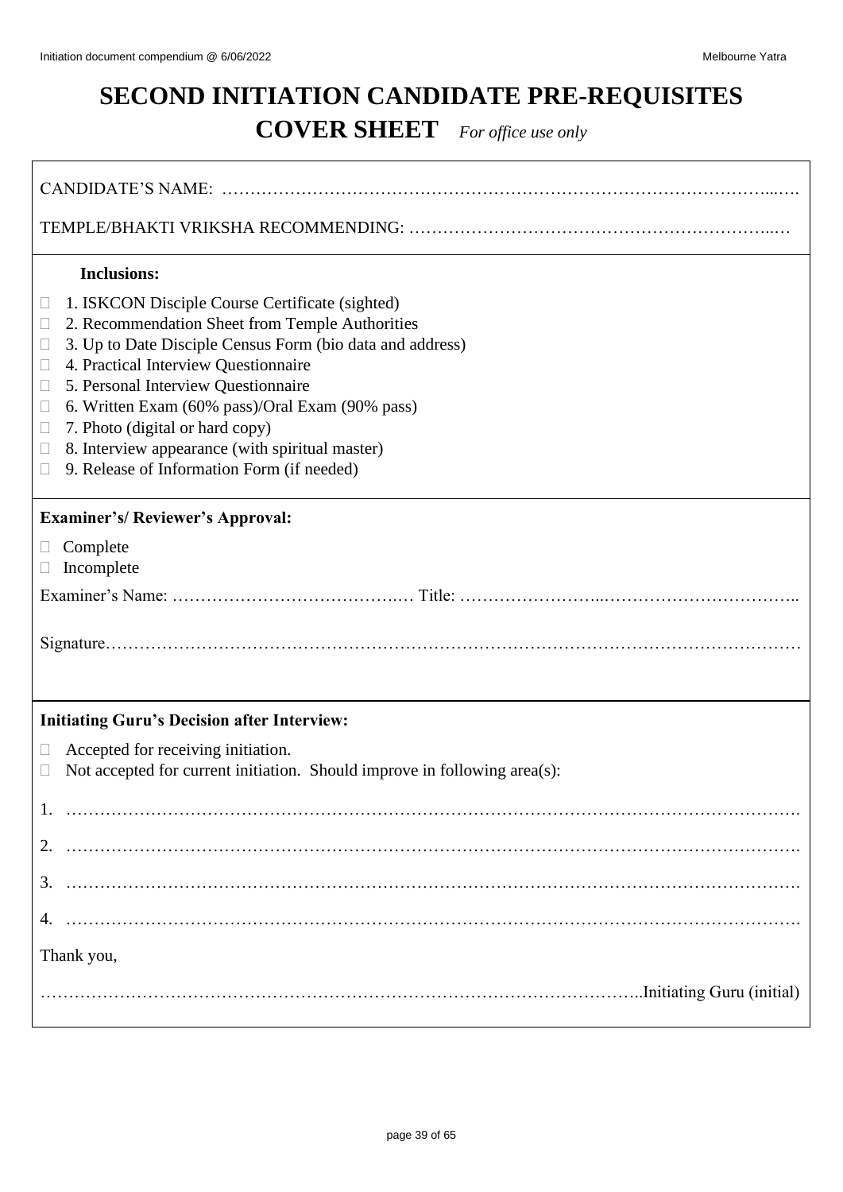# SECOND INITIATION CANDIDATE PRE-REQUISITES COVER SHEET *For office use only*

CANDIDATE'S NAME: ……………………………………………………………………………………...….

TEMPLE/BHAKTI VRIKSHA RECOMMENDING: ……………………………………………………..…

**Inclusions:**

- ☐ 1. ISKCON Disciple Course Certificate (sighted)
- ☐ 2. Recommendation Sheet from Temple Authorities
- ☐ 3. Up to Date Disciple Census Form (bio data and address)
- ☐ 4. Practical Interview Questionnaire
- ☐ 5. Personal Interview Questionnaire
- ☐ 6. Written Exam (60% pass)/Oral Exam (90% pass)
- ☐ 7. Photo (digital or hard copy)
- ☐ 8. Interview appearance (with spiritual master)
- ☐ 9. Release of Information Form (if needed)

**Examiner's/ Reviewer's Approval:**

- ☐ Complete
- ☐ Incomplete

Examiner's Name: ………………………………….… Title: ……………………..…………………………..

Signature………………………………………………………………………………………………………

**Initiating Guru's Decision after Interview:**

- ☐ Accepted for receiving initiation.
- ☐ Not accepted for current initiation. Should improve in following area(s):

1. ……………………………………………………………………………………………………………….
2. ……………………………………………………………………………………………………………….
3. ……………………………………………………………………………………………………………….
4. ……………………………………………………………………………………………………………….

Thank you,

…………………………………………………………………………………………..Initiating Guru (initial)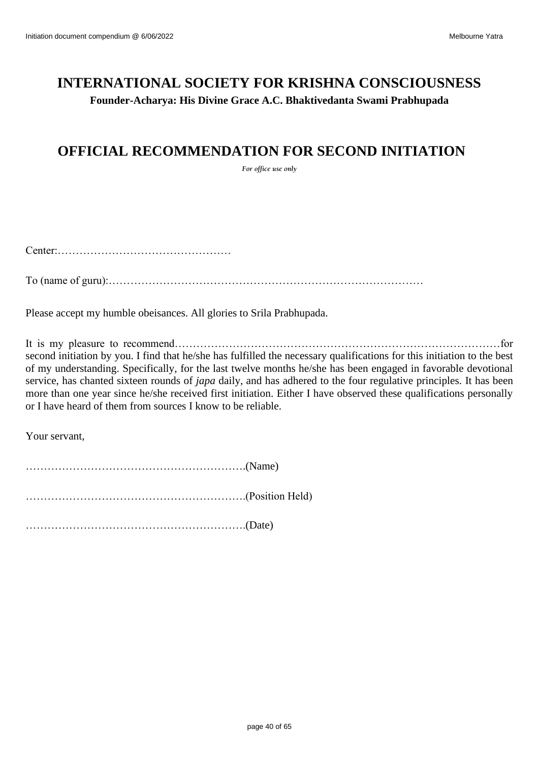# INTERNATIONAL SOCIETY FOR KRISHNA CONSCIOUSNESS

**Founder-Acharya: His Divine Grace A.C. Bhaktivedanta Swami Prabhupada**

## OFFICIAL RECOMMENDATION FOR SECOND INITIATION

*For office use only*

Center:…………………………………………

To (name of guru):……………………………………………………………………………

Please accept my humble obeisances. All glories to Srila Prabhupada.

It is my pleasure to recommend………………………………………………………………………………for second initiation by you. I find that he/she has fulfilled the necessary qualifications for this initiation to the best of my understanding. Specifically, for the last twelve months he/she has been engaged in favorable devotional service, has chanted sixteen rounds of *japa* daily, and has adhered to the four regulative principles. It has been more than one year since he/she received first initiation. Either I have observed these qualifications personally or I have heard of them from sources I know to be reliable.

Your servant,

…………………………………………………….(Name)

…………………………………………………….(Position Held)

…………………………………………………….(Date)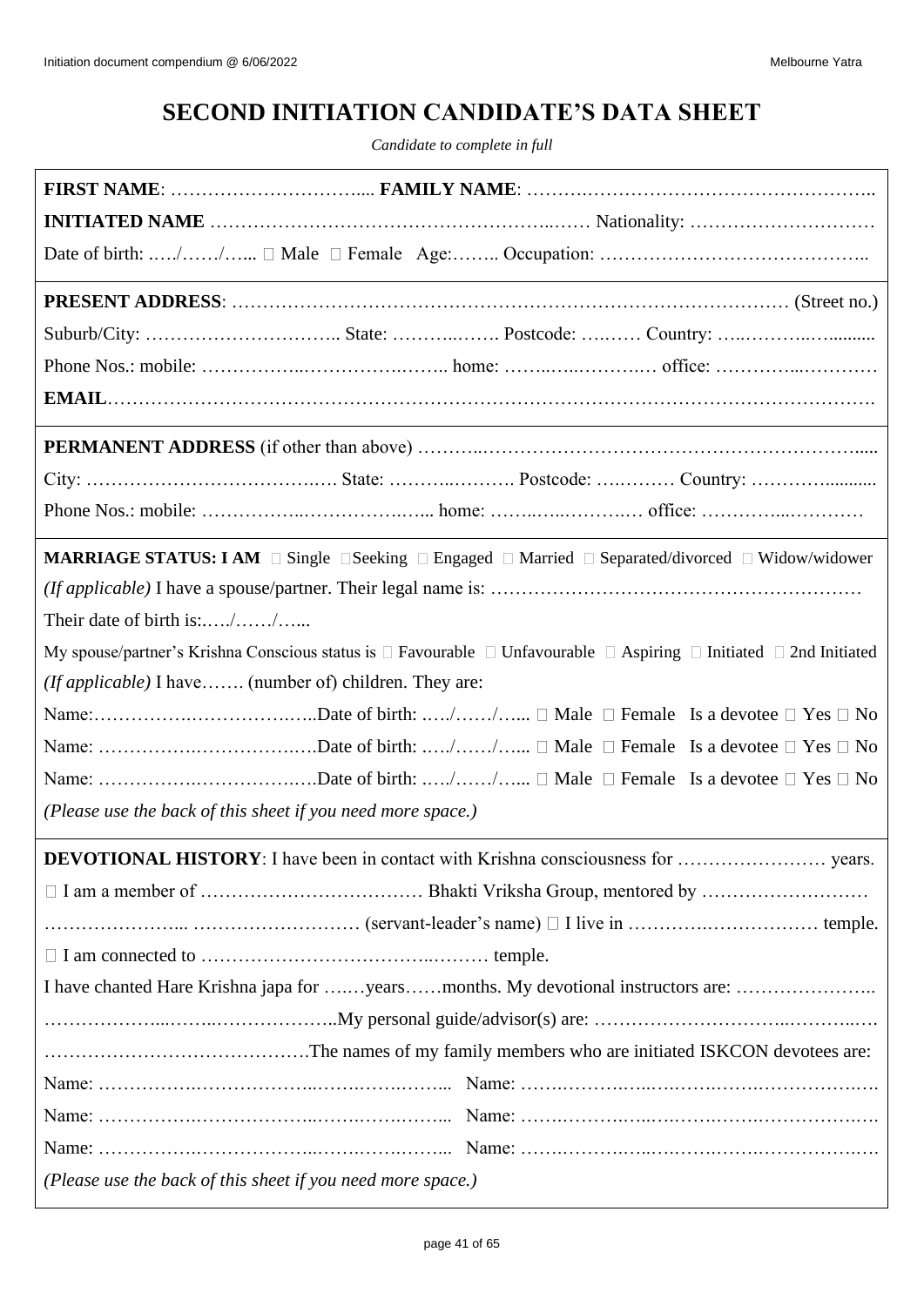# SECOND INITIATION CANDIDATE'S DATA SHEET

*Candidate to complete in full*

**FIRST NAME**: ………………………….... **FAMILY NAME**: ……….……………………………………..

**INITIATED NAME** ………………………………………………..…… Nationality: …………………………

Date of birth: .…./……/…... □ Male □ Female Age:…….. Occupation: …………………………………..

---

**PRESENT ADDRESS**: ………………………………………………………………………………… (Street no.)

Suburb/City: ………………………….. State: ………..……. Postcode: ….…… Country: …..………..….........

Phone Nos.: mobile: ……………..……………..….. home: ……..…..……….… office: …………...…………

**EMAIL**……………………………………………………………………………………………………….

---

**PERMANENT ADDRESS** (if other than above) ………..……………………………………………………......

City: ………………………………….…. State: ………..………. Postcode: ….……… Country: …………..........

Phone Nos.: mobile: ……………..……………..…... home: ……..…..……….… office: …………...…………

---

**MARRIAGE STATUS: I AM** □ Single □Seeking □ Engaged □ Married □ Separated/divorced □ Widow/widower

*(If applicable)* I have a spouse/partner. Their legal name is: ……………………………………………………

Their date of birth is:.…./……/…...

My spouse/partner's Krishna Conscious status is □ Favourable □ Unfavourable □ Aspiring □ Initiated □ 2nd Initiated

*(If applicable)* I have……. (number of) children. They are:

Name:……………….……………..…..Date of birth: .…./……/…... □ Male □ Female Is a devotee □ Yes □ No

Name: …………….………………..…Date of birth: .…./……/…... □ Male □ Female Is a devotee □ Yes □ No

Name: …………….………………..…Date of birth: .…./……/…... □ Male □ Female Is a devotee □ Yes □ No

*(Please use the back of this sheet if you need more space.)*

---

**DEVOTIONAL HISTORY**: I have been in contact with Krishna consciousness for …………………… years.

□ I am a member of ……………………………… Bhakti Vriksha Group, mentored by ………………………

…………………... ……………………… (servant-leader's name) □ I live in ………….…………….… temple.

□ I am connected to ………………………………..……… temple.

I have chanted Hare Krishna japa for ….…years……months. My devotional instructors are: …………………..

………………...……..………………..My personal guide/advisor(s) are: ………………………..………..…

…………………………………….The names of my family members who are initiated ISKCON devotees are:

Name: …………….………………..…….……….…….... Name: …….……….…..….…….…….…………….….

Name: …………….………………..…….……….…….... Name: …….……….…..….…….…….…………….….

Name: …………….………………..…….……….…….... Name: …….……….…..….…….…….…………….…

*(Please use the back of this sheet if you need more space.)*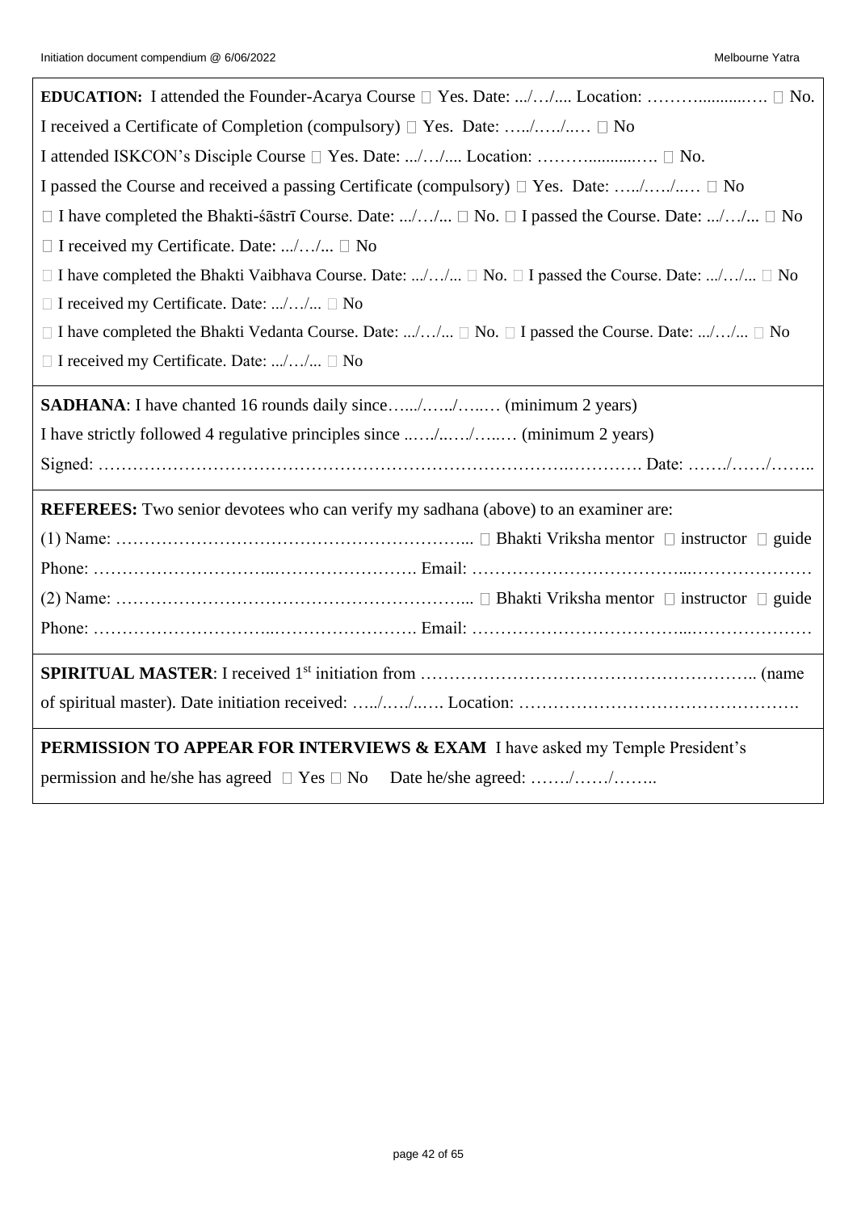**EDUCATION:** I attended the Founder-Acarya Course ☐ Yes. Date: .../…/.... Location: ……….........…. ☐ No.

I received a Certificate of Completion (compulsory) ☐ Yes. Date: …../…../..… ☐ No

I attended ISKCON's Disciple Course ☐ Yes. Date: .../…/.... Location: ……….........…. ☐ No.

I passed the Course and received a passing Certificate (compulsory) ☐ Yes. Date: …../…../..… ☐ No

☐ I have completed the Bhakti-śāstrī Course. Date: .../…/... ☐ No. ☐ I passed the Course. Date: .../…/... ☐ No

☐ I received my Certificate. Date: .../…/... ☐ No

☐ I have completed the Bhakti Vaibhava Course. Date: .../…/... ☐ No. ☐ I passed the Course. Date: .../…/... ☐ No

☐ I received my Certificate. Date: .../…/... ☐ No

☐ I have completed the Bhakti Vedanta Course. Date: .../…/... ☐ No. ☐ I passed the Course. Date: .../…/... ☐ No

☐ I received my Certificate. Date: .../…/... ☐ No

**SADHANA**: I have chanted 16 rounds daily since…..../…../…..… (minimum 2 years)

I have strictly followed 4 regulative principles since ..…/..…/…..… (minimum 2 years)

Signed: ………………………………………………………………………….…………. Date: ……./……/……..

**REFEREES:** Two senior devotees who can verify my sadhana (above) to an examiner are:

(1) Name: ……………………………………………………... ☐ Bhakti Vriksha mentor ☐ instructor ☐ guide

Phone: …………………………..……………………. Email: ……………………………….....…………………

(2) Name: ……………………………………………………... ☐ Bhakti Vriksha mentor ☐ instructor ☐ guide

Phone: …………………………..……………………. Email: ……………………………….....…………………

**SPIRITUAL MASTER**: I received 1st initiation from ………………………………………………….. (name of spiritual master). Date initiation received: …../…../..…. Location: ………………………………………….

**PERMISSION TO APPEAR FOR INTERVIEWS & EXAM** I have asked my Temple President's permission and he/she has agreed ☐ Yes ☐ No Date he/she agreed: ……./……/……..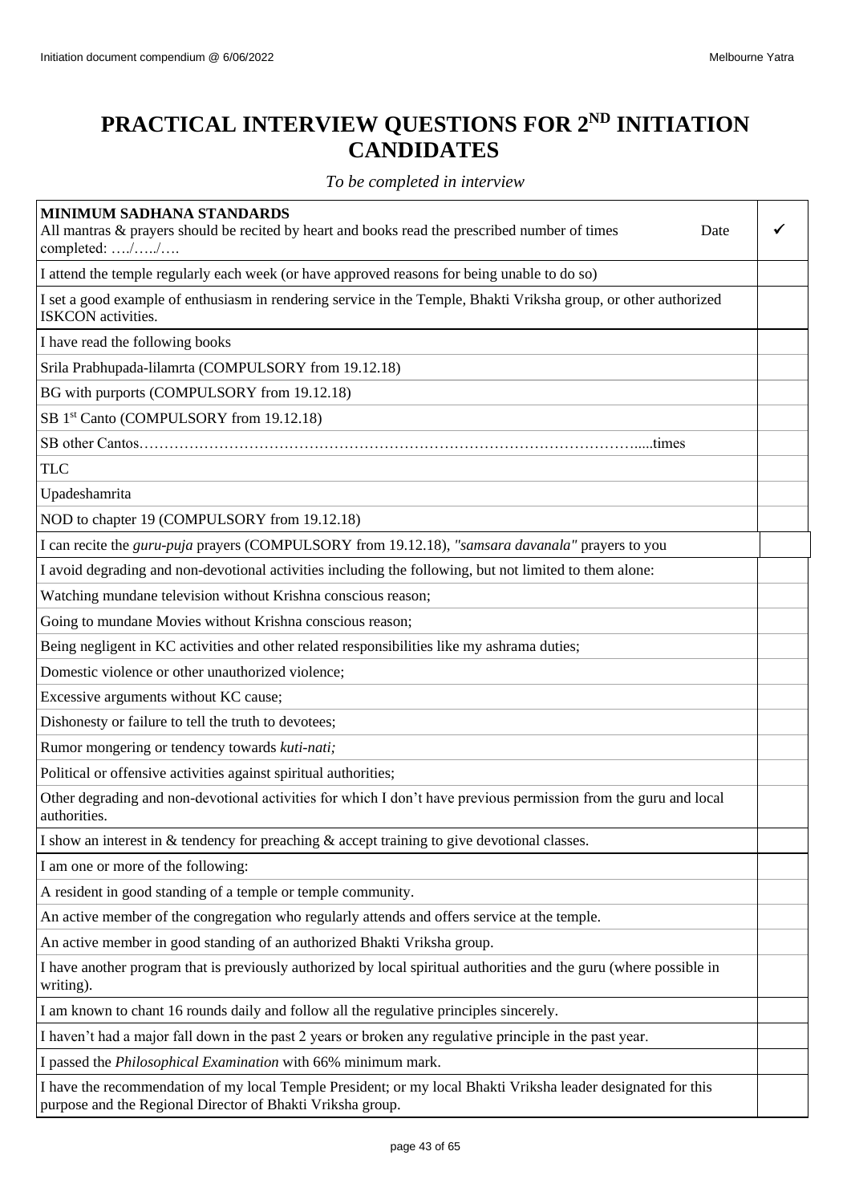# PRACTICAL INTERVIEW QUESTIONS FOR 2ND INITIATION CANDIDATES

*To be completed in interview*

| **MINIMUM SADHANA STANDARDS**<br>All mantras & prayers should be recited by heart and books read the prescribed number of times Date completed: …./…../…. | ✓ |
|---|---|
| I attend the temple regularly each week (or have approved reasons for being unable to do so) | |
| I set a good example of enthusiasm in rendering service in the Temple, Bhakti Vriksha group, or other authorized ISKCON activities. | |
| I have read the following books | |
| Srila Prabhupada-lilamrta (COMPULSORY from 19.12.18) | |
| BG with purports (COMPULSORY from 19.12.18) | |
| SB 1st Canto (COMPULSORY from 19.12.18) | |
| SB other Cantos…………………………………………………………………………………….....times | |
| TLC | |
| Upadeshamrita | |
| NOD to chapter 19 (COMPULSORY from 19.12.18) | |
| I can recite the *guru-puja* prayers (COMPULSORY from 19.12.18), *"samsara davanala"* prayers to you | |
| I avoid degrading and non-devotional activities including the following, but not limited to them alone: | |
| Watching mundane television without Krishna conscious reason; | |
| Going to mundane Movies without Krishna conscious reason; | |
| Being negligent in KC activities and other related responsibilities like my ashrama duties; | |
| Domestic violence or other unauthorized violence; | |
| Excessive arguments without KC cause; | |
| Dishonesty or failure to tell the truth to devotees; | |
| Rumor mongering or tendency towards *kuti-nati;* | |
| Political or offensive activities against spiritual authorities; | |
| Other degrading and non-devotional activities for which I don't have previous permission from the guru and local authorities. | |
| I show an interest in & tendency for preaching & accept training to give devotional classes. | |
| I am one or more of the following: | |
| A resident in good standing of a temple or temple community. | |
| An active member of the congregation who regularly attends and offers service at the temple. | |
| An active member in good standing of an authorized Bhakti Vriksha group. | |
| I have another program that is previously authorized by local spiritual authorities and the guru (where possible in writing). | |
| I am known to chant 16 rounds daily and follow all the regulative principles sincerely. | |
| I haven't had a major fall down in the past 2 years or broken any regulative principle in the past year. | |
| I passed the *Philosophical Examination* with 66% minimum mark. | |
| I have the recommendation of my local Temple President; or my local Bhakti Vriksha leader designated for this purpose and the Regional Director of Bhakti Vriksha group. | |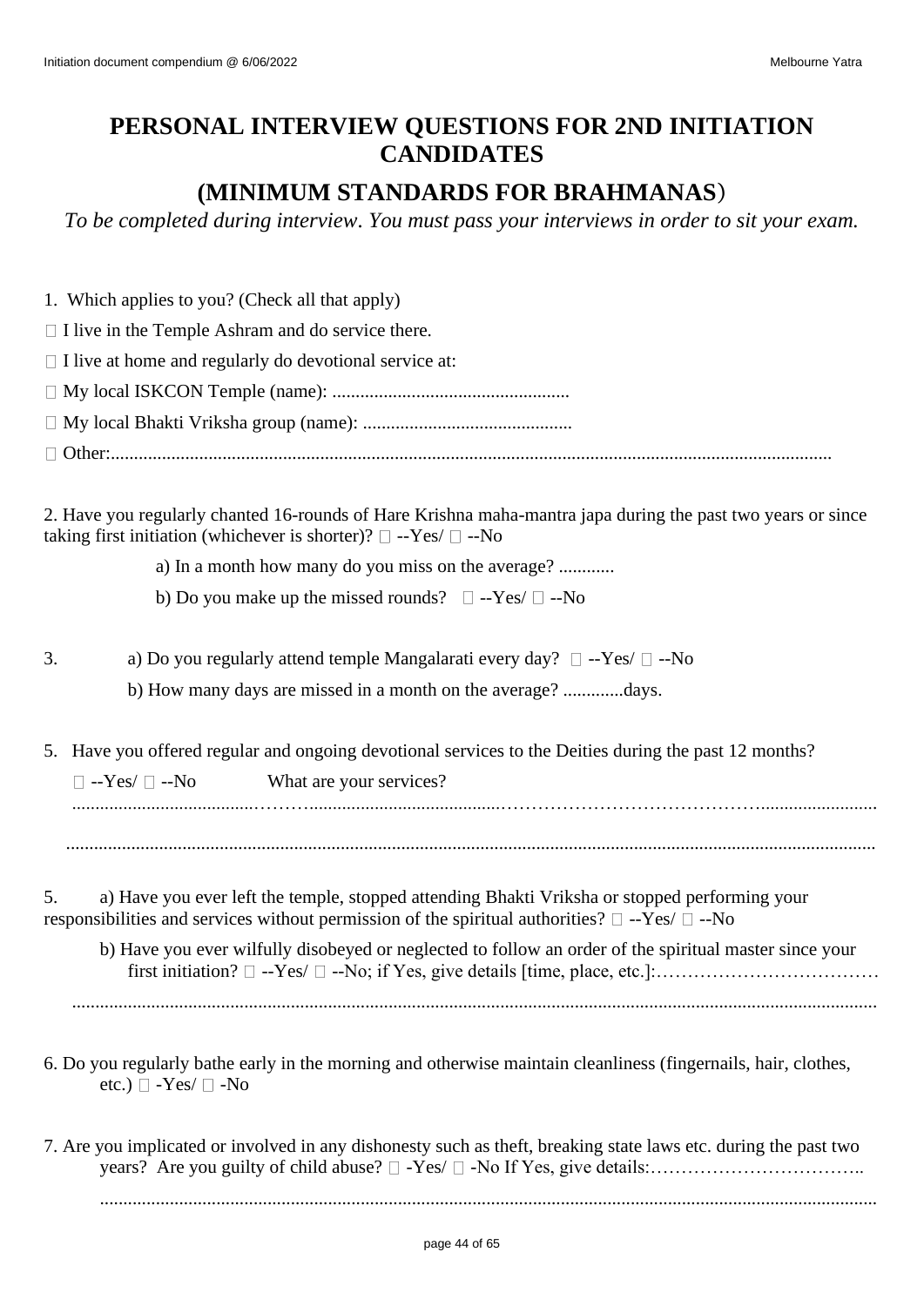# PERSONAL INTERVIEW QUESTIONS FOR 2ND INITIATION CANDIDATES

## (MINIMUM STANDARDS FOR BRAHMANAS)

*To be completed during interview. You must pass your interviews in order to sit your exam.*

1. Which applies to you? (Check all that apply)

 I live in the Temple Ashram and do service there.

 I live at home and regularly do devotional service at:

 My local ISKCON Temple (name): ..................................................

 My local Bhakti Vriksha group (name): ............................................

 Other:..........................................................................................................................................

2. Have you regularly chanted 16-rounds of Hare Krishna maha-mantra japa during the past two years or since taking first initiation (whichever is shorter)?  --Yes/  --No

 a) In a month how many do you miss on the average? ............

 b) Do you make up the missed rounds?  --Yes/  --No

3. a) Do you regularly attend temple Mangalarati every day?  --Yes/  --No

 b) How many days are missed in a month on the average? .............days.

5. Have you offered regular and ongoing devotional services to the Deities during the past 12 months?

 --Yes/  --No  What are your services?

......................................……….......................................………………………………….......................

...........................................................................................................................................................

5. a) Have you ever left the temple, stopped attending Bhakti Vriksha or stopped performing your responsibilities and services without permission of the spiritual authorities?  --Yes/  --No

 b) Have you ever wilfully disobeyed or neglected to follow an order of the spiritual master since your first initiation?  --Yes/  --No; if Yes, give details [time, place, etc.]:………………………………

...........................................................................................................................................................

6. Do you regularly bathe early in the morning and otherwise maintain cleanliness (fingernails, hair, clothes, etc.)  -Yes/  -No

7. Are you implicated or involved in any dishonesty such as theft, breaking state laws etc. during the past two years? Are you guilty of child abuse?  -Yes/  -No If Yes, give details:……………………………..

...........................................................................................................................................................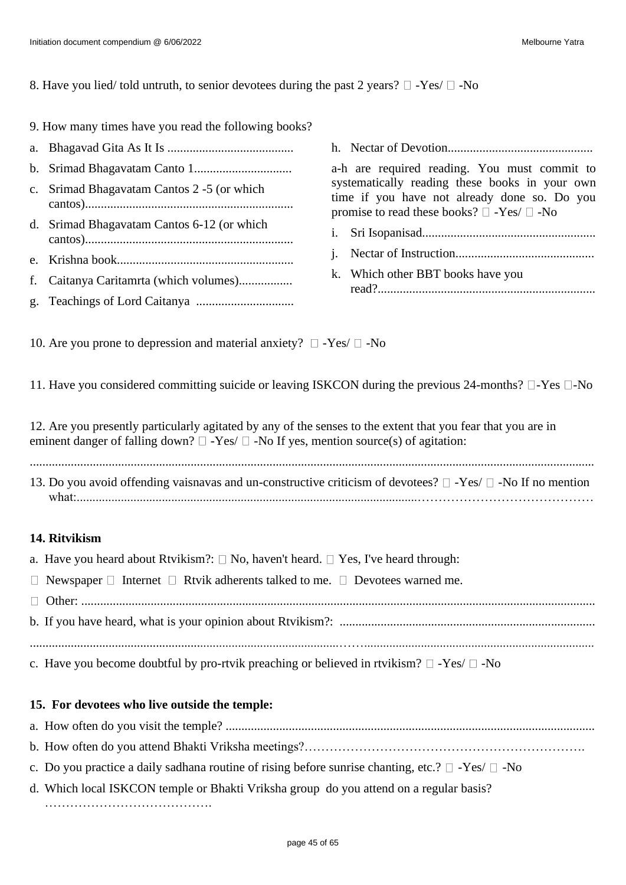8. Have you lied/ told untruth, to senior devotees during the past 2 years? □ -Yes/ □ -No

9. How many times have you read the following books?

a. Bhagavad Gita As It Is ........................................
b. Srimad Bhagavatam Canto 1...............................
c. Srimad Bhagavatam Cantos 2 -5 (or which cantos).................................................................
d. Srimad Bhagavatam Cantos 6-12 (or which cantos).................................................................
e. Krishna book........................................................
f. Caitanya Caritamrta (which volumes).................
g. Teachings of Lord Caitanya ...............................
h. Nectar of Devotion.............................................

a-h are required reading. You must commit to systematically reading these books in your own time if you have not already done so. Do you promise to read these books? □ -Yes/ □ -No

i. Sri Isopanisad......................................................
j. Nectar of Instruction............................................
k. Which other BBT books have you read?....................................................................

10. Are you prone to depression and material anxiety? □ -Yes/ □ -No

11. Have you considered committing suicide or leaving ISKCON during the previous 24-months? □-Yes □-No

12. Are you presently particularly agitated by any of the senses to the extent that you fear that you are in eminent danger of falling down? □ -Yes/ □ -No If yes, mention source(s) of agitation:

..................................................................................................................................................................

13. Do you avoid offending vaisnavas and un-constructive criticism of devotees? □ -Yes/ □ -No If no mention what:..........................................................................................................……………………………………

**14. Ritvikism**

a. Have you heard about Rtvikism?: □ No, haven't heard. □ Yes, I've heard through:

□ Newspaper □ Internet □ Rtvik adherents talked to me. □ Devotees warned me.

□ Other: ................................................................................................................................................

b. If you have heard, what is your opinion about Rtvikism?: ................................................................................

...................................................................................................……........................................................................

c. Have you become doubtful by pro-rtvik preaching or believed in rtvikism? □ -Yes/ □ -No

**15. For devotees who live outside the temple:**

a. How often do you visit the temple? ....................................................................................................................

b. How often do you attend Bhakti Vriksha meetings?………………………………………………………….

c. Do you practice a daily sadhana routine of rising before sunrise chanting, etc.? □ -Yes/ □ -No

d. Which local ISKCON temple or Bhakti Vriksha group do you attend on a regular basis? ………………………………….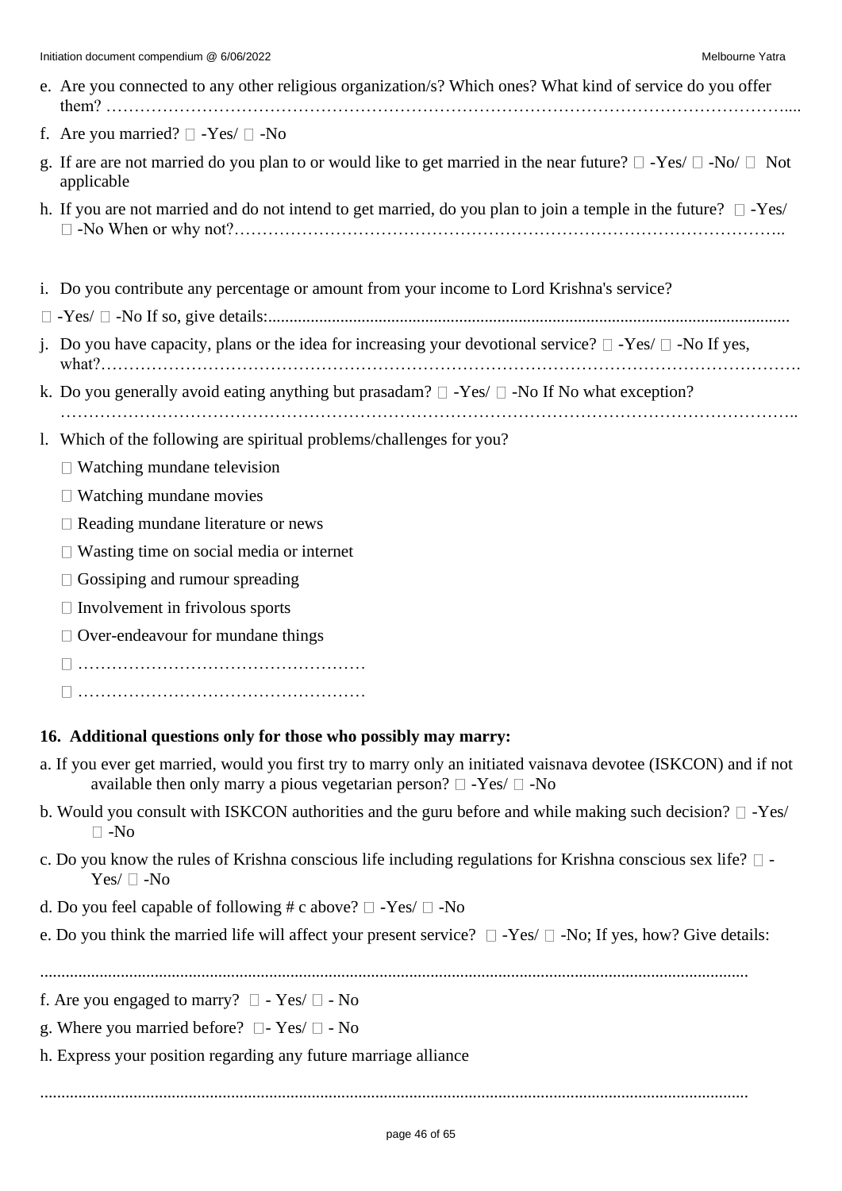e. Are you connected to any other religious organization/s? Which ones? What kind of service do you offer them? ……………………………………………………………………………………………………….....

f. Are you married? □ -Yes/ □ -No

g. If are are not married do you plan to or would like to get married in the near future? □ -Yes/ □ -No/ □ Not applicable

h. If you are not married and do not intend to get married, do you plan to join a temple in the future? □ -Yes/ □ -No When or why not?……………………………………………………………………………………..

i. Do you contribute any percentage or amount from your income to Lord Krishna's service?

□ -Yes/ □ -No If so, give details:..........................................................................................................................

j. Do you have capacity, plans or the idea for increasing your devotional service? □ -Yes/ □ -No If yes, what?……………………………………………………………………………………………………….

k. Do you generally avoid eating anything but prasadam? □ -Yes/ □ -No If No what exception? ………………………………………………………………………………………………………………..

l. Which of the following are spiritual problems/challenges for you?

- □ Watching mundane television
- □ Watching mundane movies
- □ Reading mundane literature or news
- □ Wasting time on social media or internet
- □ Gossiping and rumour spreading
- □ Involvement in frivolous sports
- □ Over-endeavour for mundane things
- □ ……………………………………………
- □ ……………………………………………

**16. Additional questions only for those who possibly may marry:**

a. If you ever get married, would you first try to marry only an initiated vaisnava devotee (ISKCON) and if not available then only marry a pious vegetarian person? □ -Yes/ □ -No

b. Would you consult with ISKCON authorities and the guru before and while making such decision? □ -Yes/ □ -No

c. Do you know the rules of Krishna conscious life including regulations for Krishna conscious sex life? □ -Yes/ □ -No

d. Do you feel capable of following # c above? □ -Yes/ □ -No

e. Do you think the married life will affect your present service? □ -Yes/ □ -No; If yes, how? Give details:

.....................................................................................................................................................

f. Are you engaged to marry? □ - Yes/ □ - No

g. Where you married before? □- Yes/ □ - No

h. Express your position regarding any future marriage alliance

.....................................................................................................................................................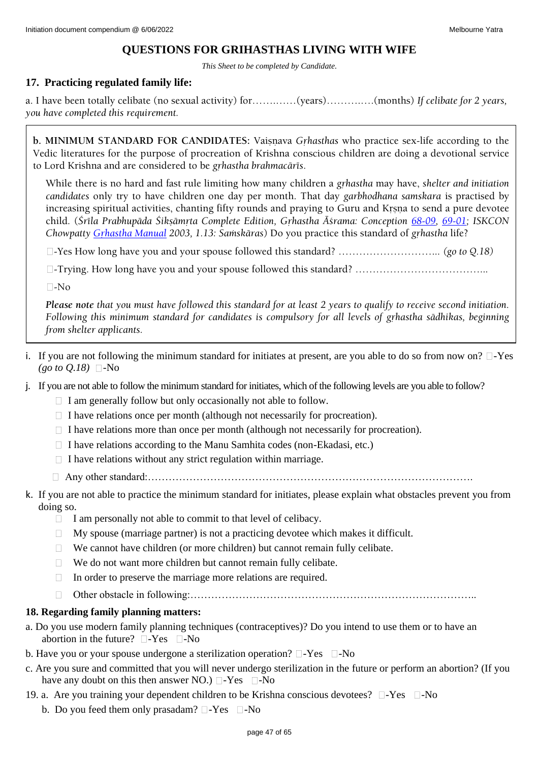# QUESTIONS FOR GRIHASTHAS LIVING WITH WIFE

*This Sheet to be completed by Candidate.*

## 17. Practicing regulated family life:

a. I have been totally celibate (no sexual activity) for……..……(years)…………..(months) *If celibate for 2 years, you have completed this requirement.*

**b. MINIMUM STANDARD FOR CANDIDATES**: Vaiṣṇava *Gṛhasthas* who practice sex-life according to the Vedic literatures for the purpose of procreation of Krishna conscious children are doing a devotional service to Lord Krishna and are considered to be *gṛhastha brahmacārīs*.

While there is no hard and fast rule limiting how many children a *gṛhastha* may have, *shelter and initiation candidates* only try to have children one day per month. That day *garbhodhana samskara* is practised by increasing spiritual activities, chanting fifty rounds and praying to Guru and Kṛṣṇa to send a pure devotee child. (*Śrīla Prabhupāda Śikṣāmṛta Complete Edition, Gṛhastha Āśrama: Conception* 68-09, 69-01; *ISKCON Chowpatty* Gṛhastha Manual *2003, 1.13: Saṁskāras*) Do you practice this standard of *gṛhastha* life?

☐-Yes How long have you and your spouse followed this standard? ……………………….. (*go to Q.18*)

☐-Trying. How long have you and your spouse followed this standard? ………………………………..

☐-No

***Please note*** *that you must have followed this standard for at least 2 years to qualify to receive second initiation. Following this minimum standard for candidates is compulsory for all levels of gṛhastha sādhikas, beginning from shelter applicants.*

i. If you are not following the minimum standard for initiates at present, are you able to do so from now on? ☐-Yes *(go to Q.18)* ☐-No

j. If you are not able to follow the minimum standard for initiates, which of the following levels are you able to follow?
   - ☐ I am generally follow but only occasionally not able to follow.
   - ☐ I have relations once per month (although not necessarily for procreation).
   - ☐ I have relations more than once per month (although not necessarily for procreation).
   - ☐ I have relations according to the Manu Samhita codes (non-Ekadasi, etc.)
   - ☐ I have relations without any strict regulation within marriage.
   - ☐ Any other standard:…………………………………………………………………………………….

k. If you are not able to practice the minimum standard for initiates, please explain what obstacles prevent you from doing so.
   - ☐ I am personally not able to commit to that level of celibacy.
   - ☐ My spouse (marriage partner) is not a practicing devotee which makes it difficult.
   - ☐ We cannot have children (or more children) but cannot remain fully celibate.
   - ☐ We do not want more children but cannot remain fully celibate.
   - ☐ In order to preserve the marriage more relations are required.
   - ☐ Other obstacle in following:………………………………………………………………………..

## 18. Regarding family planning matters:

a. Do you use modern family planning techniques (contraceptives)? Do you intend to use them or to have an abortion in the future? ☐-Yes ☐-No

b. Have you or your spouse undergone a sterilization operation? ☐-Yes ☐-No

c. Are you sure and committed that you will never undergo sterilization in the future or perform an abortion? (If you have any doubt on this then answer NO.) ☐-Yes ☐-No

19. a. Are you training your dependent children to be Krishna conscious devotees? ☐-Yes ☐-No

   b. Do you feed them only prasadam? ☐-Yes ☐-No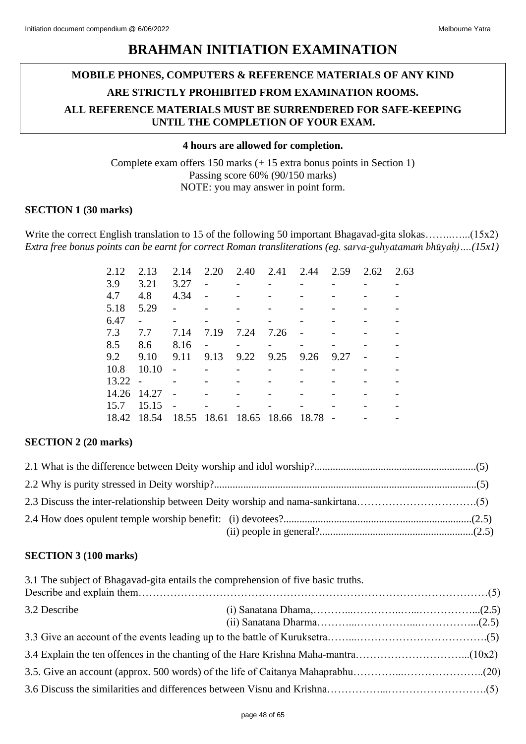# BRAHMAN INITIATION EXAMINATION

**MOBILE PHONES, COMPUTERS & REFERENCE MATERIALS OF ANY KIND**

**ARE STRICTLY PROHIBITED FROM EXAMINATION ROOMS.**

**ALL REFERENCE MATERIALS MUST BE SURRENDERED FOR SAFE-KEEPING UNTIL THE COMPLETION OF YOUR EXAM.**

**4 hours are allowed for completion.**

Complete exam offers 150 marks (+ 15 extra bonus points in Section 1)
Passing score 60% (90/150 marks)
NOTE: you may answer in point form.

### SECTION 1 (30 marks)

Write the correct English translation to 15 of the following 50 important Bhagavad-gita slokas……..…..(15x2)
*Extra free bonus points can be earnt for correct Roman transliterations (eg. sarva-guhyatamaṁ bhūyaḥ)….(15x1)*

| | | | | | | | | | |
|---|---|---|---|---|---|---|---|---|---|
| 2.12 | 2.13 | 2.14 | 2.20 | 2.40 | 2.41 | 2.44 | 2.59 | 2.62 | 2.63 |
| 3.9 | 3.21 | 3.27 | - | - | - | - | - | - | - |
| 4.7 | 4.8 | 4.34 | - | - | - | - | - | - | - |
| 5.18 | 5.29 | - | - | - | - | - | - | - | - |
| 6.47 | - | - | - | - | - | - | - | - | - |
| 7.3 | 7.7 | 7.14 | 7.19 | 7.24 | 7.26 | - | - | - | - |
| 8.5 | 8.6 | 8.16 | - | - | - | - | - | - | - |
| 9.2 | 9.10 | 9.11 | 9.13 | 9.22 | 9.25 | 9.26 | 9.27 | - | - |
| 10.8 | 10.10 | - | - | - | - | - | - | - | - |
| 13.22 | - | - | - | - | - | - | - | - | - |
| 14.26 | 14.27 | - | - | - | - | - | - | - | - |
| 15.7 | 15.15 | - | - | - | - | - | - | - | - |
| 18.42 | 18.54 | 18.55 | 18.61 | 18.65 | 18.66 | 18.78 | - | - | - |

### SECTION 2 (20 marks)

2.1 What is the difference between Deity worship and idol worship?............................................................(5)

2.2 Why is purity stressed in Deity worship?..................................................................................................(5)

2.3 Discuss the inter-relationship between Deity worship and nama-sankirtana…………………………….(5)

2.4 How does opulent temple worship benefit: (i) devotees?......................................................................(2.5)
(ii) people in general?..........................................................(2.5)

### SECTION 3 (100 marks)

3.1 The subject of Bhagavad-gita entails the comprehension of five basic truths.
Describe and explain them…………………………………………………………………………………………(5)

3.2 Describe (i) Sanatana Dhama,………....…………..…...……………...(2.5)
(ii) Sanatana Dharma………....……………...……………...(2.5)

3.3 Give an account of the events leading up to the battle of Kuruksetra……...……………………………….(5)

3.4 Explain the ten offences in the chanting of the Hare Krishna Maha-mantra…………………………...(10x2)

3.5. Give an account (approx. 500 words) of the life of Caitanya Mahaprabhu…………...…………………..(20)

3.6 Discuss the similarities and differences between Visnu and Krishna……………...……………………….(5)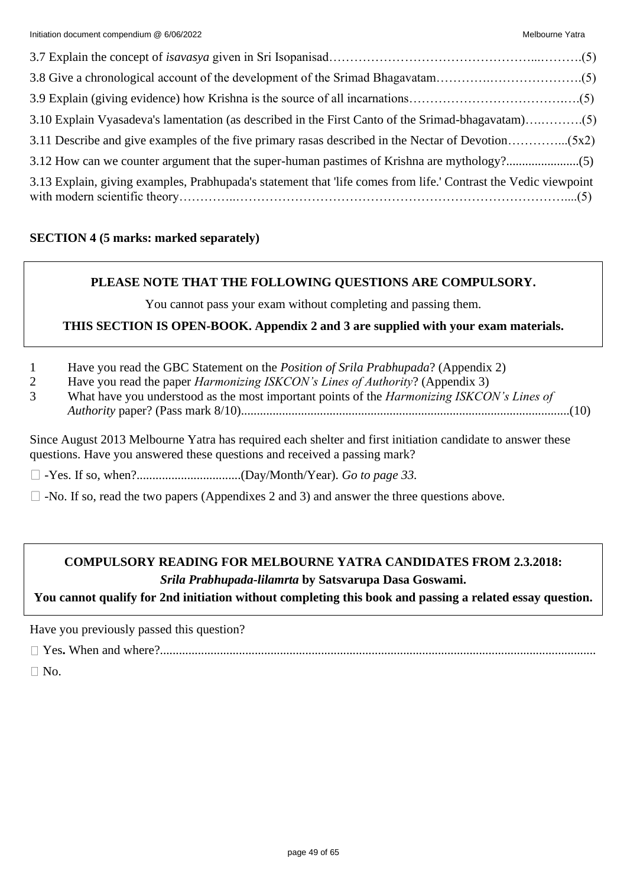3.7 Explain the concept of *isavasya* given in Sri Isopanisad…………………………………………...……….(5)

3.8 Give a chronological account of the development of the Srimad Bhagavatam…………..………………….(5)

3.9 Explain (giving evidence) how Krishna is the source of all incarnations……………………………….….(5)

3.10 Explain Vyasadeva's lamentation (as described in the First Canto of the Srimad-bhagavatam)….……….(5)

3.11 Describe and give examples of the five primary rasas described in the Nectar of Devotion…………...(5x2)

3.12 How can we counter argument that the super-human pastimes of Krishna are mythology?......................(5)

3.13 Explain, giving examples, Prabhupada's statement that 'life comes from life.' Contrast the Vedic viewpoint with modern scientific theory…………..………………………………………………………………….....(5)

**SECTION 4 (5 marks: marked separately)**

**PLEASE NOTE THAT THE FOLLOWING QUESTIONS ARE COMPULSORY.**

You cannot pass your exam without completing and passing them.

**THIS SECTION IS OPEN-BOOK. Appendix 2 and 3 are supplied with your exam materials.**

1 Have you read the GBC Statement on the *Position of Srila Prabhupada*? (Appendix 2)
2 Have you read the paper *Harmonizing ISKCON's Lines of Authority*? (Appendix 3)
3 What have you understood as the most important points of the *Harmonizing ISKCON's Lines of Authority* paper? (Pass mark 8/10)........................................................................................................(10)

Since August 2013 Melbourne Yatra has required each shelter and first initiation candidate to answer these questions. Have you answered these questions and received a passing mark?

☐ -Yes. If so, when?.................................(Day/Month/Year). *Go to page 33.*

☐ -No. If so, read the two papers (Appendixes 2 and 3) and answer the three questions above.

**COMPULSORY READING FOR MELBOURNE YATRA CANDIDATES FROM 2.3.2018:**
***Srila Prabhupada-lilamrta* by Satsvarupa Dasa Goswami.**
**You cannot qualify for 2nd initiation without completing this book and passing a related essay question.**

Have you previously passed this question?

☐ Yes**.** When and where?.........................................................................................................................

☐ No.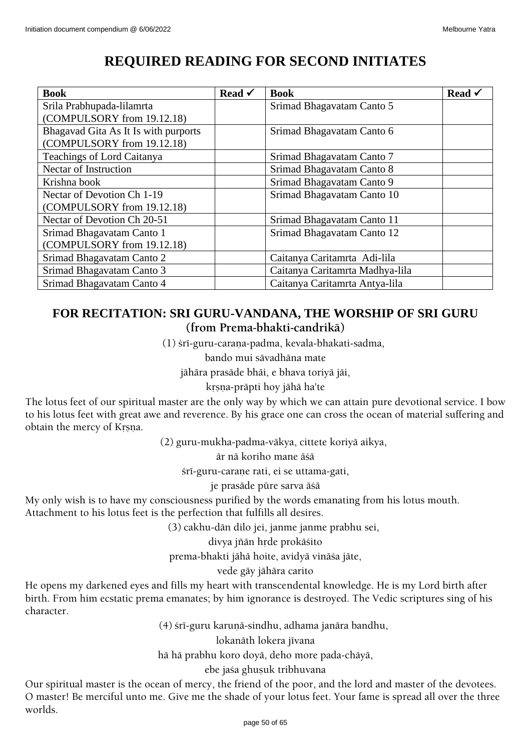# REQUIRED READING FOR SECOND INITIATES

| Book | Read ✓ | Book | Read ✓ |
|---|---|---|---|
| Srila Prabhupada-lilamrta (COMPULSORY from 19.12.18) | | Srimad Bhagavatam Canto 5 | |
| Bhagavad Gita As It Is with purports (COMPULSORY from 19.12.18) | | Srimad Bhagavatam Canto 6 | |
| Teachings of Lord Caitanya | | Srimad Bhagavatam Canto 7 | |
| Nectar of Instruction | | Srimad Bhagavatam Canto 8 | |
| Krishna book | | Srimad Bhagavatam Canto 9 | |
| Nectar of Devotion Ch 1-19 (COMPULSORY from 19.12.18) | | Srimad Bhagavatam Canto 10 | |
| Nectar of Devotion Ch 20-51 | | Srimad Bhagavatam Canto 11 | |
| Srimad Bhagavatam Canto 1 (COMPULSORY from 19.12.18) | | Srimad Bhagavatam Canto 12 | |
| Srimad Bhagavatam Canto 2 | | Caitanya Caritamrta Adi-lila | |
| Srimad Bhagavatam Canto 3 | | Caitanya Caritamrta Madhya-lila | |
| Srimad Bhagavatam Canto 4 | | Caitanya Caritamrta Antya-lila | |

## FOR RECITATION: SRI GURU-VANDANA, THE WORSHIP OF SRI GURU
### (from Prema-bhakti-candrikā)

(1) śrī-guru-caraṇa-padma, kevala-bhakati-sadma,
bando mui sāvadhāna mate
jāhāra prasāde bhāi, e bhava toriyā jāi,
kṛṣṇa-prāpti hoy jāhā ha'te

The lotus feet of our spiritual master are the only way by which we can attain pure devotional service. I bow to his lotus feet with great awe and reverence. By his grace one can cross the ocean of material suffering and obtain the mercy of Kṛṣṇa.

(2) guru-mukha-padma-vākya, cittete koriyā aikya,
ār nā koriho mane āśā
śrī-guru-caraṇe rati, ei se uttama-gati,
je prasāde pūre sarva āśā

My only wish is to have my consciousness purified by the words emanating from his lotus mouth. Attachment to his lotus feet is the perfection that fulfills all desires.

(3) cakhu-dān dilo jei, janme janme prabhu sei,
divya jñān hṛde prokāśito
prema-bhakti jāhā hoite, avidyā vināśa jāte,
vede gāy jāhāra carito

He opens my darkened eyes and fills my heart with transcendental knowledge. He is my Lord birth after birth. From him ecstatic prema emanates; by him ignorance is destroyed. The Vedic scriptures sing of his character.

(4) śrī-guru karuṇā-sindhu, adhama janāra bandhu,
lokanāth lokera jīvana
hā hā prabhu koro doyā, deho more pada-chāyā,
ebe jaśa ghuṣuk tribhuvana

Our spiritual master is the ocean of mercy, the friend of the poor, and the lord and master of the devotees. O master! Be merciful unto me. Give me the shade of your lotus feet. Your fame is spread all over the three worlds.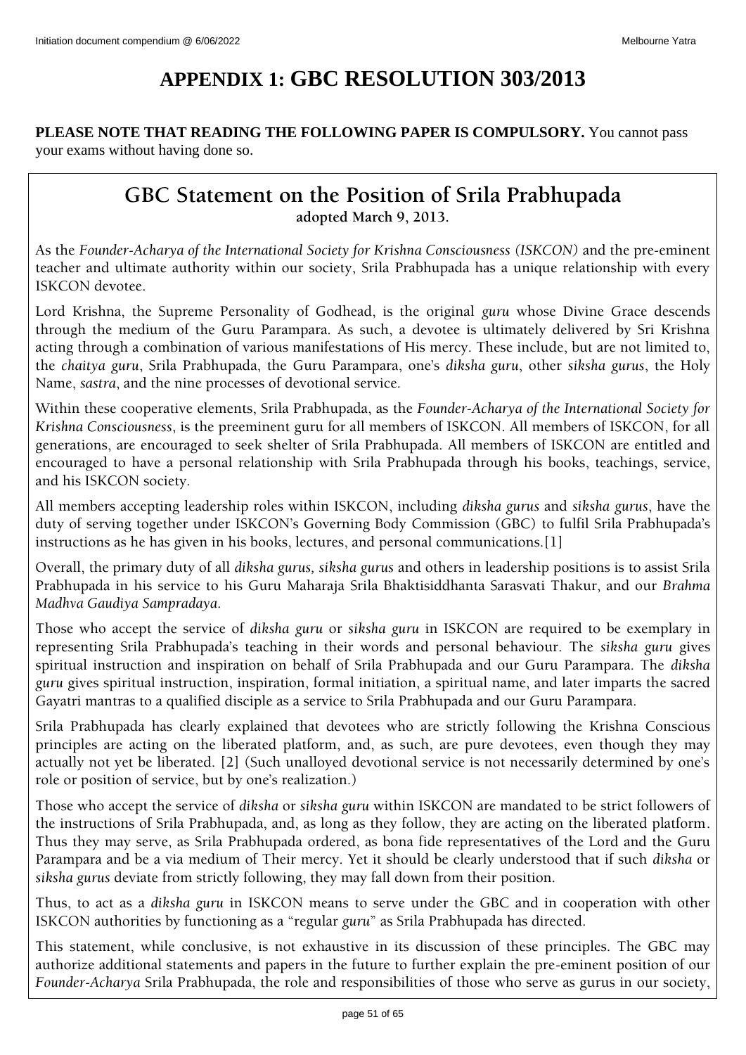# APPENDIX 1: GBC RESOLUTION 303/2013

**PLEASE NOTE THAT READING THE FOLLOWING PAPER IS COMPULSORY.** You cannot pass your exams without having done so.

## GBC Statement on the Position of Srila Prabhupada

**adopted March 9, 2013.**

As the *Founder-Acharya of the International Society for Krishna Consciousness (ISKCON)* and the pre-eminent teacher and ultimate authority within our society, Srila Prabhupada has a unique relationship with every ISKCON devotee.

Lord Krishna, the Supreme Personality of Godhead, is the original *guru* whose Divine Grace descends through the medium of the Guru Parampara. As such, a devotee is ultimately delivered by Sri Krishna acting through a combination of various manifestations of His mercy. These include, but are not limited to, the *chaitya guru*, Srila Prabhupada, the Guru Parampara, one's *diksha guru*, other *siksha gurus*, the Holy Name, *sastra*, and the nine processes of devotional service.

Within these cooperative elements, Srila Prabhupada, as the *Founder-Acharya of the International Society for Krishna Consciousness*, is the preeminent guru for all members of ISKCON. All members of ISKCON, for all generations, are encouraged to seek shelter of Srila Prabhupada. All members of ISKCON are entitled and encouraged to have a personal relationship with Srila Prabhupada through his books, teachings, service, and his ISKCON society.

All members accepting leadership roles within ISKCON, including *diksha gurus* and *siksha gurus*, have the duty of serving together under ISKCON's Governing Body Commission (GBC) to fulfil Srila Prabhupada's instructions as he has given in his books, lectures, and personal communications.[1]

Overall, the primary duty of all *diksha gurus, siksha gurus* and others in leadership positions is to assist Srila Prabhupada in his service to his Guru Maharaja Srila Bhaktisiddhanta Sarasvati Thakur, and our *Brahma Madhva Gaudiya Sampradaya*.

Those who accept the service of *diksha guru* or *siksha guru* in ISKCON are required to be exemplary in representing Srila Prabhupada's teaching in their words and personal behaviour. The *siksha guru* gives spiritual instruction and inspiration on behalf of Srila Prabhupada and our Guru Parampara. The *diksha guru* gives spiritual instruction, inspiration, formal initiation, a spiritual name, and later imparts the sacred Gayatri mantras to a qualified disciple as a service to Srila Prabhupada and our Guru Parampara.

Srila Prabhupada has clearly explained that devotees who are strictly following the Krishna Conscious principles are acting on the liberated platform, and, as such, are pure devotees, even though they may actually not yet be liberated. [2] (Such unalloyed devotional service is not necessarily determined by one's role or position of service, but by one's realization.)

Those who accept the service of *diksha* or *siksha guru* within ISKCON are mandated to be strict followers of the instructions of Srila Prabhupada, and, as long as they follow, they are acting on the liberated platform. Thus they may serve, as Srila Prabhupada ordered, as bona fide representatives of the Lord and the Guru Parampara and be a via medium of Their mercy. Yet it should be clearly understood that if such *diksha* or *siksha gurus* deviate from strictly following, they may fall down from their position.

Thus, to act as a *diksha guru* in ISKCON means to serve under the GBC and in cooperation with other ISKCON authorities by functioning as a "regular *guru*" as Srila Prabhupada has directed.

This statement, while conclusive, is not exhaustive in its discussion of these principles. The GBC may authorize additional statements and papers in the future to further explain the pre-eminent position of our *Founder-Acharya* Srila Prabhupada, the role and responsibilities of those who serve as gurus in our society,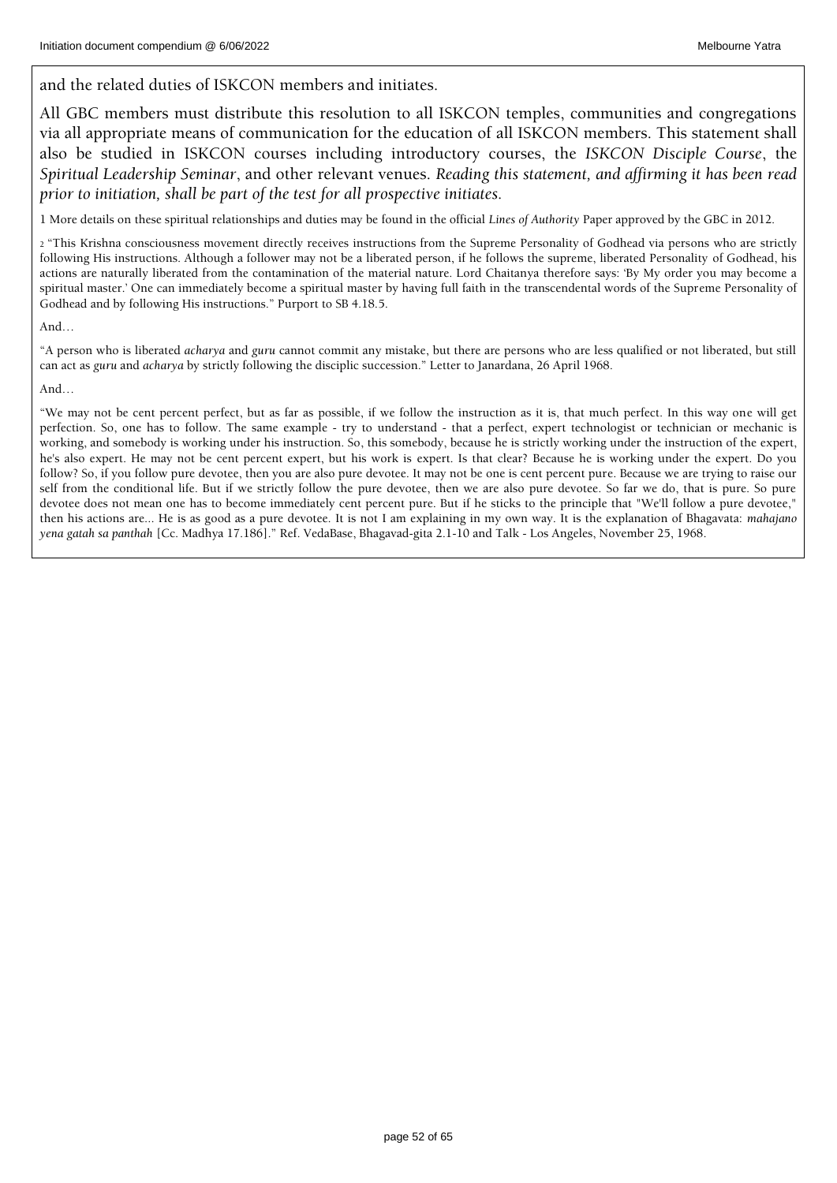and the related duties of ISKCON members and initiates.

All GBC members must distribute this resolution to all ISKCON temples, communities and congregations via all appropriate means of communication for the education of all ISKCON members. This statement shall also be studied in ISKCON courses including introductory courses, the *ISKCON Disciple Course*, the *Spiritual Leadership Seminar*, and other relevant venues. *Reading this statement, and affirming it has been read prior to initiation, shall be part of the test for all prospective initiates.*

1 More details on these spiritual relationships and duties may be found in the official *Lines of Authority* Paper approved by the GBC in 2012.

2 "This Krishna consciousness movement directly receives instructions from the Supreme Personality of Godhead via persons who are strictly following His instructions. Although a follower may not be a liberated person, if he follows the supreme, liberated Personality of Godhead, his actions are naturally liberated from the contamination of the material nature. Lord Chaitanya therefore says: 'By My order you may become a spiritual master.' One can immediately become a spiritual master by having full faith in the transcendental words of the Supreme Personality of Godhead and by following His instructions." Purport to SB 4.18.5.

And…

"A person who is liberated *acharya* and *guru* cannot commit any mistake, but there are persons who are less qualified or not liberated, but still can act as *guru* and *acharya* by strictly following the disciplic succession." Letter to Janardana, 26 April 1968.

And…

"We may not be cent percent perfect, but as far as possible, if we follow the instruction as it is, that much perfect. In this way one will get perfection. So, one has to follow. The same example - try to understand - that a perfect, expert technologist or technician or mechanic is working, and somebody is working under his instruction. So, this somebody, because he is strictly working under the instruction of the expert, he's also expert. He may not be cent percent expert, but his work is expert. Is that clear? Because he is working under the expert. Do you follow? So, if you follow pure devotee, then you are also pure devotee. It may not be one is cent percent pure. Because we are trying to raise our self from the conditional life. But if we strictly follow the pure devotee, then we are also pure devotee. So far we do, that is pure. So pure devotee does not mean one has to become immediately cent percent pure. But if he sticks to the principle that "We'll follow a pure devotee," then his actions are... He is as good as a pure devotee. It is not I am explaining in my own way. It is the explanation of Bhagavata: *mahajano yena gatah sa panthah* [Cc. Madhya 17.186]." Ref. VedaBase, Bhagavad-gita 2.1-10 and Talk - Los Angeles, November 25, 1968.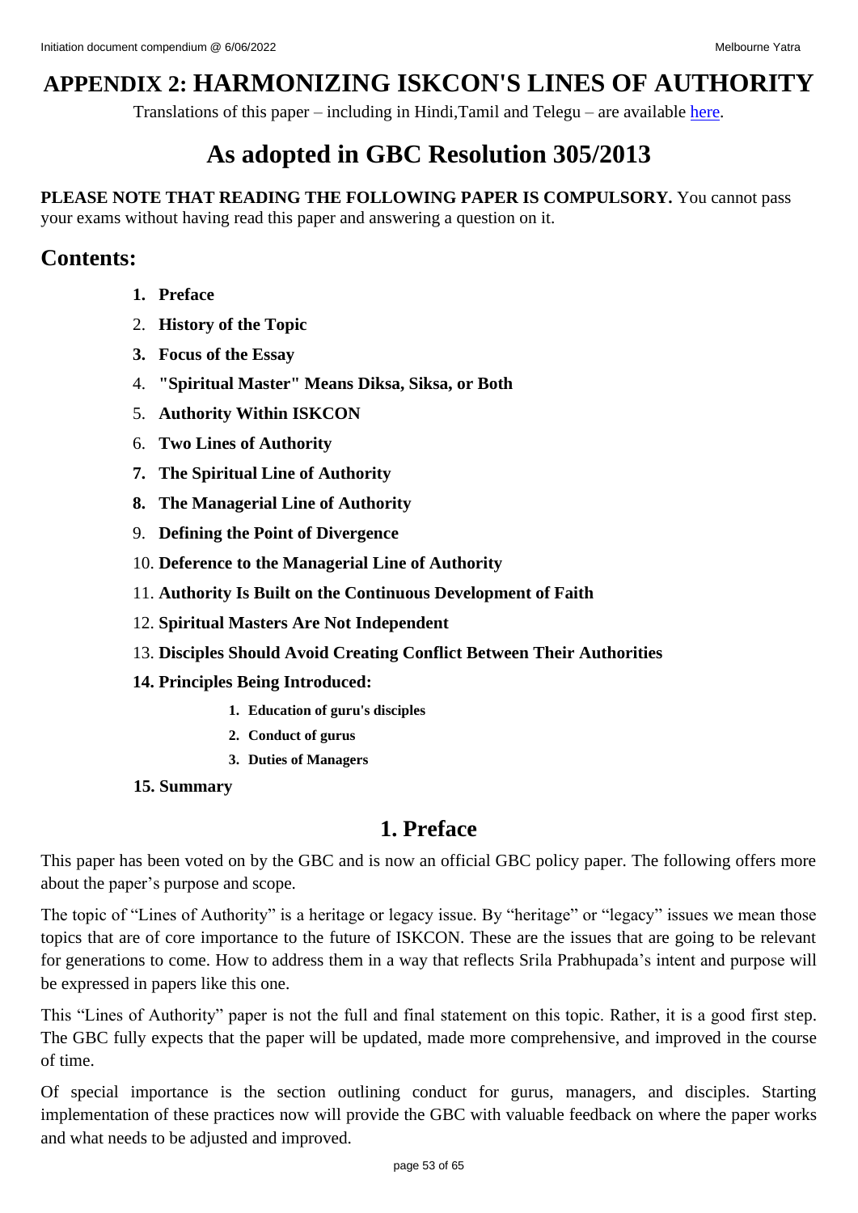# APPENDIX 2: HARMONIZING ISKCON'S LINES OF AUTHORITY

Translations of this paper – including in Hindi,Tamil and Telegu – are available here.

# As adopted in GBC Resolution 305/2013

**PLEASE NOTE THAT READING THE FOLLOWING PAPER IS COMPULSORY.** You cannot pass your exams without having read this paper and answering a question on it.

## Contents:

1. **Preface**
2. **History of the Topic**
3. **Focus of the Essay**
4. **"Spiritual Master" Means Diksa, Siksa, or Both**
5. **Authority Within ISKCON**
6. **Two Lines of Authority**
7. **The Spiritual Line of Authority**
8. **The Managerial Line of Authority**
9. **Defining the Point of Divergence**
10. **Deference to the Managerial Line of Authority**
11. **Authority Is Built on the Continuous Development of Faith**
12. **Spiritual Masters Are Not Independent**
13. **Disciples Should Avoid Creating Conflict Between Their Authorities**
14. **Principles Being Introduced:**
    1. **Education of guru's disciples**
    2. **Conduct of gurus**
    3. **Duties of Managers**
15. **Summary**

## 1. Preface

This paper has been voted on by the GBC and is now an official GBC policy paper. The following offers more about the paper's purpose and scope.

The topic of "Lines of Authority" is a heritage or legacy issue. By "heritage" or "legacy" issues we mean those topics that are of core importance to the future of ISKCON. These are the issues that are going to be relevant for generations to come. How to address them in a way that reflects Srila Prabhupada's intent and purpose will be expressed in papers like this one.

This "Lines of Authority" paper is not the full and final statement on this topic. Rather, it is a good first step. The GBC fully expects that the paper will be updated, made more comprehensive, and improved in the course of time.

Of special importance is the section outlining conduct for gurus, managers, and disciples. Starting implementation of these practices now will provide the GBC with valuable feedback on where the paper works and what needs to be adjusted and improved.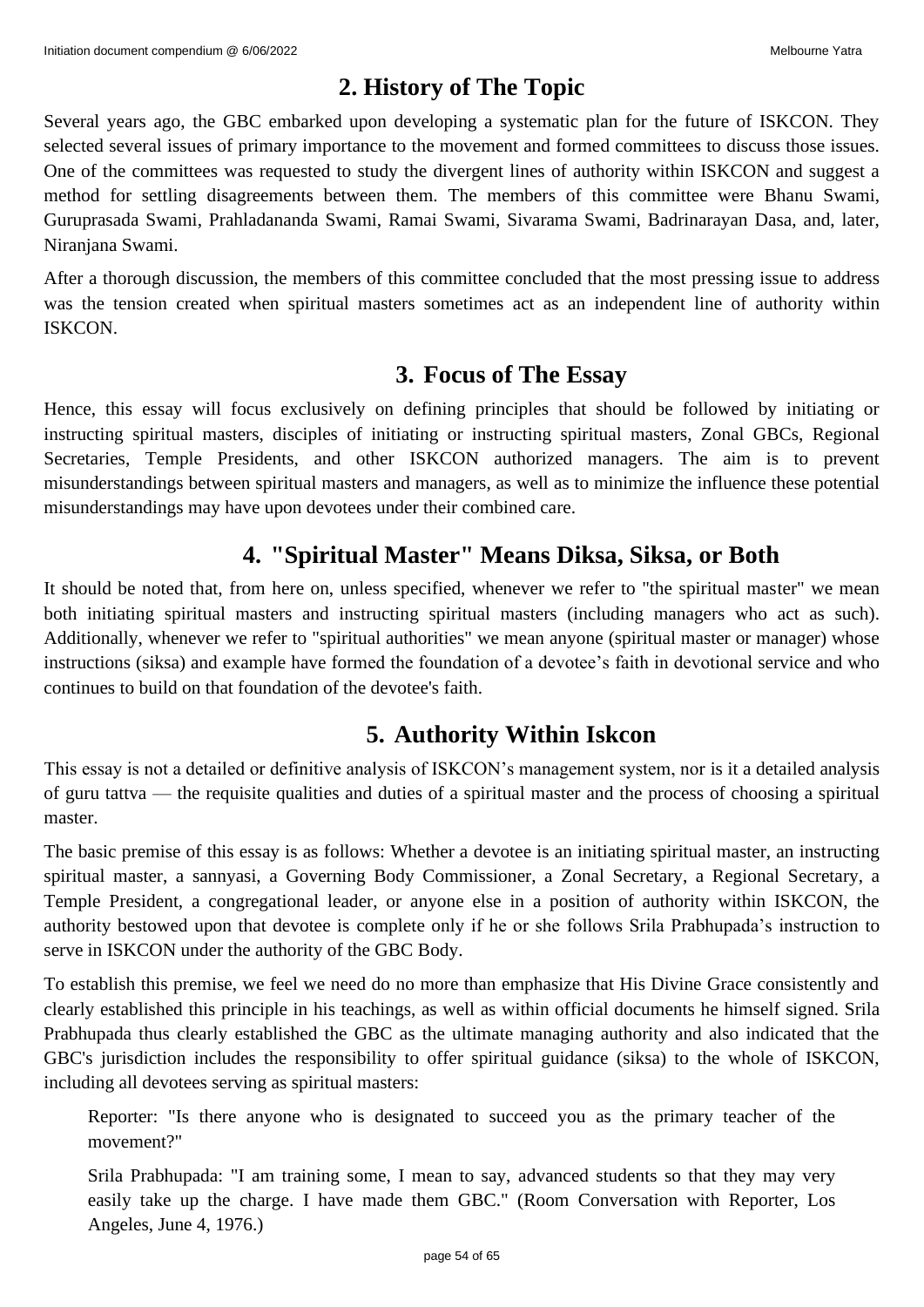## 2. History of The Topic

Several years ago, the GBC embarked upon developing a systematic plan for the future of ISKCON. They selected several issues of primary importance to the movement and formed committees to discuss those issues. One of the committees was requested to study the divergent lines of authority within ISKCON and suggest a method for settling disagreements between them. The members of this committee were Bhanu Swami, Guruprasada Swami, Prahladananda Swami, Ramai Swami, Sivarama Swami, Badrinarayan Dasa, and, later, Niranjana Swami.

After a thorough discussion, the members of this committee concluded that the most pressing issue to address was the tension created when spiritual masters sometimes act as an independent line of authority within ISKCON.

## 3. Focus of The Essay

Hence, this essay will focus exclusively on defining principles that should be followed by initiating or instructing spiritual masters, disciples of initiating or instructing spiritual masters, Zonal GBCs, Regional Secretaries, Temple Presidents, and other ISKCON authorized managers. The aim is to prevent misunderstandings between spiritual masters and managers, as well as to minimize the influence these potential misunderstandings may have upon devotees under their combined care.

## 4. "Spiritual Master" Means Diksa, Siksa, or Both

It should be noted that, from here on, unless specified, whenever we refer to "the spiritual master" we mean both initiating spiritual masters and instructing spiritual masters (including managers who act as such). Additionally, whenever we refer to "spiritual authorities" we mean anyone (spiritual master or manager) whose instructions (siksa) and example have formed the foundation of a devotee's faith in devotional service and who continues to build on that foundation of the devotee's faith.

## 5. Authority Within Iskcon

This essay is not a detailed or definitive analysis of ISKCON's management system, nor is it a detailed analysis of guru tattva — the requisite qualities and duties of a spiritual master and the process of choosing a spiritual master.

The basic premise of this essay is as follows: Whether a devotee is an initiating spiritual master, an instructing spiritual master, a sannyasi, a Governing Body Commissioner, a Zonal Secretary, a Regional Secretary, a Temple President, a congregational leader, or anyone else in a position of authority within ISKCON, the authority bestowed upon that devotee is complete only if he or she follows Srila Prabhupada's instruction to serve in ISKCON under the authority of the GBC Body.

To establish this premise, we feel we need do no more than emphasize that His Divine Grace consistently and clearly established this principle in his teachings, as well as within official documents he himself signed. Srila Prabhupada thus clearly established the GBC as the ultimate managing authority and also indicated that the GBC's jurisdiction includes the responsibility to offer spiritual guidance (siksa) to the whole of ISKCON, including all devotees serving as spiritual masters:

> Reporter: "Is there anyone who is designated to succeed you as the primary teacher of the movement?"
>
> Srila Prabhupada: "I am training some, I mean to say, advanced students so that they may very easily take up the charge. I have made them GBC." (Room Conversation with Reporter, Los Angeles, June 4, 1976.)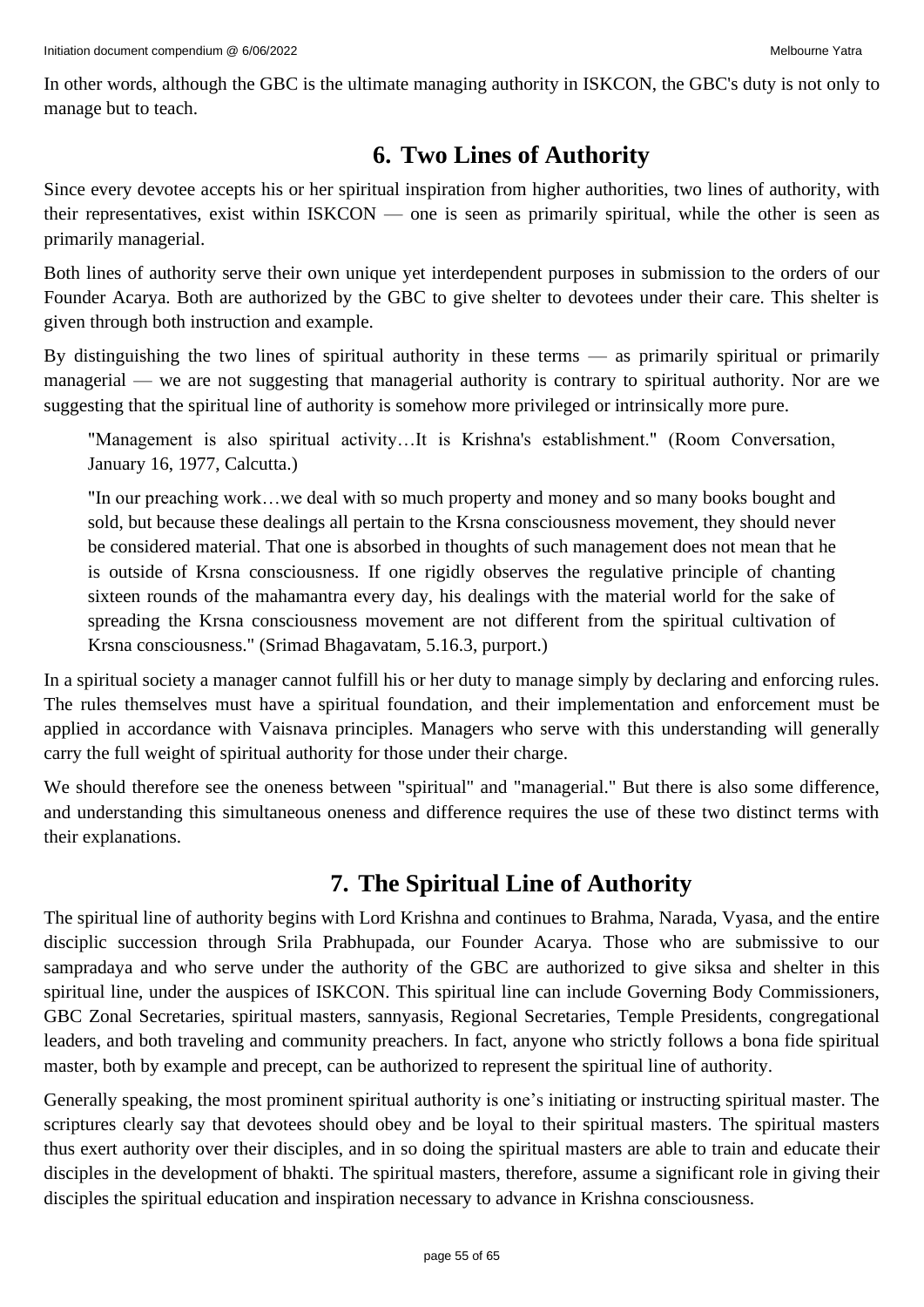In other words, although the GBC is the ultimate managing authority in ISKCON, the GBC's duty is not only to manage but to teach.

## 6. Two Lines of Authority

Since every devotee accepts his or her spiritual inspiration from higher authorities, two lines of authority, with their representatives, exist within ISKCON — one is seen as primarily spiritual, while the other is seen as primarily managerial.

Both lines of authority serve their own unique yet interdependent purposes in submission to the orders of our Founder Acarya. Both are authorized by the GBC to give shelter to devotees under their care. This shelter is given through both instruction and example.

By distinguishing the two lines of spiritual authority in these terms — as primarily spiritual or primarily managerial — we are not suggesting that managerial authority is contrary to spiritual authority. Nor are we suggesting that the spiritual line of authority is somehow more privileged or intrinsically more pure.

> "Management is also spiritual activity…It is Krishna's establishment." (Room Conversation, January 16, 1977, Calcutta.)
>
> "In our preaching work…we deal with so much property and money and so many books bought and sold, but because these dealings all pertain to the Krsna consciousness movement, they should never be considered material. That one is absorbed in thoughts of such management does not mean that he is outside of Krsna consciousness. If one rigidly observes the regulative principle of chanting sixteen rounds of the mahamantra every day, his dealings with the material world for the sake of spreading the Krsna consciousness movement are not different from the spiritual cultivation of Krsna consciousness." (Srimad Bhagavatam, 5.16.3, purport.)

In a spiritual society a manager cannot fulfill his or her duty to manage simply by declaring and enforcing rules. The rules themselves must have a spiritual foundation, and their implementation and enforcement must be applied in accordance with Vaisnava principles. Managers who serve with this understanding will generally carry the full weight of spiritual authority for those under their charge.

We should therefore see the oneness between "spiritual" and "managerial." But there is also some difference, and understanding this simultaneous oneness and difference requires the use of these two distinct terms with their explanations.

## 7. The Spiritual Line of Authority

The spiritual line of authority begins with Lord Krishna and continues to Brahma, Narada, Vyasa, and the entire disciplic succession through Srila Prabhupada, our Founder Acarya. Those who are submissive to our sampradaya and who serve under the authority of the GBC are authorized to give siksa and shelter in this spiritual line, under the auspices of ISKCON. This spiritual line can include Governing Body Commissioners, GBC Zonal Secretaries, spiritual masters, sannyasis, Regional Secretaries, Temple Presidents, congregational leaders, and both traveling and community preachers. In fact, anyone who strictly follows a bona fide spiritual master, both by example and precept, can be authorized to represent the spiritual line of authority.

Generally speaking, the most prominent spiritual authority is one's initiating or instructing spiritual master. The scriptures clearly say that devotees should obey and be loyal to their spiritual masters. The spiritual masters thus exert authority over their disciples, and in so doing the spiritual masters are able to train and educate their disciples in the development of bhakti. The spiritual masters, therefore, assume a significant role in giving their disciples the spiritual education and inspiration necessary to advance in Krishna consciousness.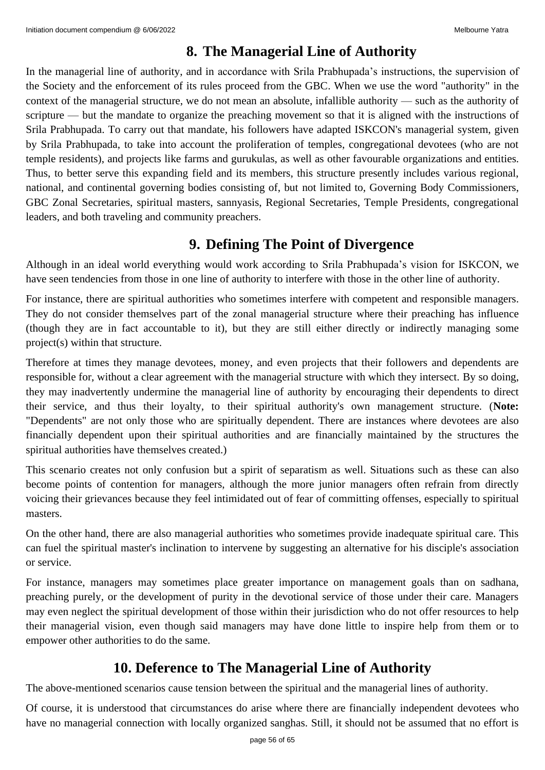## 8. The Managerial Line of Authority

In the managerial line of authority, and in accordance with Srila Prabhupada's instructions, the supervision of the Society and the enforcement of its rules proceed from the GBC. When we use the word "authority" in the context of the managerial structure, we do not mean an absolute, infallible authority — such as the authority of scripture — but the mandate to organize the preaching movement so that it is aligned with the instructions of Srila Prabhupada. To carry out that mandate, his followers have adapted ISKCON's managerial system, given by Srila Prabhupada, to take into account the proliferation of temples, congregational devotees (who are not temple residents), and projects like farms and gurukulas, as well as other favourable organizations and entities. Thus, to better serve this expanding field and its members, this structure presently includes various regional, national, and continental governing bodies consisting of, but not limited to, Governing Body Commissioners, GBC Zonal Secretaries, spiritual masters, sannyasis, Regional Secretaries, Temple Presidents, congregational leaders, and both traveling and community preachers.

## 9. Defining The Point of Divergence

Although in an ideal world everything would work according to Srila Prabhupada's vision for ISKCON, we have seen tendencies from those in one line of authority to interfere with those in the other line of authority.

For instance, there are spiritual authorities who sometimes interfere with competent and responsible managers. They do not consider themselves part of the zonal managerial structure where their preaching has influence (though they are in fact accountable to it), but they are still either directly or indirectly managing some project(s) within that structure.

Therefore at times they manage devotees, money, and even projects that their followers and dependents are responsible for, without a clear agreement with the managerial structure with which they intersect. By so doing, they may inadvertently undermine the managerial line of authority by encouraging their dependents to direct their service, and thus their loyalty, to their spiritual authority's own management structure. (**Note:** "Dependents" are not only those who are spiritually dependent. There are instances where devotees are also financially dependent upon their spiritual authorities and are financially maintained by the structures the spiritual authorities have themselves created.)

This scenario creates not only confusion but a spirit of separatism as well. Situations such as these can also become points of contention for managers, although the more junior managers often refrain from directly voicing their grievances because they feel intimidated out of fear of committing offenses, especially to spiritual masters.

On the other hand, there are also managerial authorities who sometimes provide inadequate spiritual care. This can fuel the spiritual master's inclination to intervene by suggesting an alternative for his disciple's association or service.

For instance, managers may sometimes place greater importance on management goals than on sadhana, preaching purely, or the development of purity in the devotional service of those under their care. Managers may even neglect the spiritual development of those within their jurisdiction who do not offer resources to help their managerial vision, even though said managers may have done little to inspire help from them or to empower other authorities to do the same.

## 10. Deference to The Managerial Line of Authority

The above-mentioned scenarios cause tension between the spiritual and the managerial lines of authority.

Of course, it is understood that circumstances do arise where there are financially independent devotees who have no managerial connection with locally organized sanghas. Still, it should not be assumed that no effort is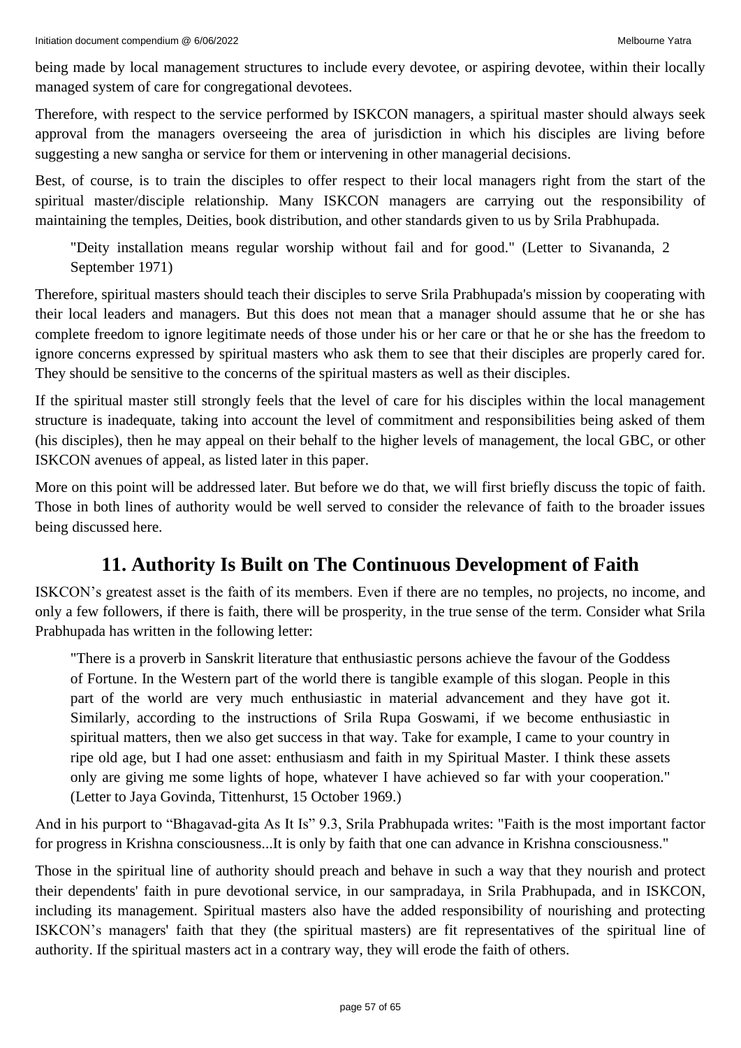being made by local management structures to include every devotee, or aspiring devotee, within their locally managed system of care for congregational devotees.

Therefore, with respect to the service performed by ISKCON managers, a spiritual master should always seek approval from the managers overseeing the area of jurisdiction in which his disciples are living before suggesting a new sangha or service for them or intervening in other managerial decisions.

Best, of course, is to train the disciples to offer respect to their local managers right from the start of the spiritual master/disciple relationship. Many ISKCON managers are carrying out the responsibility of maintaining the temples, Deities, book distribution, and other standards given to us by Srila Prabhupada.

> "Deity installation means regular worship without fail and for good." (Letter to Sivananda, 2 September 1971)

Therefore, spiritual masters should teach their disciples to serve Srila Prabhupada's mission by cooperating with their local leaders and managers. But this does not mean that a manager should assume that he or she has complete freedom to ignore legitimate needs of those under his or her care or that he or she has the freedom to ignore concerns expressed by spiritual masters who ask them to see that their disciples are properly cared for. They should be sensitive to the concerns of the spiritual masters as well as their disciples.

If the spiritual master still strongly feels that the level of care for his disciples within the local management structure is inadequate, taking into account the level of commitment and responsibilities being asked of them (his disciples), then he may appeal on their behalf to the higher levels of management, the local GBC, or other ISKCON avenues of appeal, as listed later in this paper.

More on this point will be addressed later. But before we do that, we will first briefly discuss the topic of faith. Those in both lines of authority would be well served to consider the relevance of faith to the broader issues being discussed here.

## 11. Authority Is Built on The Continuous Development of Faith

ISKCON's greatest asset is the faith of its members. Even if there are no temples, no projects, no income, and only a few followers, if there is faith, there will be prosperity, in the true sense of the term. Consider what Srila Prabhupada has written in the following letter:

> "There is a proverb in Sanskrit literature that enthusiastic persons achieve the favour of the Goddess of Fortune. In the Western part of the world there is tangible example of this slogan. People in this part of the world are very much enthusiastic in material advancement and they have got it. Similarly, according to the instructions of Srila Rupa Goswami, if we become enthusiastic in spiritual matters, then we also get success in that way. Take for example, I came to your country in ripe old age, but I had one asset: enthusiasm and faith in my Spiritual Master. I think these assets only are giving me some lights of hope, whatever I have achieved so far with your cooperation." (Letter to Jaya Govinda, Tittenhurst, 15 October 1969.)

And in his purport to "Bhagavad-gita As It Is" 9.3, Srila Prabhupada writes: "Faith is the most important factor for progress in Krishna consciousness...It is only by faith that one can advance in Krishna consciousness."

Those in the spiritual line of authority should preach and behave in such a way that they nourish and protect their dependents' faith in pure devotional service, in our sampradaya, in Srila Prabhupada, and in ISKCON, including its management. Spiritual masters also have the added responsibility of nourishing and protecting ISKCON's managers' faith that they (the spiritual masters) are fit representatives of the spiritual line of authority. If the spiritual masters act in a contrary way, they will erode the faith of others.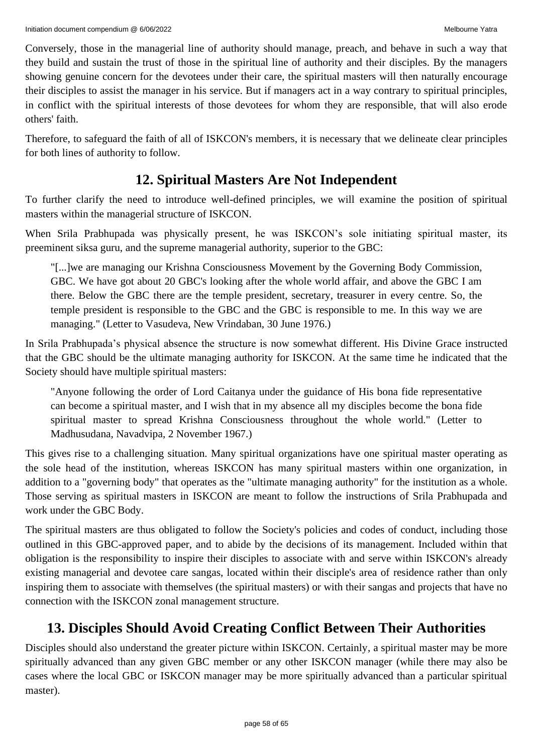Conversely, those in the managerial line of authority should manage, preach, and behave in such a way that they build and sustain the trust of those in the spiritual line of authority and their disciples. By the managers showing genuine concern for the devotees under their care, the spiritual masters will then naturally encourage their disciples to assist the manager in his service. But if managers act in a way contrary to spiritual principles, in conflict with the spiritual interests of those devotees for whom they are responsible, that will also erode others' faith.

Therefore, to safeguard the faith of all of ISKCON's members, it is necessary that we delineate clear principles for both lines of authority to follow.

## 12. Spiritual Masters Are Not Independent

To further clarify the need to introduce well-defined principles, we will examine the position of spiritual masters within the managerial structure of ISKCON.

When Srila Prabhupada was physically present, he was ISKCON's sole initiating spiritual master, its preeminent siksa guru, and the supreme managerial authority, superior to the GBC:

> "[...]we are managing our Krishna Consciousness Movement by the Governing Body Commission, GBC. We have got about 20 GBC's looking after the whole world affair, and above the GBC I am there. Below the GBC there are the temple president, secretary, treasurer in every centre. So, the temple president is responsible to the GBC and the GBC is responsible to me. In this way we are managing." (Letter to Vasudeva, New Vrindaban, 30 June 1976.)

In Srila Prabhupada's physical absence the structure is now somewhat different. His Divine Grace instructed that the GBC should be the ultimate managing authority for ISKCON. At the same time he indicated that the Society should have multiple spiritual masters:

> "Anyone following the order of Lord Caitanya under the guidance of His bona fide representative can become a spiritual master, and I wish that in my absence all my disciples become the bona fide spiritual master to spread Krishna Consciousness throughout the whole world." (Letter to Madhusudana, Navadvipa, 2 November 1967.)

This gives rise to a challenging situation. Many spiritual organizations have one spiritual master operating as the sole head of the institution, whereas ISKCON has many spiritual masters within one organization, in addition to a "governing body" that operates as the "ultimate managing authority" for the institution as a whole. Those serving as spiritual masters in ISKCON are meant to follow the instructions of Srila Prabhupada and work under the GBC Body.

The spiritual masters are thus obligated to follow the Society's policies and codes of conduct, including those outlined in this GBC-approved paper, and to abide by the decisions of its management. Included within that obligation is the responsibility to inspire their disciples to associate with and serve within ISKCON's already existing managerial and devotee care sangas, located within their disciple's area of residence rather than only inspiring them to associate with themselves (the spiritual masters) or with their sangas and projects that have no connection with the ISKCON zonal management structure.

## 13. Disciples Should Avoid Creating Conflict Between Their Authorities

Disciples should also understand the greater picture within ISKCON. Certainly, a spiritual master may be more spiritually advanced than any given GBC member or any other ISKCON manager (while there may also be cases where the local GBC or ISKCON manager may be more spiritually advanced than a particular spiritual master).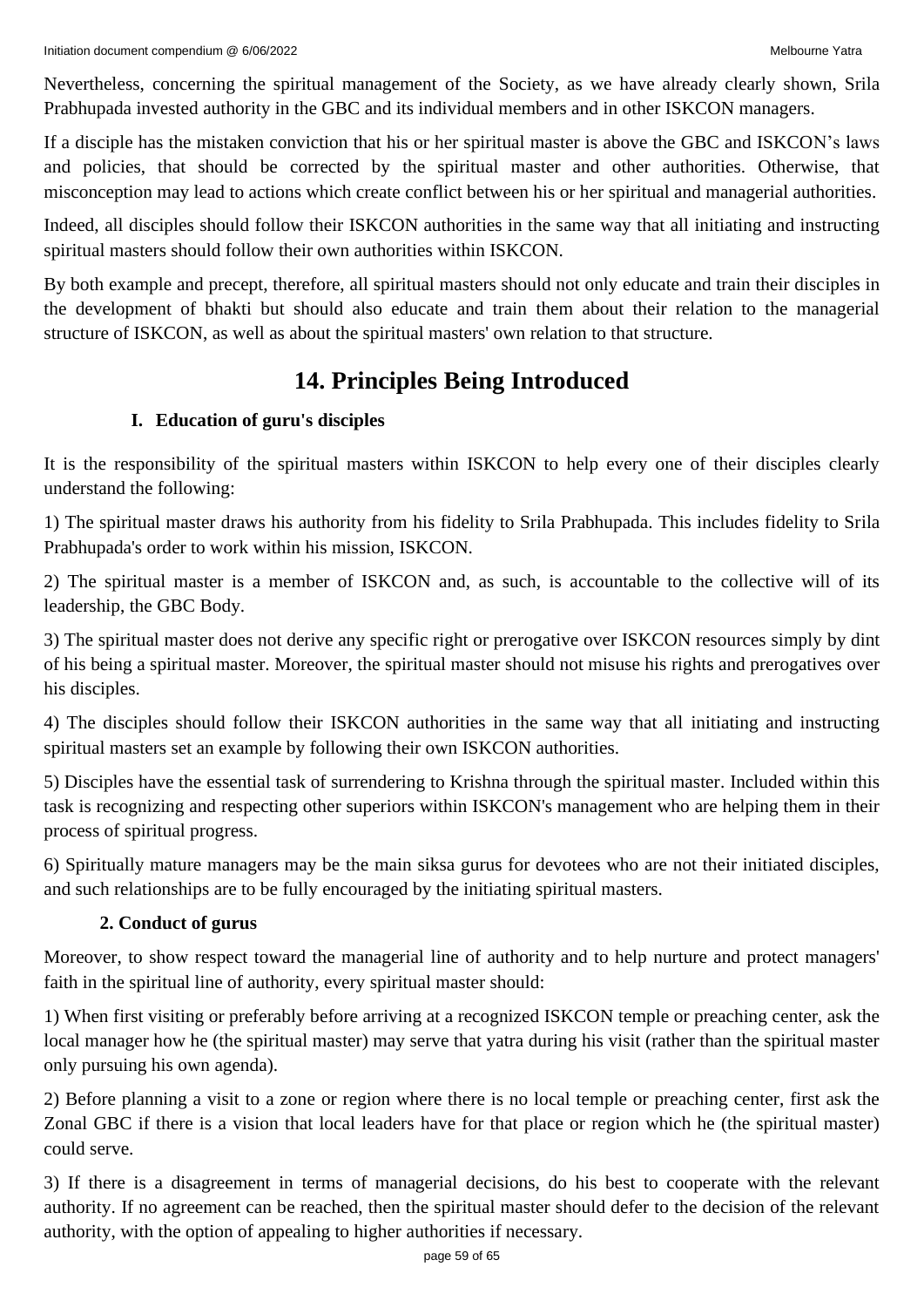Nevertheless, concerning the spiritual management of the Society, as we have already clearly shown, Srila Prabhupada invested authority in the GBC and its individual members and in other ISKCON managers.

If a disciple has the mistaken conviction that his or her spiritual master is above the GBC and ISKCON's laws and policies, that should be corrected by the spiritual master and other authorities. Otherwise, that misconception may lead to actions which create conflict between his or her spiritual and managerial authorities.

Indeed, all disciples should follow their ISKCON authorities in the same way that all initiating and instructing spiritual masters should follow their own authorities within ISKCON.

By both example and precept, therefore, all spiritual masters should not only educate and train their disciples in the development of bhakti but should also educate and train them about their relation to the managerial structure of ISKCON, as well as about the spiritual masters' own relation to that structure.

## 14. Principles Being Introduced

### I. Education of guru's disciples

It is the responsibility of the spiritual masters within ISKCON to help every one of their disciples clearly understand the following:

1) The spiritual master draws his authority from his fidelity to Srila Prabhupada. This includes fidelity to Srila Prabhupada's order to work within his mission, ISKCON.

2) The spiritual master is a member of ISKCON and, as such, is accountable to the collective will of its leadership, the GBC Body.

3) The spiritual master does not derive any specific right or prerogative over ISKCON resources simply by dint of his being a spiritual master. Moreover, the spiritual master should not misuse his rights and prerogatives over his disciples.

4) The disciples should follow their ISKCON authorities in the same way that all initiating and instructing spiritual masters set an example by following their own ISKCON authorities.

5) Disciples have the essential task of surrendering to Krishna through the spiritual master. Included within this task is recognizing and respecting other superiors within ISKCON's management who are helping them in their process of spiritual progress.

6) Spiritually mature managers may be the main siksa gurus for devotees who are not their initiated disciples, and such relationships are to be fully encouraged by the initiating spiritual masters.

### 2. Conduct of gurus

Moreover, to show respect toward the managerial line of authority and to help nurture and protect managers' faith in the spiritual line of authority, every spiritual master should:

1) When first visiting or preferably before arriving at a recognized ISKCON temple or preaching center, ask the local manager how he (the spiritual master) may serve that yatra during his visit (rather than the spiritual master only pursuing his own agenda).

2) Before planning a visit to a zone or region where there is no local temple or preaching center, first ask the Zonal GBC if there is a vision that local leaders have for that place or region which he (the spiritual master) could serve.

3) If there is a disagreement in terms of managerial decisions, do his best to cooperate with the relevant authority. If no agreement can be reached, then the spiritual master should defer to the decision of the relevant authority, with the option of appealing to higher authorities if necessary.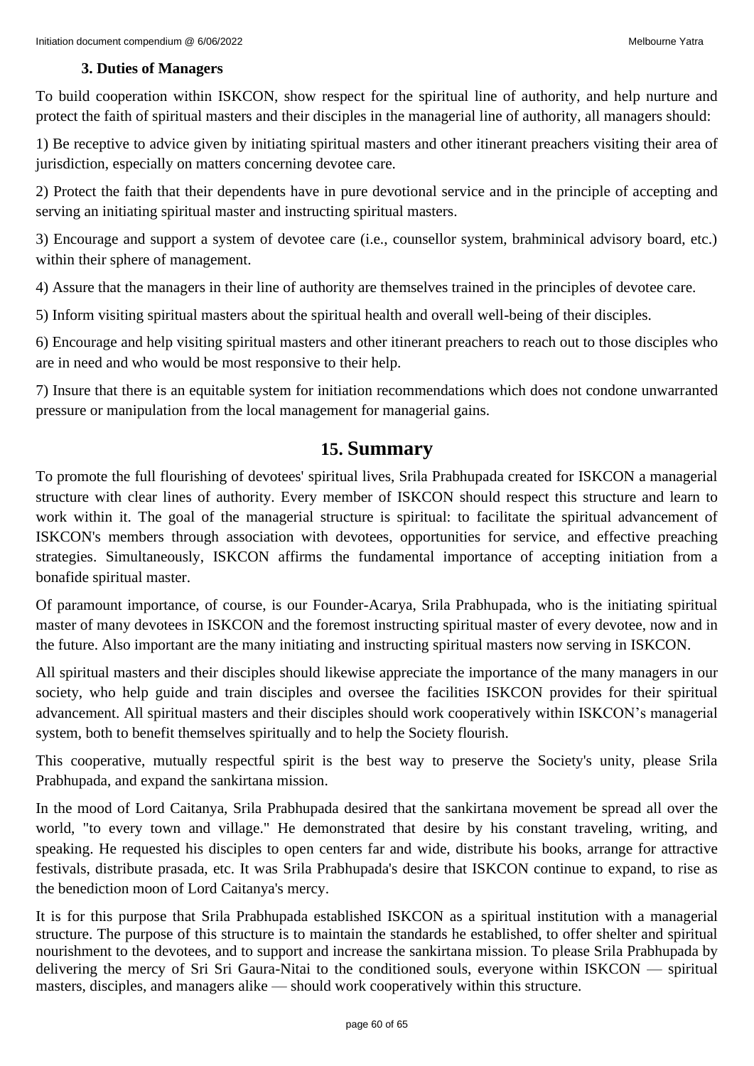### 3. Duties of Managers

To build cooperation within ISKCON, show respect for the spiritual line of authority, and help nurture and protect the faith of spiritual masters and their disciples in the managerial line of authority, all managers should:

1) Be receptive to advice given by initiating spiritual masters and other itinerant preachers visiting their area of jurisdiction, especially on matters concerning devotee care.

2) Protect the faith that their dependents have in pure devotional service and in the principle of accepting and serving an initiating spiritual master and instructing spiritual masters.

3) Encourage and support a system of devotee care (i.e., counsellor system, brahminical advisory board, etc.) within their sphere of management.

4) Assure that the managers in their line of authority are themselves trained in the principles of devotee care.

5) Inform visiting spiritual masters about the spiritual health and overall well-being of their disciples.

6) Encourage and help visiting spiritual masters and other itinerant preachers to reach out to those disciples who are in need and who would be most responsive to their help.

7) Insure that there is an equitable system for initiation recommendations which does not condone unwarranted pressure or manipulation from the local management for managerial gains.

## 15. Summary

To promote the full flourishing of devotees' spiritual lives, Srila Prabhupada created for ISKCON a managerial structure with clear lines of authority. Every member of ISKCON should respect this structure and learn to work within it. The goal of the managerial structure is spiritual: to facilitate the spiritual advancement of ISKCON's members through association with devotees, opportunities for service, and effective preaching strategies. Simultaneously, ISKCON affirms the fundamental importance of accepting initiation from a bonafide spiritual master.

Of paramount importance, of course, is our Founder-Acarya, Srila Prabhupada, who is the initiating spiritual master of many devotees in ISKCON and the foremost instructing spiritual master of every devotee, now and in the future. Also important are the many initiating and instructing spiritual masters now serving in ISKCON.

All spiritual masters and their disciples should likewise appreciate the importance of the many managers in our society, who help guide and train disciples and oversee the facilities ISKCON provides for their spiritual advancement. All spiritual masters and their disciples should work cooperatively within ISKCON's managerial system, both to benefit themselves spiritually and to help the Society flourish.

This cooperative, mutually respectful spirit is the best way to preserve the Society's unity, please Srila Prabhupada, and expand the sankirtana mission.

In the mood of Lord Caitanya, Srila Prabhupada desired that the sankirtana movement be spread all over the world, "to every town and village." He demonstrated that desire by his constant traveling, writing, and speaking. He requested his disciples to open centers far and wide, distribute his books, arrange for attractive festivals, distribute prasada, etc. It was Srila Prabhupada's desire that ISKCON continue to expand, to rise as the benediction moon of Lord Caitanya's mercy.

It is for this purpose that Srila Prabhupada established ISKCON as a spiritual institution with a managerial structure. The purpose of this structure is to maintain the standards he established, to offer shelter and spiritual nourishment to the devotees, and to support and increase the sankirtana mission. To please Srila Prabhupada by delivering the mercy of Sri Sri Gaura-Nitai to the conditioned souls, everyone within ISKCON — spiritual masters, disciples, and managers alike — should work cooperatively within this structure.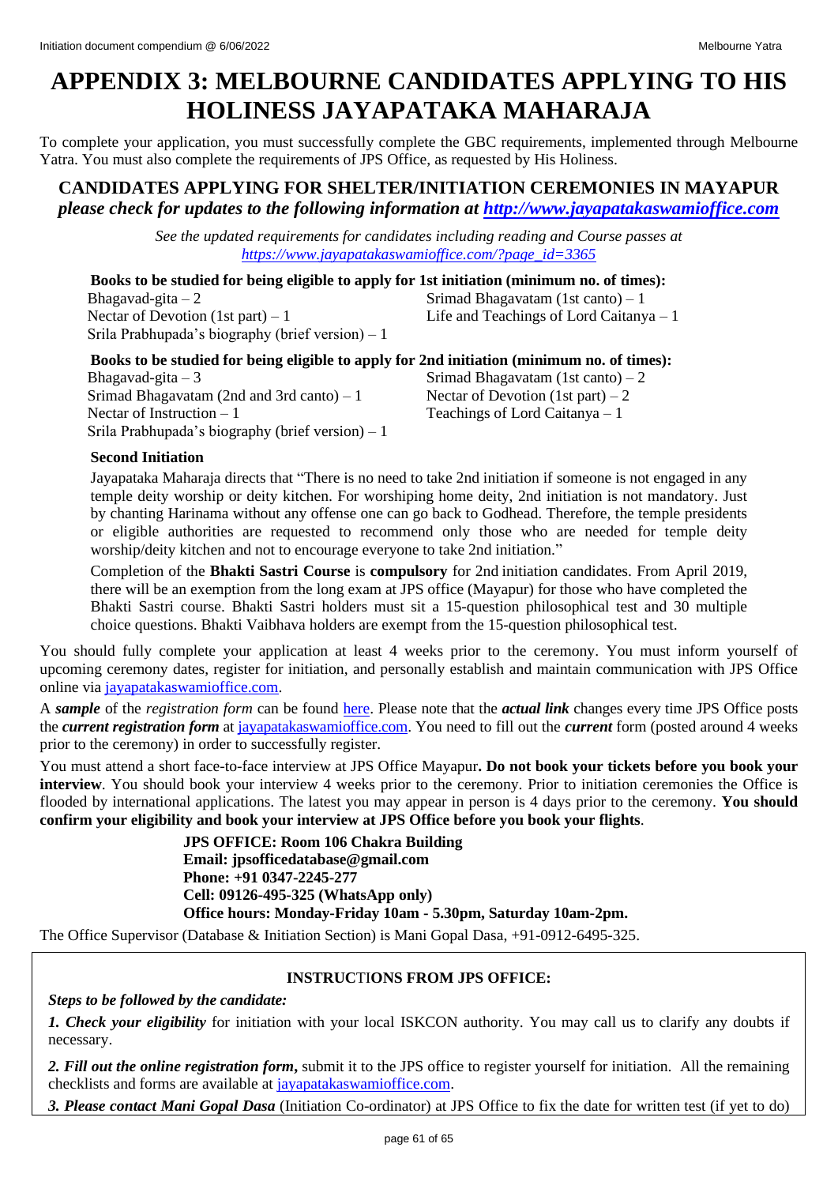# APPENDIX 3: MELBOURNE CANDIDATES APPLYING TO HIS HOLINESS JAYAPATAKA MAHARAJA

To complete your application, you must successfully complete the GBC requirements, implemented through Melbourne Yatra. You must also complete the requirements of JPS Office, as requested by His Holiness.

## CANDIDATES APPLYING FOR SHELTER/INITIATION CEREMONIES IN MAYAPUR

***please check for updates to the following information at [http://www.jayapatakaswamioffice.com](http://www.jayapatakaswamioffice.com)***

*See the updated requirements for candidates including reading and Course passes at [https://www.jayapatakaswamioffice.com/?page_id=3365](https://www.jayapatakaswamioffice.com/?page_id=3365)*

**Books to be studied for being eligible to apply for 1st initiation (minimum no. of times):**

Bhagavad-gita – 2
Srimad Bhagavatam (1st canto) – 1
Nectar of Devotion (1st part) – 1
Life and Teachings of Lord Caitanya – 1
Srila Prabhupada's biography (brief version) – 1

**Books to be studied for being eligible to apply for 2nd initiation (minimum no. of times):**

Bhagavad-gita – 3
Srimad Bhagavatam (1st canto) – 2
Srimad Bhagavatam (2nd and 3rd canto) – 1
Nectar of Devotion (1st part) – 2
Nectar of Instruction – 1
Teachings of Lord Caitanya – 1
Srila Prabhupada's biography (brief version) – 1

**Second Initiation**

Jayapataka Maharaja directs that "There is no need to take 2nd initiation if someone is not engaged in any temple deity worship or deity kitchen. For worshiping home deity, 2nd initiation is not mandatory. Just by chanting Harinama without any offense one can go back to Godhead. Therefore, the temple presidents or eligible authorities are requested to recommend only those who are needed for temple deity worship/deity kitchen and not to encourage everyone to take 2nd initiation."

Completion of the **Bhakti Sastri Course** is **compulsory** for 2nd initiation candidates. From April 2019, there will be an exemption from the long exam at JPS office (Mayapur) for those who have completed the Bhakti Sastri course. Bhakti Sastri holders must sit a 15-question philosophical test and 30 multiple choice questions. Bhakti Vaibhava holders are exempt from the 15-question philosophical test.

You should fully complete your application at least 4 weeks prior to the ceremony. You must inform yourself of upcoming ceremony dates, register for initiation, and personally establish and maintain communication with JPS Office online via [jayapatakaswamioffice.com](http://jayapatakaswamioffice.com).

A ***sample*** of the *registration form* can be found [here](). Please note that the ***actual link*** changes every time JPS Office posts the ***current registration form*** at [jayapatakaswamioffice.com](http://jayapatakaswamioffice.com). You need to fill out the ***current*** form (posted around 4 weeks prior to the ceremony) in order to successfully register.

You must attend a short face-to-face interview at JPS Office Mayapur**. Do not book your tickets before you book your interview**. You should book your interview 4 weeks prior to the ceremony. Prior to initiation ceremonies the Office is flooded by international applications. The latest you may appear in person is 4 days prior to the ceremony. **You should confirm your eligibility and book your interview at JPS Office before you book your flights**.

**JPS OFFICE: Room 106 Chakra Building**
**Email: jpsofficedatabase@gmail.com**
**Phone: +91 0347-2245-277**
**Cell: 09126-495-325 (WhatsApp only)**
**Office hours: Monday-Friday 10am - 5.30pm, Saturday 10am-2pm.**

The Office Supervisor (Database & Initiation Section) is Mani Gopal Dasa, +91-0912-6495-325.

**INSTRUCTIONS FROM JPS OFFICE:**

***Steps to be followed by the candidate:***

***1. Check your eligibility*** for initiation with your local ISKCON authority. You may call us to clarify any doubts if necessary.

***2. Fill out the online registration form,*** submit it to the JPS office to register yourself for initiation. All the remaining checklists and forms are available at [jayapatakaswamioffice.com](http://jayapatakaswamioffice.com).

***3. Please contact Mani Gopal Dasa*** (Initiation Co-ordinator) at JPS Office to fix the date for written test (if yet to do)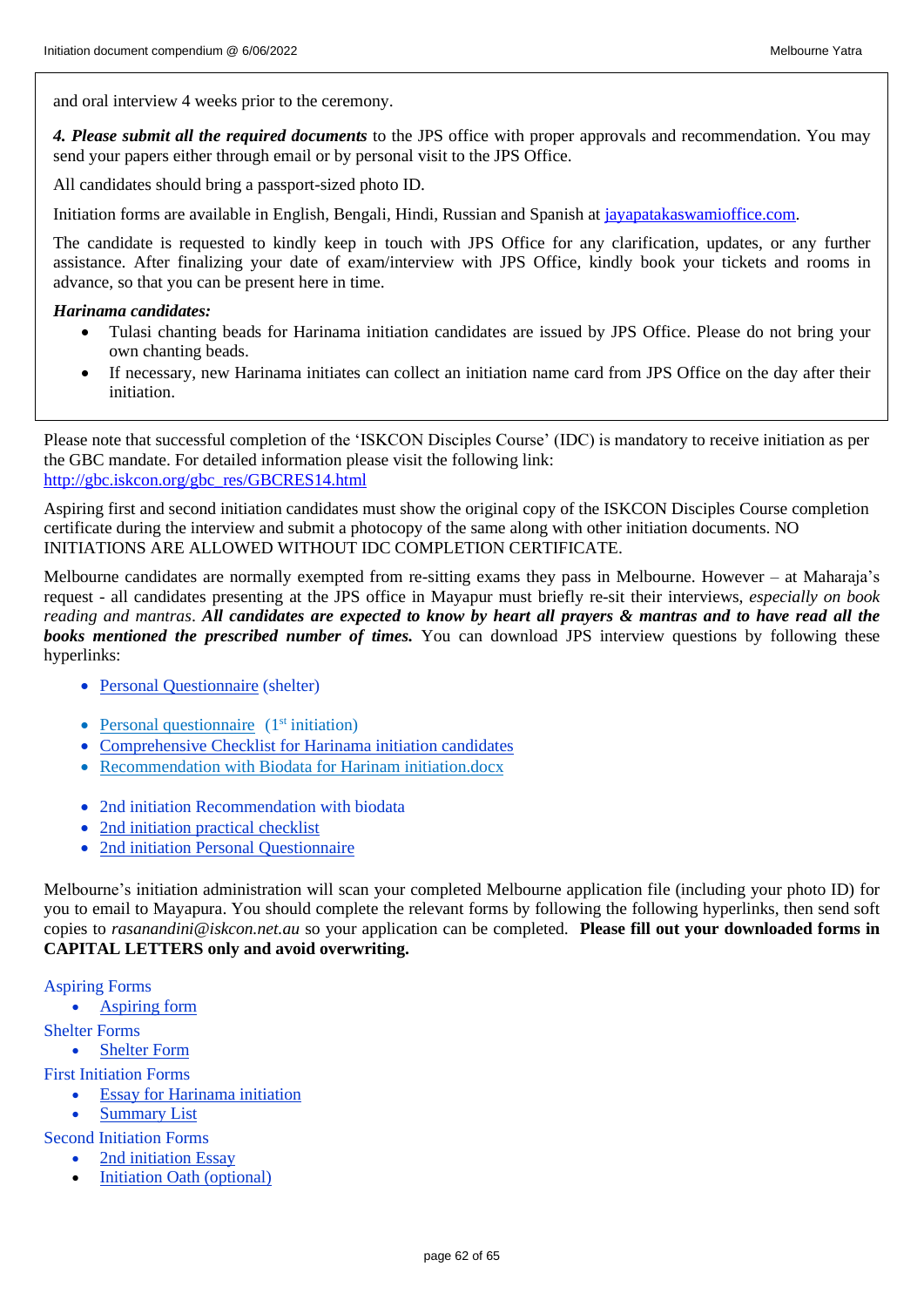and oral interview 4 weeks prior to the ceremony.

***4. Please submit all the required documents*** to the JPS office with proper approvals and recommendation. You may send your papers either through email or by personal visit to the JPS Office.

All candidates should bring a passport-sized photo ID.

Initiation forms are available in English, Bengali, Hindi, Russian and Spanish at [jayapatakaswamioffice.com](jayapatakaswamioffice.com).

The candidate is requested to kindly keep in touch with JPS Office for any clarification, updates, or any further assistance. After finalizing your date of exam/interview with JPS Office, kindly book your tickets and rooms in advance, so that you can be present here in time.

***Harinama candidates:***

- Tulasi chanting beads for Harinama initiation candidates are issued by JPS Office. Please do not bring your own chanting beads.
- If necessary, new Harinama initiates can collect an initiation name card from JPS Office on the day after their initiation.

Please note that successful completion of the 'ISKCON Disciples Course' (IDC) is mandatory to receive initiation as per the GBC mandate. For detailed information please visit the following link: [http://gbc.iskcon.org/gbc_res/GBCRES14.html](http://gbc.iskcon.org/gbc_res/GBCRES14.html)

Aspiring first and second initiation candidates must show the original copy of the ISKCON Disciples Course completion certificate during the interview and submit a photocopy of the same along with other initiation documents. NO INITIATIONS ARE ALLOWED WITHOUT IDC COMPLETION CERTIFICATE.

Melbourne candidates are normally exempted from re-sitting exams they pass in Melbourne. However – at Maharaja's request - all candidates presenting at the JPS office in Mayapur must briefly re-sit their interviews, *especially on book reading and mantras*. ***All candidates are expected to know by heart all prayers & mantras and to have read all the books mentioned the prescribed number of times.*** You can download JPS interview questions by following these hyperlinks:

- Personal Questionnaire (shelter)
- Personal questionnaire (1st initiation)
- Comprehensive Checklist for Harinama initiation candidates
- Recommendation with Biodata for Harinam initiation.docx
- 2nd initiation Recommendation with biodata
- 2nd initiation practical checklist
- 2nd initiation Personal Questionnaire

Melbourne's initiation administration will scan your completed Melbourne application file (including your photo ID) for you to email to Mayapura. You should complete the relevant forms by following the following hyperlinks, then send soft copies to *rasanandini@iskcon.net.au* so your application can be completed. **Please fill out your downloaded forms in CAPITAL LETTERS only and avoid overwriting.**

Aspiring Forms

- Aspiring form

Shelter Forms

- Shelter Form

First Initiation Forms

- Essay for Harinama initiation
- Summary List

Second Initiation Forms

- 2nd initiation Essay
- Initiation Oath (optional)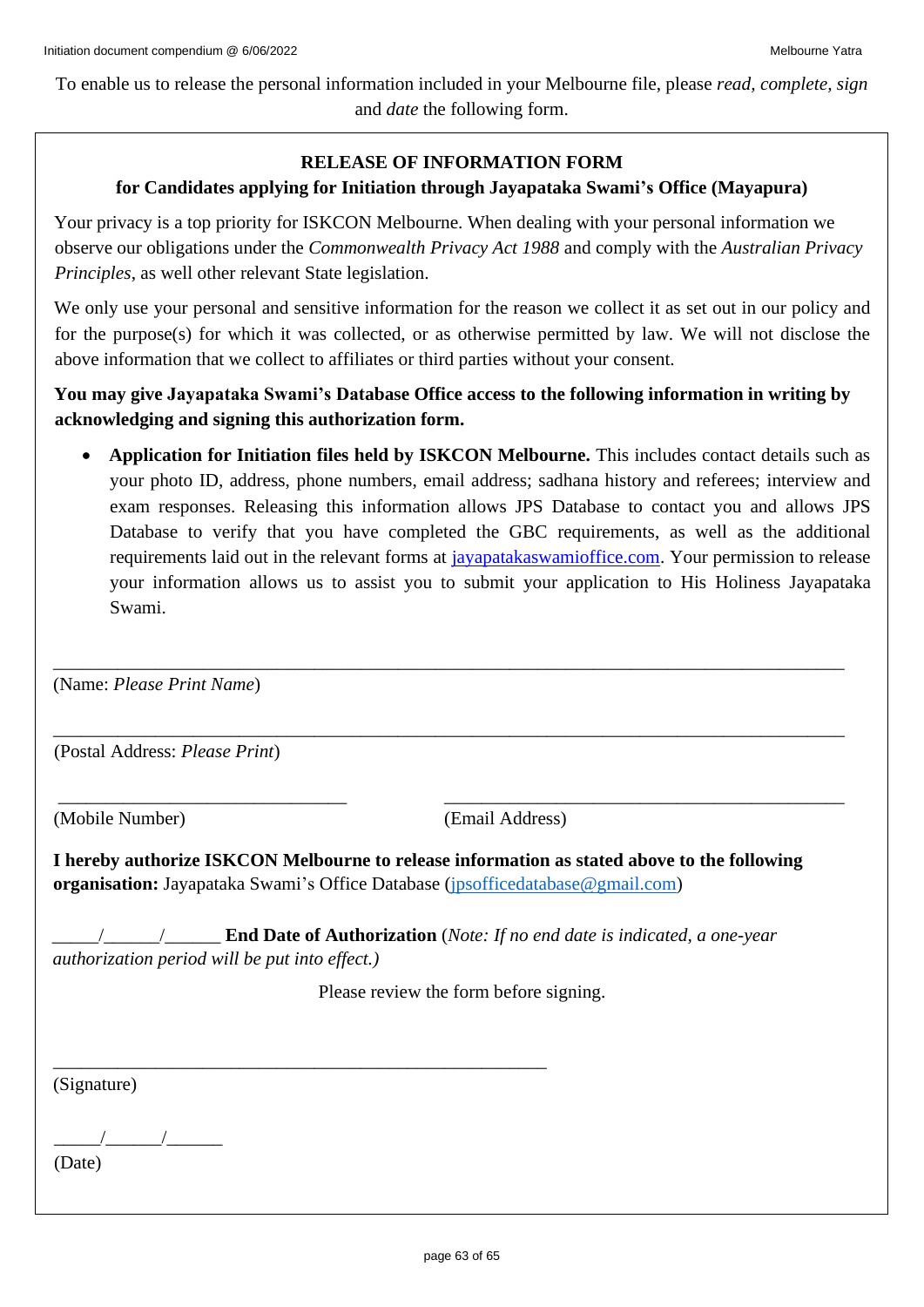To enable us to release the personal information included in your Melbourne file, please *read*, *complete*, *sign* and *date* the following form.

## RELEASE OF INFORMATION FORM

### for Candidates applying for Initiation through Jayapataka Swami's Office (Mayapura)

Your privacy is a top priority for ISKCON Melbourne. When dealing with your personal information we observe our obligations under the *Commonwealth Privacy Act 1988* and comply with the *Australian Privacy Principles*, as well other relevant State legislation.

We only use your personal and sensitive information for the reason we collect it as set out in our policy and for the purpose(s) for which it was collected, or as otherwise permitted by law. We will not disclose the above information that we collect to affiliates or third parties without your consent.

**You may give Jayapataka Swami's Database Office access to the following information in writing by acknowledging and signing this authorization form.**

- **Application for Initiation files held by ISKCON Melbourne.** This includes contact details such as your photo ID, address, phone numbers, email address; sadhana history and referees; interview and exam responses. Releasing this information allows JPS Database to contact you and allows JPS Database to verify that you have completed the GBC requirements, as well as the additional requirements laid out in the relevant forms at jayapatakaswamioffice.com. Your permission to release your information allows us to assist you to submit your application to His Holiness Jayapataka Swami.

\_\_\_\_\_\_\_\_\_\_\_\_\_\_\_\_\_\_\_\_\_\_\_\_\_\_\_\_\_\_\_\_\_\_\_\_\_\_\_\_\_\_\_\_\_\_\_\_\_\_\_\_\_\_\_\_\_\_\_\_\_\_\_\_\_\_\_\_

(Name: *Please Print Name*)

\_\_\_\_\_\_\_\_\_\_\_\_\_\_\_\_\_\_\_\_\_\_\_\_\_\_\_\_\_\_\_\_\_\_\_\_\_\_\_\_\_\_\_\_\_\_\_\_\_\_\_\_\_\_\_\_\_\_\_\_\_\_\_\_\_\_\_\_

(Postal Address: *Please Print*)

\_\_\_\_\_\_\_\_\_\_\_\_\_\_\_\_\_\_\_\_\_\_\_\_\_\_\_\_ \_\_\_\_\_\_\_\_\_\_\_\_\_\_\_\_\_\_\_\_\_\_\_\_\_\_\_\_\_\_\_\_\_\_\_\_

(Mobile Number) (Email Address)

**I hereby authorize ISKCON Melbourne to release information as stated above to the following organisation:** Jayapataka Swami's Office Database (jpsofficedatabase@gmail.com)

\_\_\_\_\_/\_\_\_\_\_\_/\_\_\_\_\_\_ **End Date of Authorization** (*Note: If no end date is indicated, a one-year authorization period will be put into effect.)*

Please review the form before signing.

\_\_\_\_\_\_\_\_\_\_\_\_\_\_\_\_\_\_\_\_\_\_\_\_\_\_\_\_\_\_\_\_\_\_\_\_\_\_\_\_\_\_\_\_\_

(Signature)

\_\_\_\_\_/\_\_\_\_\_\_/\_\_\_\_\_\_

(Date)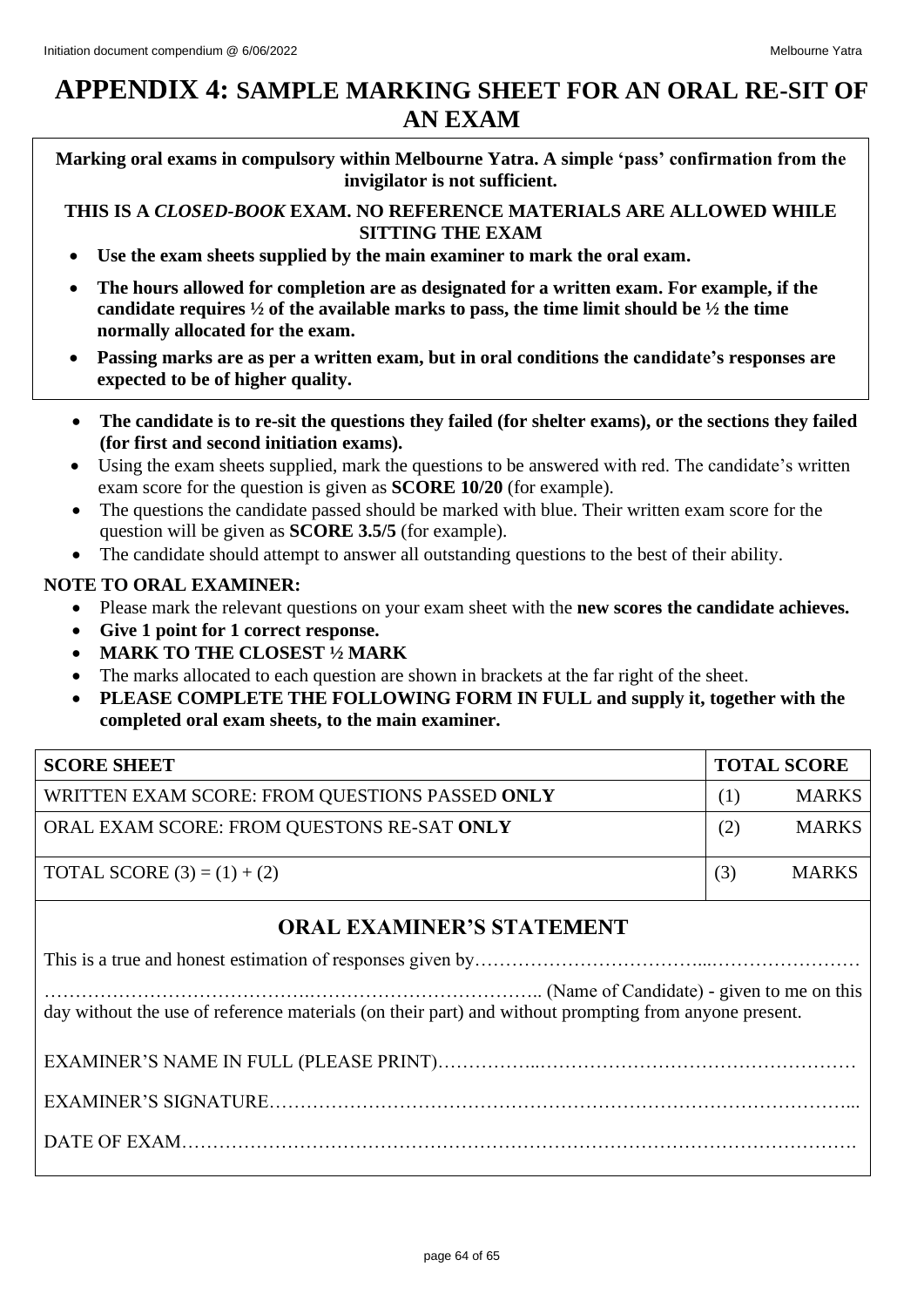# APPENDIX 4: SAMPLE MARKING SHEET FOR AN ORAL RE-SIT OF AN EXAM

**Marking oral exams in compulsory within Melbourne Yatra. A simple 'pass' confirmation from the invigilator is not sufficient.**

**THIS IS A *CLOSED-BOOK* EXAM. NO REFERENCE MATERIALS ARE ALLOWED WHILE SITTING THE EXAM**

- **Use the exam sheets supplied by the main examiner to mark the oral exam.**
- **The hours allowed for completion are as designated for a written exam. For example, if the candidate requires ½ of the available marks to pass, the time limit should be ½ the time normally allocated for the exam.**
- **Passing marks are as per a written exam, but in oral conditions the candidate's responses are expected to be of higher quality.**

- **The candidate is to re-sit the questions they failed (for shelter exams), or the sections they failed (for first and second initiation exams).**
- Using the exam sheets supplied, mark the questions to be answered with red. The candidate's written exam score for the question is given as **SCORE 10/20** (for example).
- The questions the candidate passed should be marked with blue. Their written exam score for the question will be given as **SCORE 3.5/5** (for example).
- The candidate should attempt to answer all outstanding questions to the best of their ability.

**NOTE TO ORAL EXAMINER:**

- Please mark the relevant questions on your exam sheet with the **new scores the candidate achieves.**
- **Give 1 point for 1 correct response.**
- **MARK TO THE CLOSEST ½ MARK**
- The marks allocated to each question are shown in brackets at the far right of the sheet.
- **PLEASE COMPLETE THE FOLLOWING FORM IN FULL and supply it, together with the completed oral exam sheets, to the main examiner.**

| **SCORE SHEET** | **TOTAL SCORE** |
|---|---|
| WRITTEN EXAM SCORE: FROM QUESTIONS PASSED **ONLY** | (1) MARKS |
| ORAL EXAM SCORE: FROM QUESTONS RE-SAT **ONLY** | (2) MARKS |
| TOTAL SCORE (3) = (1) + (2) | (3) MARKS |

## ORAL EXAMINER'S STATEMENT

This is a true and honest estimation of responses given by……………………………………………………………

…………………………………………………………………………….. (Name of Candidate) - given to me on this day without the use of reference materials (on their part) and without prompting from anyone present.

EXAMINER'S NAME IN FULL (PLEASE PRINT)……………………………………………………………

EXAMINER'S SIGNATURE…………………………………………………………………………………...

DATE OF EXAM…………………………………………………………………………………………….